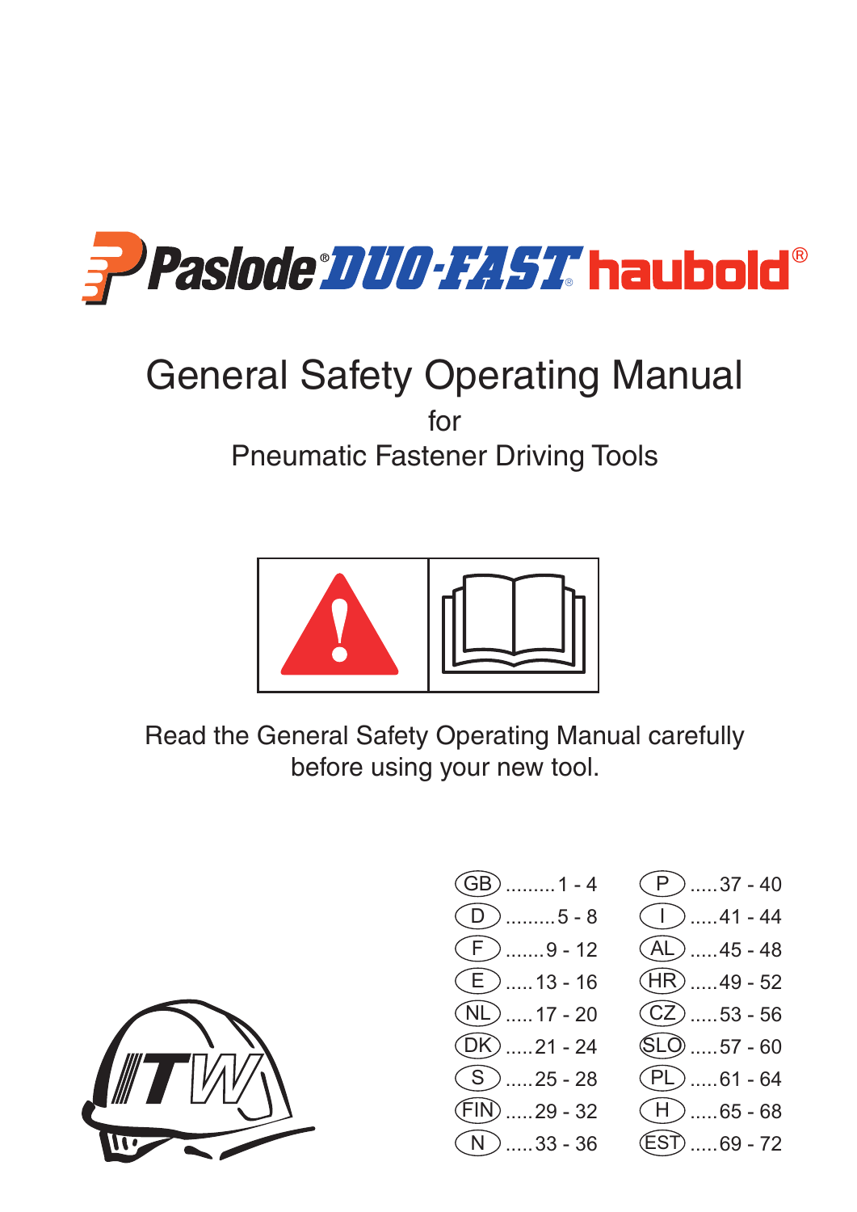Paslode® DUO-FAST® haubold®

# General Safety Operating Manual

for

Pneumatic Fastener Driving Tools

Read the General Safety Operating Manual carefully before using your new tool.

| | | | |
|---|---|---|---|
| GB | 1 - 4 | P | 37 - 40 |
| D | 5 - 8 | I | 41 - 44 |
| F | 9 - 12 | AL | 45 - 48 |
| E | 13 - 16 | HR | 49 - 52 |
| NL | 17 - 20 | CZ | 53 - 56 |
| DK | 21 - 24 | SLO | 57 - 60 |
| S | 25 - 28 | PL | 61 - 64 |
| FIN | 29 - 32 | H | 65 - 68 |
| N | 33 - 36 | EST | 69 - 72 |

ITW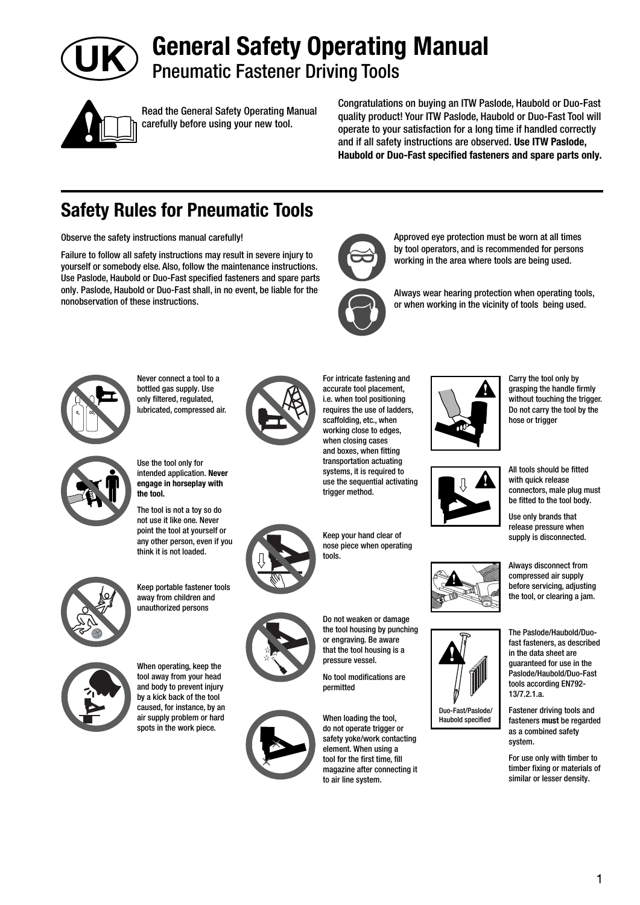# General Safety Operating Manual

## Pneumatic Fastener Driving Tools

Read the General Safety Operating Manual carefully before using your new tool.

Congratulations on buying an ITW Paslode, Haubold or Duo-Fast quality product! Your ITW Paslode, Haubold or Duo-Fast Tool will operate to your satisfaction for a long time if handled correctly and if all safety instructions are observed. **Use ITW Paslode, Haubold or Duo-Fast specified fasteners and spare parts only.**

## Safety Rules for Pneumatic Tools

Observe the safety instructions manual carefully!

Failure to follow all safety instructions may result in severe injury to yourself or somebody else. Also, follow the maintenance instructions. Use Paslode, Haubold or Duo-Fast specified fasteners and spare parts only. Paslode, Haubold or Duo-Fast shall, in no event, be liable for the nonobservation of these instructions.

Approved eye protection must be worn at all times by tool operators, and is recommended for persons working in the area where tools are being used.

Always wear hearing protection when operating tools, or when working in the vicinity of tools being used.

Never connect a tool to a bottled gas supply. Use only filtered, regulated, lubricated, compressed air.

Use the tool only for intended application. **Never engage in horseplay with the tool.**

The tool is not a toy so do not use it like one. Never point the tool at yourself or any other person, even if you think it is not loaded.

Keep portable fastener tools away from children and unauthorized persons

When operating, keep the tool away from your head and body to prevent injury by a kick back of the tool caused, for instance, by an air supply problem or hard spots in the work piece.

For intricate fastening and accurate tool placement, i.e. when tool positioning requires the use of ladders, scaffolding, etc., when working close to edges, when closing cases and boxes, when fitting transportation actuating systems, it is required to use the sequential activating trigger method.

Keep your hand clear of nose piece when operating tools.

Do not weaken or damage the tool housing by punching or engraving. Be aware that the tool housing is a pressure vessel.

No tool modifications are permitted

When loading the tool, do not operate trigger or safety yoke/work contacting element. When using a tool for the first time, fill magazine after connecting it to air line system.

Carry the tool only by grasping the handle firmly without touching the trigger. Do not carry the tool by the hose or trigger

All tools should be fitted with quick release connectors, male plug must be fitted to the tool body.

Use only brands that release pressure when supply is disconnected.

Always disconnect from compressed air supply before servicing, adjusting the tool, or clearing a jam.

Duo-Fast/Paslode/Haubold specified

The Paslode/Haubold/Duo-fast fasteners, as described in the data sheet are guaranteed for use in the Paslode/Haubold/Duo-Fast tools according EN792-13/7.2.1.a.

Fastener driving tools and fasteners **must** be regarded as a combined safety system.

For use only with timber to timber fixing or materials of similar or lesser density.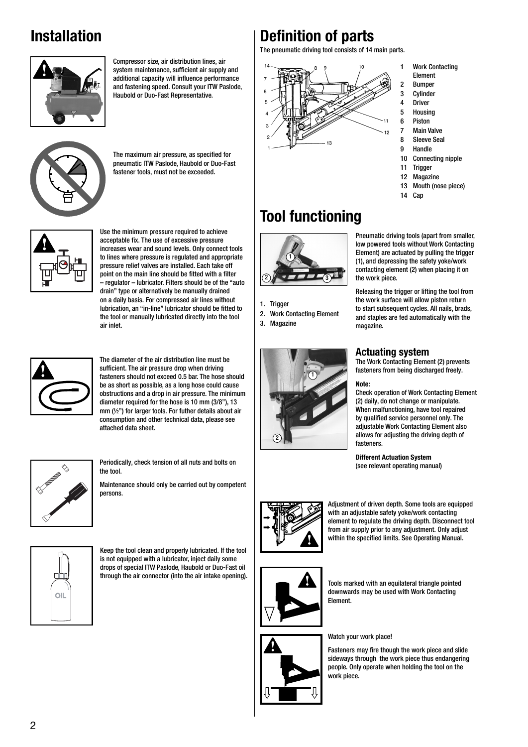# Installation

Compressor size, air distribution lines, air system maintenance, sufficient air supply and additional capacity will influence performance and fastening speed. Consult your ITW Paslode, Haubold or Duo-Fast Representative.

The maximum air pressure, as specified for pneumatic ITW Paslode, Haubold or Duo-Fast fastener tools, must not be exceeded.

Use the minimum pressure required to achieve acceptable fix. The use of excessive pressure increases wear and sound levels. Only connect tools to lines where pressure is regulated and appropriate pressure relief valves are installed. Each take off point on the main line should be fitted with a filter – regulator – lubricator. Filters should be of the "auto drain" type or alternatively be manually drained on a daily basis. For compressed air lines without lubrication, an "in-line" lubricator should be fitted to the tool or manually lubricated directly into the tool air inlet.

The diameter of the air distribution line must be sufficient. The air pressure drop when driving fasteners should not exceed 0.5 bar. The hose should be as short as possible, as a long hose could cause obstructions and a drop in air pressure. The minimum diameter required for the hose is 10 mm (3/8"), 13 mm (½") for larger tools. For futher details about air consumption and other technical data, please see attached data sheet.

Periodically, check tension of all nuts and bolts on the tool.

Maintenance should only be carried out by competent persons.

Keep the tool clean and properly lubricated. If the tool is not equipped with a lubricator, inject daily some drops of special ITW Paslode, Haubold or Duo-Fast oil through the air connector (into the air intake opening).

# Definition of parts

The pneumatic driving tool consists of 14 main parts.

1. Work Contacting Element
2. Bumper
3. Cylinder
4. Driver
5. Housing
6. Piston
7. Main Valve
8. Sleeve Seal
9. Handle
10. Connecting nipple
11. Trigger
12. Magazine
13. Mouth (nose piece)
14. Cap

# Tool functioning

1. Trigger
2. Work Contacting Element
3. Magazine

Pneumatic driving tools (apart from smaller, low powered tools without Work Contacting Element) are actuated by pulling the trigger (1), and depressing the safety yoke/work contacting element (2) when placing it on the work piece.

Releasing the trigger or lifting the tool from the work surface will allow piston return to start subsequent cycles. All nails, brads, and staples are fed automatically with the magazine.

## Actuating system

The Work Contacting Element (2) prevents fasteners from being discharged freely.

**Note:**

Check operation of Work Contacting Element (2) daily, do not change or manipulate. When malfunctioning, have tool repaired by qualified service personnel only. The adjustable Work Contacting Element also allows for adjusting the driving depth of fasteners.

**Different Actuation System**

(see relevant operating manual)

Adjustment of driven depth. Some tools are equipped with an adjustable safety yoke/work contacting element to regulate the driving depth. Disconnect tool from air supply prior to any adjustment. Only adjust within the specified limits. See Operating Manual.

Tools marked with an equilateral triangle pointed downwards may be used with Work Contacting Element.

Watch your work place!

Fasteners may fire though the work piece and slide sideways through the work piece thus endangering people. Only operate when holding the tool on the work piece.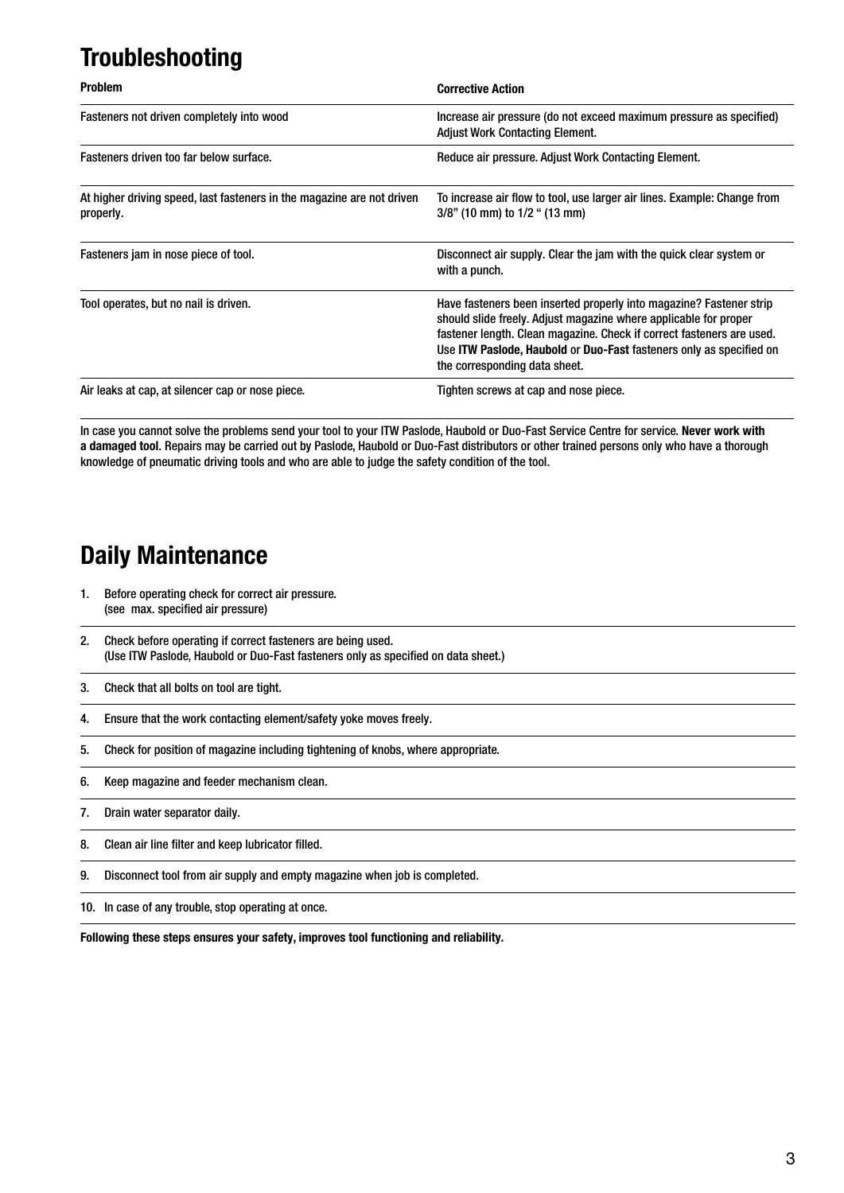# Troubleshooting

| Problem | Corrective Action |
| --- | --- |
| Fasteners not driven completely into wood | Increase air pressure (do not exceed maximum pressure as specified) Adjust Work Contacting Element. |
| Fasteners driven too far below surface. | Reduce air pressure. Adjust Work Contacting Element. |
| At higher driving speed, last fasteners in the magazine are not driven properly. | To increase air flow to tool, use larger air lines. Example: Change from 3/8” (10 mm) to 1/2 “ (13 mm) |
| Fasteners jam in nose piece of tool. | Disconnect air supply. Clear the jam with the quick clear system or with a punch. |
| Tool operates, but no nail is driven. | Have fasteners been inserted properly into magazine? Fastener strip should slide freely. Adjust magazine where applicable for proper fastener length. Clean magazine. Check if correct fasteners are used. Use **ITW Paslode, Haubold** or **Duo-Fast** fasteners only as specified on the corresponding data sheet. |
| Air leaks at cap, at silencer cap or nose piece. | Tighten screws at cap and nose piece. |

In case you cannot solve the problems send your tool to your ITW Paslode, Haubold or Duo-Fast Service Centre for service. **Never work with a damaged tool**. Repairs may be carried out by Paslode, Haubold or Duo-Fast distributors or other trained persons only who have a thorough knowledge of pneumatic driving tools and who are able to judge the safety condition of the tool.

# Daily Maintenance

1. Before operating check for correct air pressure.
   (see max. specified air pressure)
2. Check before operating if correct fasteners are being used.
   (Use ITW Paslode, Haubold or Duo-Fast fasteners only as specified on data sheet.)
3. Check that all bolts on tool are tight.
4. Ensure that the work contacting element/safety yoke moves freely.
5. Check for position of magazine including tightening of knobs, where appropriate.
6. Keep magazine and feeder mechanism clean.
7. Drain water separator daily.
8. Clean air line filter and keep lubricator filled.
9. Disconnect tool from air supply and empty magazine when job is completed.
10. In case of any trouble, stop operating at once.

**Following these steps ensures your safety, improves tool functioning and reliability.**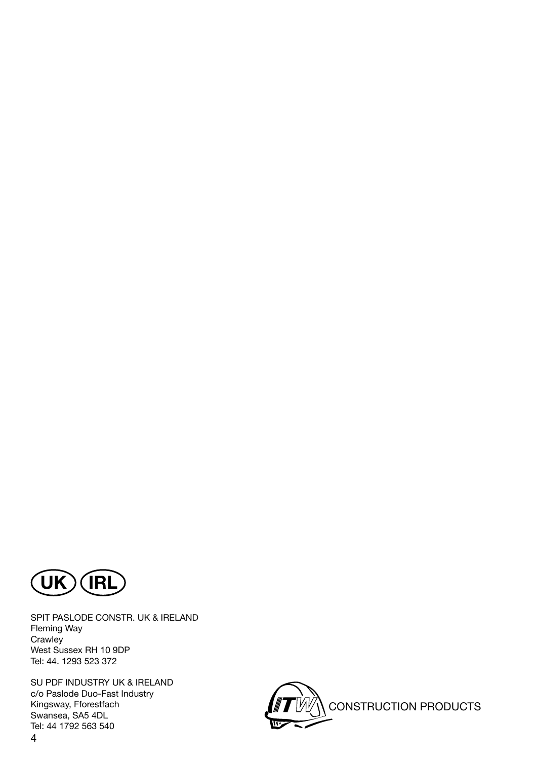UK IRL

SPIT PASLODE CONSTR. UK & IRELAND
Fleming Way
Crawley
West Sussex RH 10 9DP
Tel: 44. 1293 523 372

SU PDF INDUSTRY UK & IRELAND
c/o Paslode Duo-Fast Industry
Kingsway, Fforestfach
Swansea, SA5 4DL
Tel: 44 1792 563 540

ITW CONSTRUCTION PRODUCTS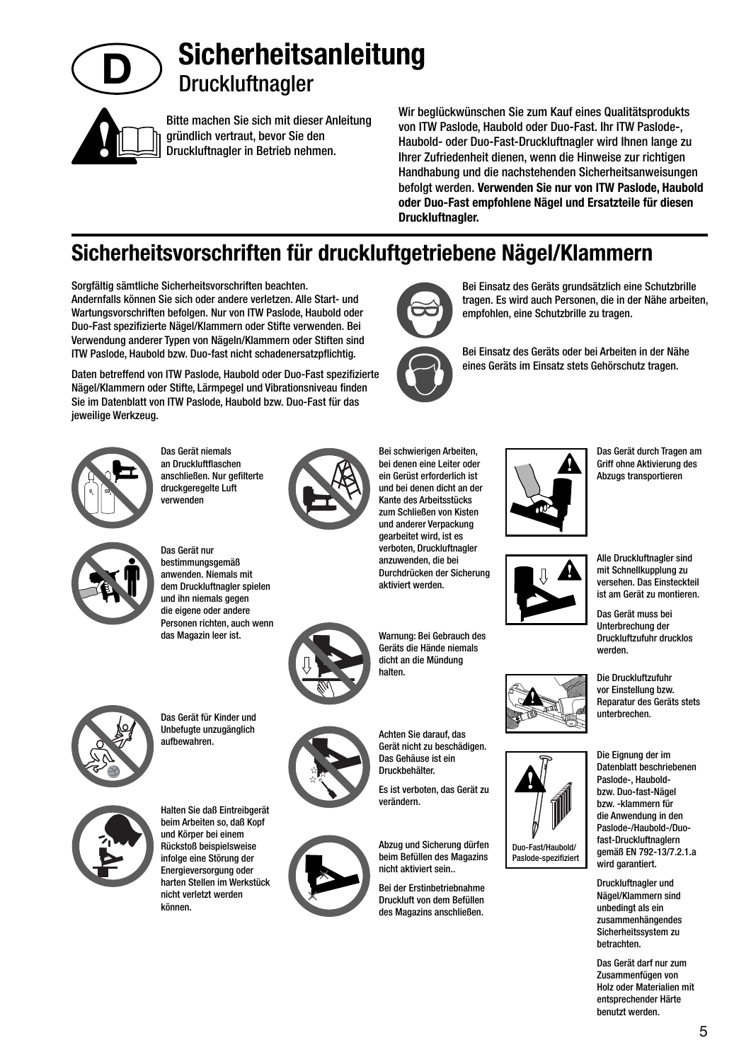# Sicherheitsanleitung

## Druckluftnagler

Bitte machen Sie sich mit dieser Anleitung gründlich vertraut, bevor Sie den Druckluftnagler in Betrieb nehmen.

Wir beglückwünschen Sie zum Kauf eines Qualitätsprodukts von ITW Paslode, Haubold oder Duo-Fast. Ihr ITW Paslode-, Haubold- oder Duo-Fast-Druckluftnagler wird Ihnen lange zu Ihrer Zufriedenheit dienen, wenn die Hinweise zur richtigen Handhabung und die nachstehenden Sicherheitsanweisungen befolgt werden. **Verwenden Sie nur von ITW Paslode, Haubold oder Duo-Fast empfohlene Nägel und Ersatzteile für diesen Druckluftnagler.**

## Sicherheitsvorschriften für druckluftgetriebene Nägel/Klammern

Sorgfältig sämtliche Sicherheitsvorschriften beachten. Andernfalls können Sie sich oder andere verletzen. Alle Start- und Wartungsvorschriften befolgen. Nur von ITW Paslode, Haubold oder Duo-Fast spezifizierte Nägel/Klammern oder Stifte verwenden. Bei Verwendung anderer Typen von Nägeln/Klammern oder Stiften sind ITW Paslode, Haubold bzw. Duo-fast nicht schadenersatzpflichtig.

Daten betreffend von ITW Paslode, Haubold oder Duo-Fast spezifizierte Nägel/Klammern oder Stifte, Lärmpegel und Vibrationsniveau finden Sie im Datenblatt von ITW Paslode, Haubold bzw. Duo-Fast für das jeweilige Werkzeug.

Bei Einsatz des Geräts grundsätzlich eine Schutzbrille tragen. Es wird auch Personen, die in der Nähe arbeiten, empfohlen, eine Schutzbrille zu tragen.

Bei Einsatz des Geräts oder bei Arbeiten in der Nähe eines Geräts im Einsatz stets Gehörschutz tragen.

Das Gerät niemals an Druckluftflaschen anschließen. Nur gefilterte druckgeregelte Luft verwenden

Das Gerät nur bestimmungsgemäß anwenden. Niemals mit dem Druckluftnagler spielen und ihn niemals gegen die eigene oder andere Personen richten, auch wenn das Magazin leer ist.

Das Gerät für Kinder und Unbefugte unzugänglich aufbewahren.

Halten Sie daß Eintreibgerät beim Arbeiten so, daß Kopf und Körper bei einem Rückstoß beispielsweise infolge einer Störung der Energieversorgung oder harten Stellen im Werkstück nicht verletzt werden können.

Bei schwierigen Arbeiten, bei denen eine Leiter oder ein Gerüst erforderlich ist und bei denen dicht an der Kante des Arbeitsstücks zum Schließen von Kisten und anderer Verpackung gearbeitet wird, ist es verboten, Druckluftnagler anzuwenden, die bei Durchdrücken der Sicherung aktiviert werden.

Warnung: Bei Gebrauch des Geräts die Hände niemals dicht an die Mündung halten.

Achten Sie darauf, das Gerät nicht zu beschädigen. Das Gehäuse ist ein Druckbehälter.

Es ist verboten, das Gerät zu verändern.

Abzug und Sicherung dürfen beim Befüllen des Magazins nicht aktiviert sein..

Bei der Erstinbetriebnahme Druckluft von dem Befüllen des Magazins anschließen.

Das Gerät durch Tragen am Griff ohne Aktivierung des Abzugs transportieren

Alle Druckluftnagler sind mit Schnellkupplung zu versehen. Das Einsteckteil ist am Gerät zu montieren.

Das Gerät muss bei Unterbrechung der Druckluftzufuhr drucklos werden.

Die Druckluftzufuhr vor Einstellung bzw. Reparatur des Geräts stets unterbrechen.

Duo-Fast/Haubold/ Paslode-spezifiziert

Die Eignung der im Datenblatt beschriebenen Paslode-, Haubold- bzw. Duo-fast-Nägel bzw. -klammern für die Anwendung in den Paslode-/Haubold-/Duo-fast-Druckluftnaglern gemäß EN 792-13/7.2.1.a wird garantiert.

Druckluftnagler und Nägel/Klammern sind unbedingt als ein zusammenhängendes Sicherheitssystem zu betrachten.

Das Gerät darf nur zum Zusammenfügen von Holz oder Materialien mit entsprechender Härte benutzt werden.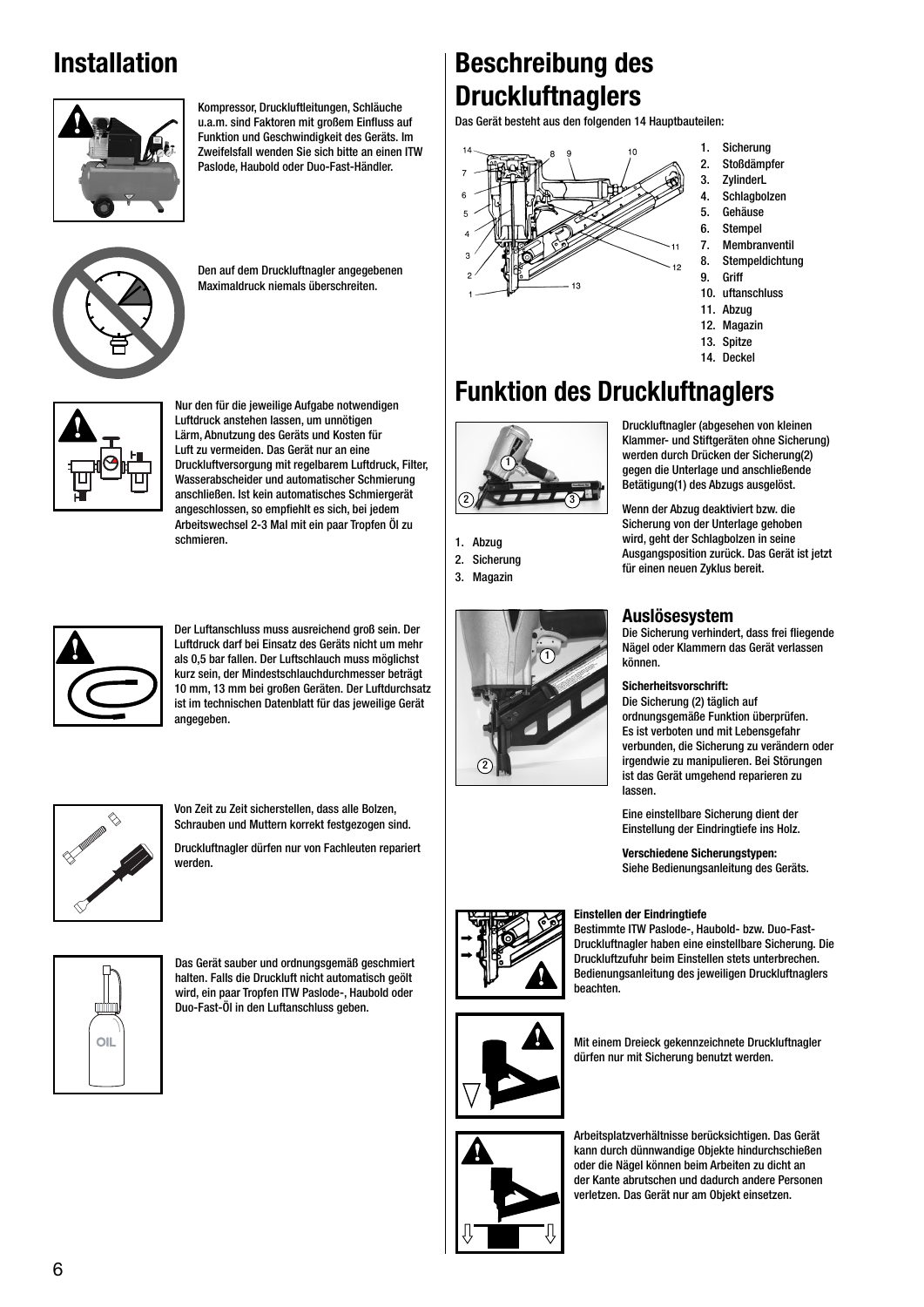# Installation

Kompressor, Druckluftleitungen, Schläuche u.a.m. sind Faktoren mit großem Einfluss auf Funktion und Geschwindigkeit des Geräts. Im Zweifelsfall wenden Sie sich bitte an einen ITW Paslode, Haubold oder Duo-Fast-Händler.

Den auf dem Druckluftnagler angegebenen Maximaldruck niemals überschreiten.

Nur den für die jeweilige Aufgabe notwendigen Luftdruck anstehen lassen, um unnötigen Lärm, Abnutzung des Geräts und Kosten für Luft zu vermeiden. Das Gerät nur an eine Druckluftversorgung mit regelbarem Luftdruck, Filter, Wasserabscheider und automatischer Schmierung anschließen. Ist kein automatisches Schmiergerät angeschlossen, so empfiehlt es sich, bei jedem Arbeitswechsel 2-3 Mal mit ein paar Tropfen Öl zu schmieren.

Der Luftanschluss muss ausreichend groß sein. Der Luftdruck darf bei Einsatz des Geräts nicht um mehr als 0,5 bar fallen. Der Luftschlauch muss möglichst kurz sein, der Mindestschlauchdurchmesser beträgt 10 mm, 13 mm bei großen Geräten. Der Luftdurchsatz ist im technischen Datenblatt für das jeweilige Gerät angegeben.

Von Zeit zu Zeit sicherstellen, dass alle Bolzen, Schrauben und Muttern korrekt festgezogen sind.

Druckluftnagler dürfen nur von Fachleuten repariert werden.

Das Gerät sauber und ordnungsgemäß geschmiert halten. Falls die Druckluft nicht automatisch geölt wird, ein paar Tropfen ITW Paslode-, Haubold oder Duo-Fast-Öl in den Luftanschluss geben.

# Beschreibung des Druckluftnaglers

Das Gerät besteht aus den folgenden 14 Hauptbauteilen:

1. Sicherung
2. Stoßdämpfer
3. ZylinderL
4. Schlagbolzen
5. Gehäuse
6. Stempel
7. Membranventil
8. Stempeldichtung
9. Griff
10. uftanschluss
11. Abzug
12. Magazin
13. Spitze
14. Deckel

# Funktion des Druckluftnaglers

1. Abzug
2. Sicherung
3. Magazin

Druckluftnagler (abgesehen von kleinen Klammer- und Stiftgeräten ohne Sicherung) werden durch Drücken der Sicherung(2) gegen die Unterlage und anschließende Betätigung(1) des Abzugs ausgelöst.

Wenn der Abzug deaktiviert bzw. die Sicherung von der Unterlage gehoben wird, geht der Schlagbolzen in seine Ausgangsposition zurück. Das Gerät ist jetzt für einen neuen Zyklus bereit.

## Auslösesystem

Die Sicherung verhindert, dass frei fliegende Nägel oder Klammern das Gerät verlassen können.

**Sicherheitsvorschrift:**
Die Sicherung (2) täglich auf ordnungsgemäße Funktion überprüfen. Es ist verboten und mit Lebensgefahr verbunden, die Sicherung zu verändern oder irgendwie zu manipulieren. Bei Störungen ist das Gerät umgehend reparieren zu lassen.

Eine einstellbare Sicherung dient der Einstellung der Eindringtiefe ins Holz.

**Verschiedene Sicherungstypen:**
Siehe Bedienungsanleitung des Geräts.

**Einstellen der Eindringtiefe**
Bestimmte ITW Paslode-, Haubold- bzw. Duo-Fast-Druckluftnagler haben eine einstellbare Sicherung. Die Druckluftzufuhr beim Einstellen stets unterbrechen. Bedienungsanleitung des jeweiligen Druckluftnaglers beachten.

Mit einem Dreieck gekennzeichnete Druckluftnagler dürfen nur mit Sicherung benutzt werden.

Arbeitsplatzverhältnisse berücksichtigen. Das Gerät kann durch dünnwandige Objekte hindurchschießen oder die Nägel können beim Arbeiten zu dicht an der Kante abrutschen und dadurch andere Personen verletzen. Das Gerät nur am Objekt einsetzen.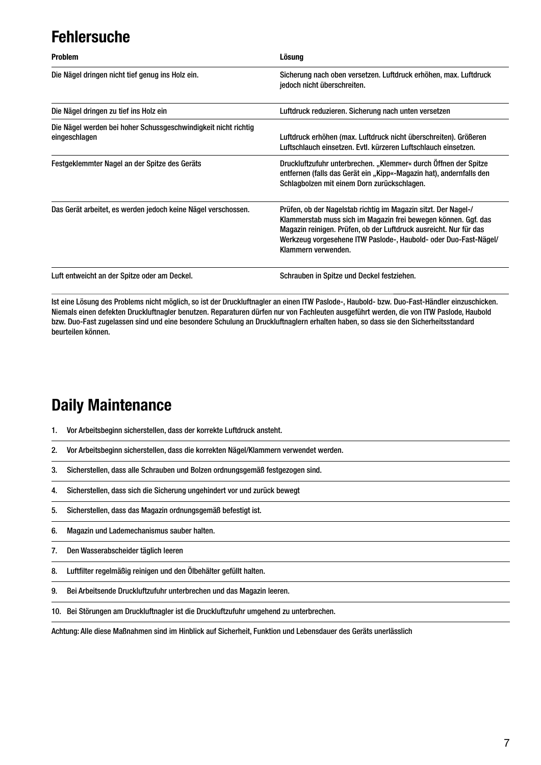# Fehlersuche

| Problem | Lösung |
| --- | --- |
| Die Nägel dringen nicht tief genug ins Holz ein. | Sicherung nach oben versetzen. Luftdruck erhöhen, max. Luftdruck jedoch nicht überschreiten. |
| Die Nägel dringen zu tief ins Holz ein | Luftdruck reduzieren. Sicherung nach unten versetzen |
| Die Nägel werden bei hoher Schussgeschwindigkeit nicht richtig eingeschlagen | Luftdruck erhöhen (max. Luftdruck nicht überschreiten). Größeren Luftschlauch einsetzen. Evtl. kürzeren Luftschlauch einsetzen. |
| Festgeklemmter Nagel an der Spitze des Geräts | Druckluftzufuhr unterbrechen. „Klemmer« durch Öffnen der Spitze entfernen (falls das Gerät ein „Kipp«-Magazin hat), andernfalls den Schlagbolzen mit einem Dorn zurückschlagen. |
| Das Gerät arbeitet, es werden jedoch keine Nägel verschossen. | Prüfen, ob der Nagelstab richtig im Magazin sitzt. Der Nagel-/Klammerstab muss sich im Magazin frei bewegen können. Ggf. das Magazin reinigen. Prüfen, ob der Luftdruck ausreicht. Nur für das Werkzeug vorgesehene ITW Paslode-, Haubold- oder Duo-Fast-Nägel/Klammern verwenden. |
| Luft entweicht an der Spitze oder am Deckel. | Schrauben in Spitze und Deckel festziehen. |

Ist eine Lösung des Problems nicht möglich, so ist der Druckluftnagler an einen ITW Paslode-, Haubold- bzw. Duo-Fast-Händler einzuschicken. Niemals einen defekten Druckluftnagler benutzen. Reparaturen dürfen nur von Fachleuten ausgeführt werden, die von ITW Paslode, Haubold bzw. Duo-Fast zugelassen sind und eine besondere Schulung an Druckluftnaglern erhalten haben, so dass sie den Sicherheitsstandard beurteilen können.

# Daily Maintenance

1. Vor Arbeitsbeginn sicherstellen, dass der korrekte Luftdruck ansteht.
2. Vor Arbeitsbeginn sicherstellen, dass die korrekten Nägel/Klammern verwendet werden.
3. Sicherstellen, dass alle Schrauben und Bolzen ordnungsgemäß festgezogen sind.
4. Sicherstellen, dass sich die Sicherung ungehindert vor und zurück bewegt
5. Sicherstellen, dass das Magazin ordnungsgemäß befestigt ist.
6. Magazin und Lademechanismus sauber halten.
7. Den Wasserabscheider täglich leeren
8. Luftfilter regelmäßig reinigen und den Ölbehälter gefüllt halten.
9. Bei Arbeitsende Druckluftzufuhr unterbrechen und das Magazin leeren.
10. Bei Störungen am Druckluftnagler ist die Druckluftzufuhr umgehend zu unterbrechen.

Achtung: Alle diese Maßnahmen sind im Hinblick auf Sicherheit, Funktion und Lebensdauer des Geräts unerlässlich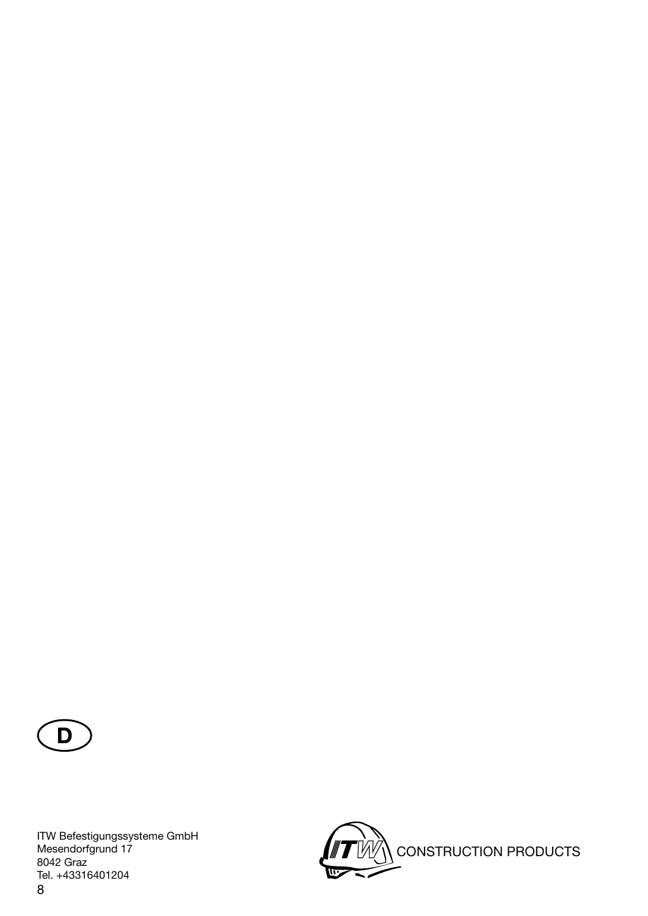D

ITW Befestigungssysteme GmbH
Mesendorfgrund 17
8042 Graz
Tel. +43316401204

CONSTRUCTION PRODUCTS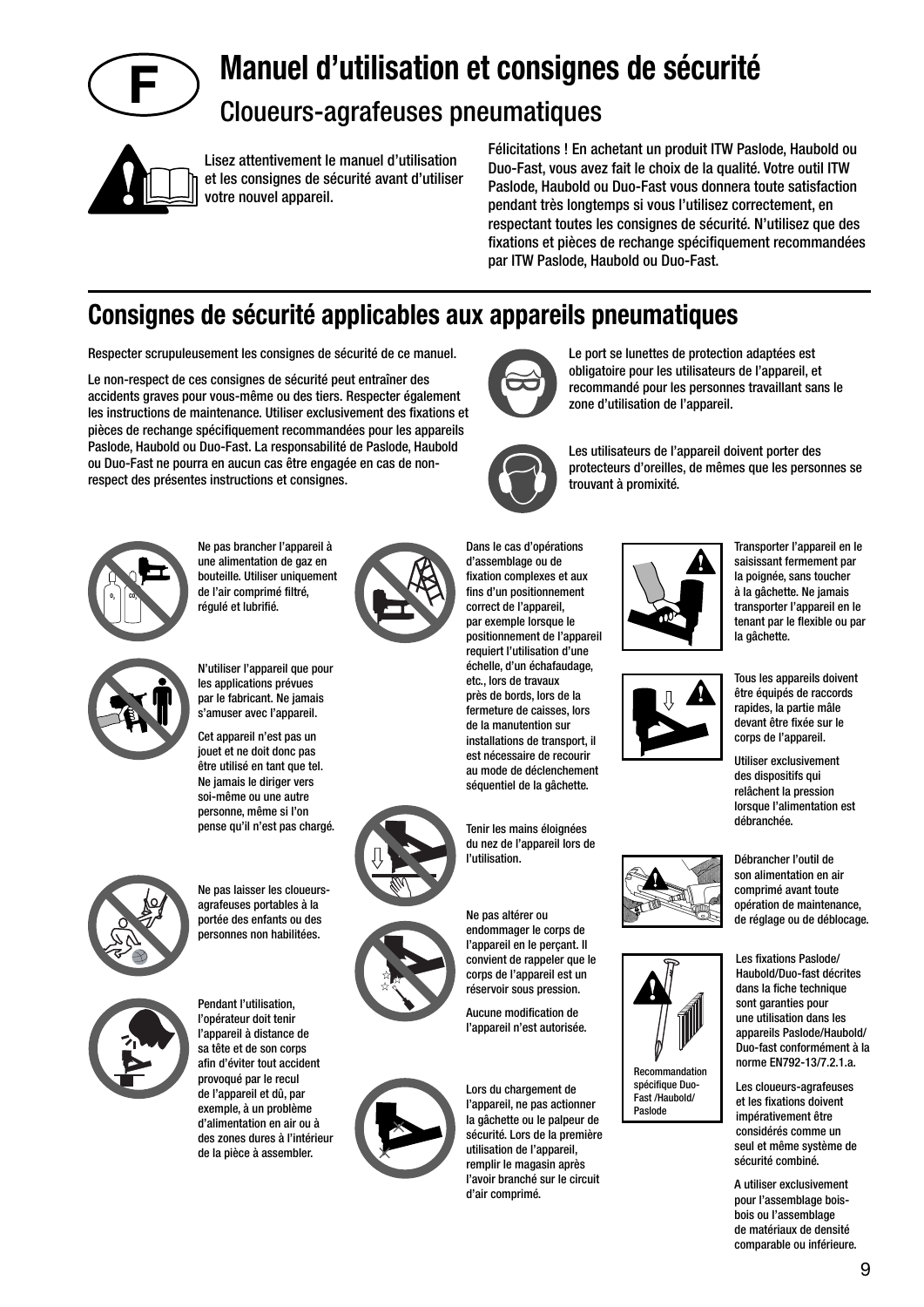# Manuel d'utilisation et consignes de sécurité

## Cloueurs-agrafeuses pneumatiques

Lisez attentivement le manuel d'utilisation et les consignes de sécurité avant d'utiliser votre nouvel appareil.

Félicitations ! En achetant un produit ITW Paslode, Haubold ou Duo-Fast, vous avez fait le choix de la qualité. Votre outil ITW Paslode, Haubold ou Duo-Fast vous donnera toute satisfaction pendant très longtemps si vous l'utilisez correctement, en respectant toutes les consignes de sécurité. N'utilisez que des fixations et pièces de rechange spécifiquement recommandées par ITW Paslode, Haubold ou Duo-Fast.

## Consignes de sécurité applicables aux appareils pneumatiques

Respecter scrupuleusement les consignes de sécurité de ce manuel.

Le non-respect de ces consignes de sécurité peut entraîner des accidents graves pour vous-même ou des tiers. Respecter également les instructions de maintenance. Utiliser exclusivement des fixations et pièces de rechange spécifiquement recommandées pour les appareils Paslode, Haubold ou Duo-Fast. La responsabilité de Paslode, Haubold ou Duo-Fast ne pourra en aucun cas être engagée en cas de non-respect des présentes instructions et consignes.

Le port se lunettes de protection adaptées est obligatoire pour les utilisateurs de l'appareil, et recommandé pour les personnes travaillant sans le zone d'utilisation de l'appareil.

Les utilisateurs de l'appareil doivent porter des protecteurs d'oreilles, de mêmes que les personnes se trouvant à promixité.

Ne pas brancher l'appareil à une alimentation de gaz en bouteille. Utiliser uniquement de l'air comprimé filtré, régulé et lubrifié.

N'utiliser l'appareil que pour les applications prévues par le fabricant. Ne jamais s'amuser avec l'appareil.

Cet appareil n'est pas un jouet et ne doit donc pas être utilisé en tant que tel. Ne jamais le diriger vers soi-même ou une autre personne, même si l'on pense qu'il n'est pas chargé.

Ne pas laisser les cloueurs-agrafeuses portables à la portée des enfants ou des personnes non habilitées.

Pendant l'utilisation, l'opérateur doit tenir l'appareil à distance de sa tête et de son corps afin d'éviter tout accident provoqué par le recul de l'appareil et dû, par exemple, à un problème d'alimentation en air ou à des zones dures à l'intérieur de la pièce à assembler.

Dans le cas d'opérations d'assemblage ou de fixation complexes et aux fins d'un positionnement correct de l'appareil, par exemple lorsque le positionnement de l'appareil requiert l'utilisation d'une échelle, d'un échafaudage, etc., lors de travaux près de bords, lors de la fermeture de caisses, lors de la manutention sur installations de transport, il est nécessaire de recourir au mode de déclenchement séquentiel de la gâchette.

Tenir les mains éloignées du nez de l'appareil lors de l'utilisation.

Ne pas altérer ou endommager le corps de l'appareil en le perçant. Il convient de rappeler que le corps de l'appareil est un réservoir sous pression.

Aucune modification de l'appareil n'est autorisée.

Lors du chargement de l'appareil, ne pas actionner la gâchette ou le palpeur de sécurité. Lors de la première utilisation de l'appareil, remplir le magasin après l'avoir branché sur le circuit d'air comprimé.

Transporter l'appareil en le saisissant fermement par la poignée, sans toucher à la gâchette. Ne jamais transporter l'appareil en le tenant par le flexible ou par la gâchette.

Tous les appareils doivent être équipés de raccords rapides, la partie mâle devant être fixée sur le corps de l'appareil.

Utiliser exclusivement des dispositifs qui relâchent la pression lorsque l'alimentation est débranchée.

Débrancher l'outil de son alimentation en air comprimé avant toute opération de maintenance, de réglage ou de déblocage.

Recommandation spécifique Duo-Fast /Haubold/ Paslode

Les fixations Paslode/ Haubold/Duo-fast décrites dans la fiche technique sont garanties pour une utilisation dans les appareils Paslode/Haubold/ Duo-fast conformément à la norme EN792-13/7.2.1.a.

Les cloueurs-agrafeuses et les fixations doivent impérativement être considérés comme un seul et même système de sécurité combiné.

A utiliser exclusivement pour l'assemblage bois-bois ou l'assemblage de matériaux de densité comparable ou inférieure.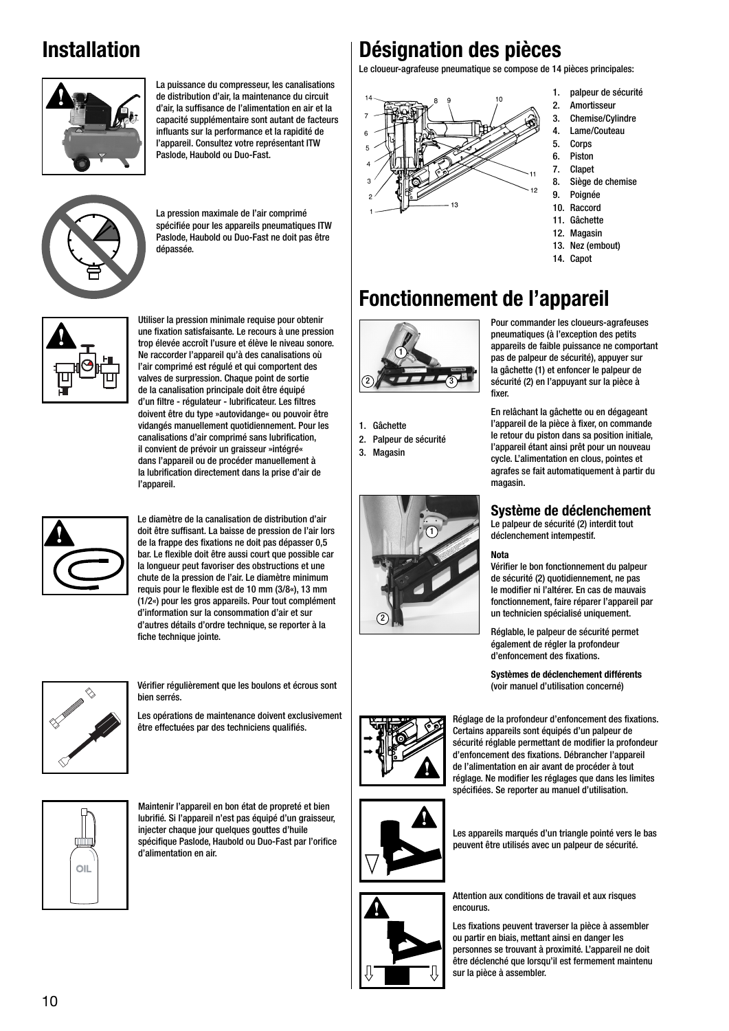# Installation

La puissance du compresseur, les canalisations de distribution d'air, la maintenance du circuit d'air, la suffisance de l'alimentation en air et la capacité supplémentaire sont autant de facteurs influants sur la performance et la rapidité de l'appareil. Consultez votre représentant ITW Paslode, Haubold ou Duo-Fast.

La pression maximale de l'air comprimé spécifiée pour les appareils pneumatiques ITW Paslode, Haubold ou Duo-Fast ne doit pas être dépassée.

Utiliser la pression minimale requise pour obtenir une fixation satisfaisante. Le recours à une pression trop élevée accroît l'usure et élève le niveau sonore. Ne raccorder l'appareil qu'à des canalisations où l'air comprimé est régulé et qui comportent des valves de surpression. Chaque point de sortie de la canalisation principale doit être équipé d'un filtre - régulateur - lubrificateur. Les filtres doivent être du type »autovidange« ou pouvoir être vidangés manuellement quotidiennement. Pour les canalisations d'air comprimé sans lubrification, il convient de prévoir un graisseur »intégré« dans l'appareil ou de procéder manuellement à la lubrification directement dans la prise d'air de l'appareil.

Le diamètre de la canalisation de distribution d'air doit être suffisant. La baisse de pression de l'air lors de la frappe des fixations ne doit pas dépasser 0,5 bar. Le flexible doit être aussi court que possible car la longueur peut favoriser des obstructions et une chute de la pression de l'air. Le diamètre minimum requis pour le flexible est de 10 mm (3/8«), 13 mm (1/2«) pour les gros appareils. Pour tout complément d'information sur la consommation d'air et sur d'autres détails d'ordre technique, se reporter à la fiche technique jointe.

Vérifier régulièrement que les boulons et écrous sont bien serrés.

Les opérations de maintenance doivent exclusivement être effectuées par des techniciens qualifiés.

Maintenir l'appareil en bon état de propreté et bien lubrifié. Si l'appareil n'est pas équipé d'un graisseur, injecter chaque jour quelques gouttes d'huile spécifique Paslode, Haubold ou Duo-Fast par l'orifice d'alimentation en air.

# Désignation des pièces

Le cloueur-agrafeuse pneumatique se compose de 14 pièces principales:

1. palpeur de sécurité
2. Amortisseur
3. Chemise/Cylindre
4. Lame/Couteau
5. Corps
6. Piston
7. Clapet
8. Siège de chemise
9. Poignée
10. Raccord
11. Gâchette
12. Magasin
13. Nez (embout)
14. Capot

# Fonctionnement de l'appareil

1. Gâchette
2. Palpeur de sécurité
3. Magasin

Pour commander les cloueurs-agrafeuses pneumatiques (à l'exception des petits appareils de faible puissance ne comportant pas de palpeur de sécurité), appuyer sur la gâchette (1) et enfoncer le palpeur de sécurité (2) en l'appuyant sur la pièce à fixer.

En relâchant la gâchette ou en dégageant l'appareil de la pièce à fixer, on commande le retour du piston dans sa position initiale, l'appareil étant ainsi prêt pour un nouveau cycle. L'alimentation en clous, pointes et agrafes se fait automatiquement à partir du magasin.

## Système de déclenchement

Le palpeur de sécurité (2) interdit tout déclenchement intempestif.

**Nota**

Vérifier le bon fonctionnement du palpeur de sécurité (2) quotidiennement, ne pas le modifier ni l'altérer. En cas de mauvais fonctionnement, faire réparer l'appareil par un technicien spécialisé uniquement.

Réglable, le palpeur de sécurité permet également de régler la profondeur d'enfoncement des fixations.

**Systèmes de déclenchement différents**
(voir manuel d'utilisation concerné)

Réglage de la profondeur d'enfoncement des fixations. Certains appareils sont équipés d'un palpeur de sécurité réglable permettant de modifier la profondeur d'enfoncement des fixations. Débrancher l'appareil de l'alimentation en air avant de procéder à tout réglage. Ne modifier les réglages que dans les limites spécifiées. Se reporter au manuel d'utilisation.

Les appareils marqués d'un triangle pointé vers le bas peuvent être utilisés avec un palpeur de sécurité.

Attention aux conditions de travail et aux risques encourus.

Les fixations peuvent traverser la pièce à assembler ou partir en biais, mettant ainsi en danger les personnes se trouvant à proximité. L'appareil ne doit être déclenché que lorsqu'il est fermement maintenu sur la pièce à assembler.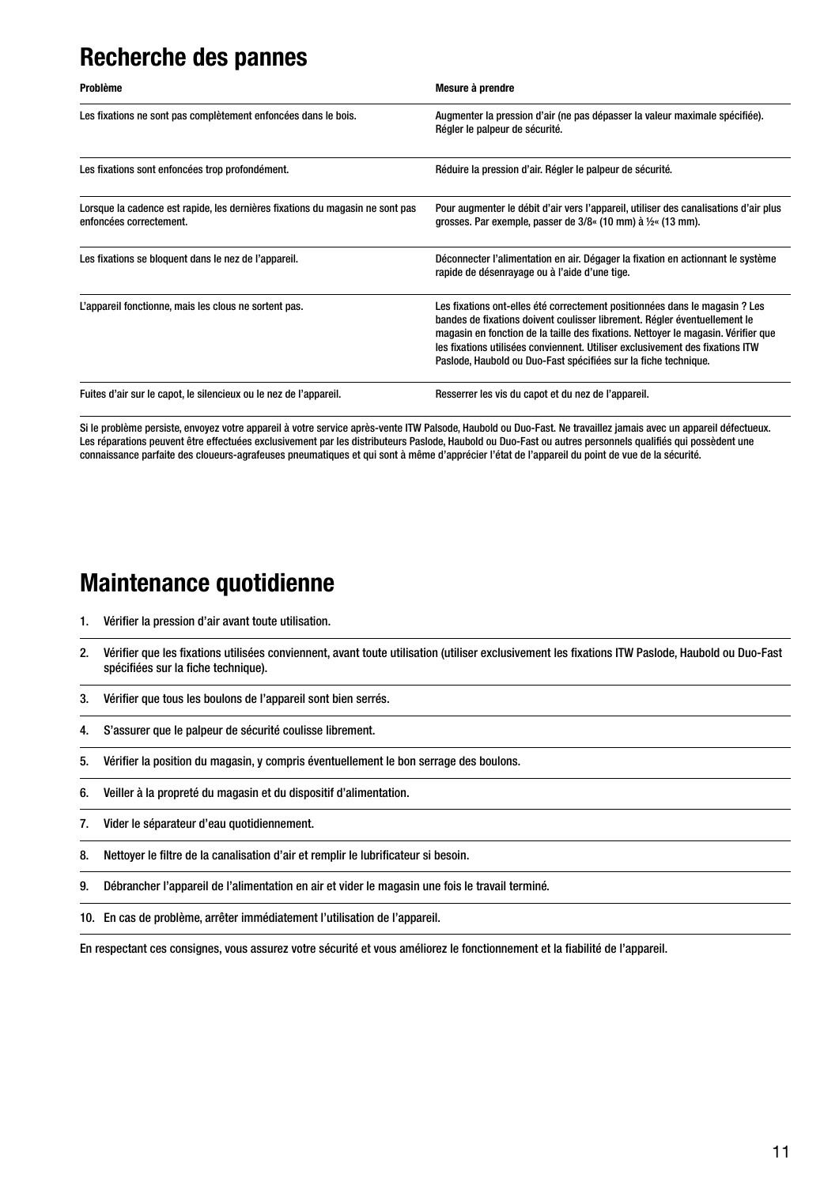## Recherche des pannes

| Problème | Mesure à prendre |
|---|---|
| Les fixations ne sont pas complètement enfoncées dans le bois. | Augmenter la pression d’air (ne pas dépasser la valeur maximale spécifiée). Régler le palpeur de sécurité. |
| Les fixations sont enfoncées trop profondément. | Réduire la pression d’air. Régler le palpeur de sécurité. |
| Lorsque la cadence est rapide, les dernières fixations du magasin ne sont pas enfoncées correctement. | Pour augmenter le débit d’air vers l’appareil, utiliser des canalisations d’air plus grosses. Par exemple, passer de 3/8« (10 mm) à ½« (13 mm). |
| Les fixations se bloquent dans le nez de l’appareil. | Déconnecter l’alimentation en air. Dégager la fixation en actionnant le système rapide de désenrayage ou à l’aide d’une tige. |
| L’appareil fonctionne, mais les clous ne sortent pas. | Les fixations ont-elles été correctement positionnées dans le magasin ? Les bandes de fixations doivent coulisser librement. Régler éventuellement le magasin en fonction de la taille des fixations. Nettoyer le magasin. Vérifier que les fixations utilisées conviennent. Utiliser exclusivement des fixations ITW Paslode, Haubold ou Duo-Fast spécifiées sur la fiche technique. |
| Fuites d’air sur le capot, le silencieux ou le nez de l’appareil. | Resserrer les vis du capot et du nez de l’appareil. |

Si le problème persiste, envoyez votre appareil à votre service après-vente ITW Palsode, Haubold ou Duo-Fast. Ne travaillez jamais avec un appareil défectueux. Les réparations peuvent être effectuées exclusivement par les distributeurs Paslode, Haubold ou Duo-Fast ou autres personnels qualifiés qui possèdent une connaissance parfaite des cloueurs-agrafeuses pneumatiques et qui sont à même d’apprécier l’état de l’appareil du point de vue de la sécurité.

## Maintenance quotidienne

1. Vérifier la pression d’air avant toute utilisation.
2. Vérifier que les fixations utilisées conviennent, avant toute utilisation (utiliser exclusivement les fixations ITW Paslode, Haubold ou Duo-Fast spécifiées sur la fiche technique).
3. Vérifier que tous les boulons de l’appareil sont bien serrés.
4. S’assurer que le palpeur de sécurité coulisse librement.
5. Vérifier la position du magasin, y compris éventuellement le bon serrage des boulons.
6. Veiller à la propreté du magasin et du dispositif d’alimentation.
7. Vider le séparateur d’eau quotidiennement.
8. Nettoyer le filtre de la canalisation d’air et remplir le lubrificateur si besoin.
9. Débrancher l’appareil de l’alimentation en air et vider le magasin une fois le travail terminé.
10. En cas de problème, arrêter immédiatement l’utilisation de l’appareil.

En respectant ces consignes, vous assurez votre sécurité et vous améliorez le fonctionnement et la fiabilité de l’appareil.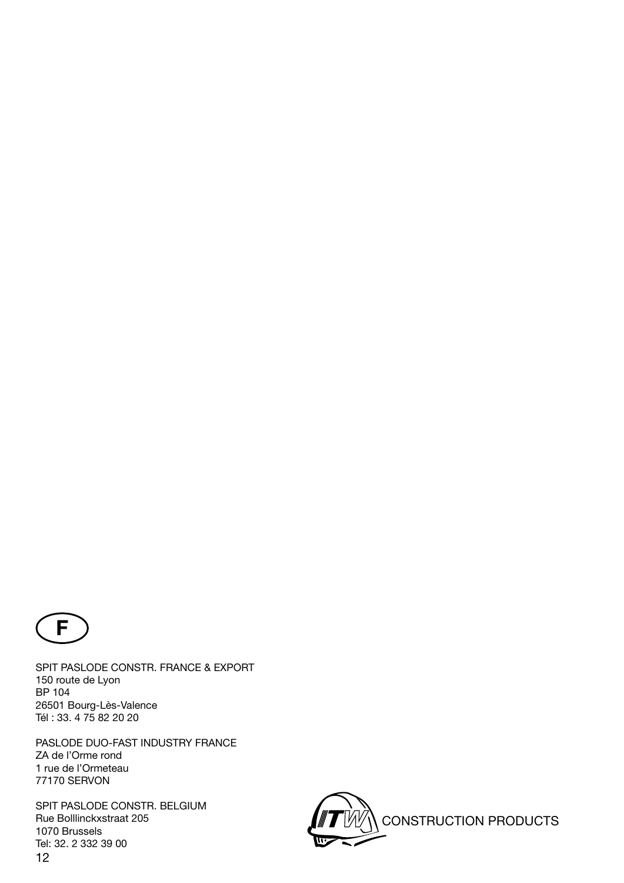F

SPIT PASLODE CONSTR. FRANCE & EXPORT
150 route de Lyon
BP 104
26501 Bourg-Lès-Valence
Tél : 33. 4 75 82 20 20

PASLODE DUO-FAST INDUSTRY FRANCE
ZA de l'Orme rond
1 rue de l'Ormeteau
77170 SERVON

SPIT PASLODE CONSTR. BELGIUM
Rue Bolllinckxstraat 205
1070 Brussels
Tel: 32. 2 332 39 00

ITW CONSTRUCTION PRODUCTS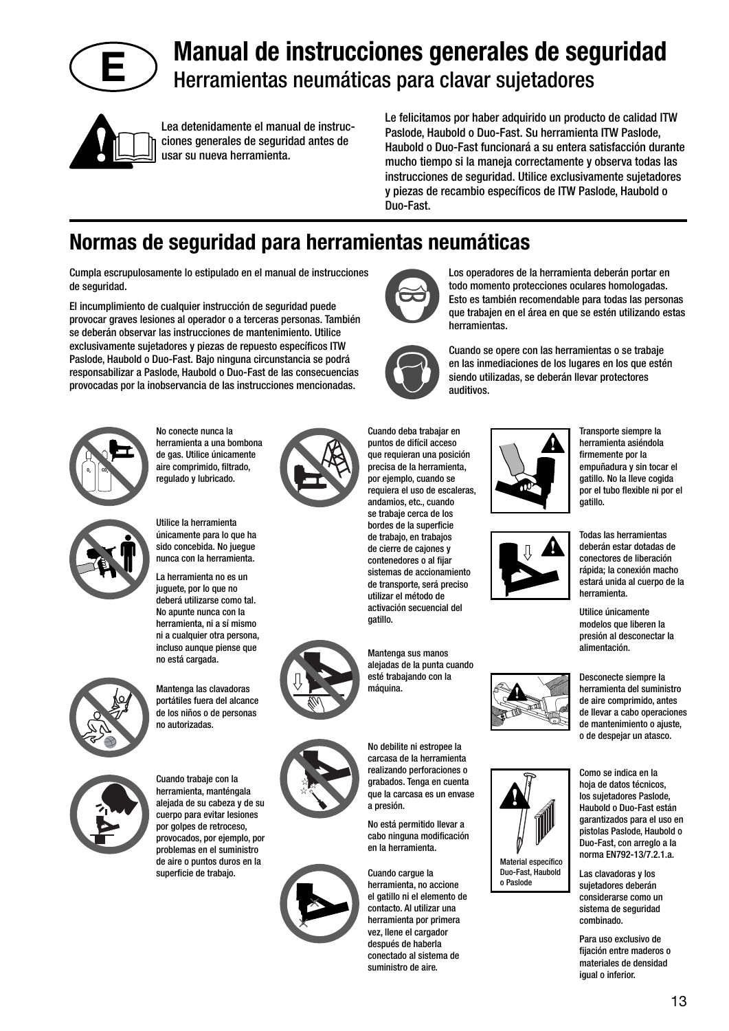# Manual de instrucciones generales de seguridad

## Herramientas neumáticas para clavar sujetadores

Lea detenidamente el manual de instrucciones generales de seguridad antes de usar su nueva herramienta.

Le felicitamos por haber adquirido un producto de calidad ITW Paslode, Haubold o Duo-Fast. Su herramienta ITW Paslode, Haubold o Duo-Fast funcionará a su entera satisfacción durante mucho tiempo si la maneja correctamente y observa todas las instrucciones de seguridad. Utilice exclusivamente sujetadores y piezas de recambio específicos de ITW Paslode, Haubold o Duo-Fast.

# Normas de seguridad para herramientas neumáticas

Cumpla escrupulosamente lo estipulado en el manual de instrucciones de seguridad.

El incumplimiento de cualquier instrucción de seguridad puede provocar graves lesiones al operador o a terceras personas. También se deberán observar las instrucciones de mantenimiento. Utilice exclusivamente sujetadores y piezas de repuesto específicos ITW Paslode, Haubold o Duo-Fast. Bajo ninguna circunstancia se podrá responsabilizar a Paslode, Haubold o Duo-Fast de las consecuencias provocadas por la inobservancia de las instrucciones mencionadas.

Los operadores de la herramienta deberán portar en todo momento protecciones oculares homologadas. Esto es también recomendable para todas las personas que trabajen en el área en que se estén utilizando estas herramientas.

Cuando se opere con las herramientas o se trabaje en las inmediaciones de los lugares en los que estén siendo utilizadas, se deberán llevar protectores auditivos.

No conecte nunca la herramienta a una bombona de gas. Utilice únicamente aire comprimido, filtrado, regulado y lubricado.

Utilice la herramienta únicamente para lo que ha sido concebida. No juegue nunca con la herramienta.

La herramienta no es un juguete, por lo que no deberá utilizarse como tal. No apunte nunca con la herramienta, ni a sí mismo ni a cualquier otra persona, incluso aunque piense que no está cargada.

Mantenga las clavadoras portátiles fuera del alcance de los niños o de personas no autorizadas.

Cuando trabaje con la herramienta, manténgala alejada de su cabeza y de su cuerpo para evitar lesiones por golpes de retroceso, provocados, por ejemplo, por problemas en el suministro de aire o puntos duros en la superficie de trabajo.

Cuando deba trabajar en puntos de difícil acceso que requieran una posición precisa de la herramienta, por ejemplo, cuando se requiera el uso de escaleras, andamios, etc., cuando se trabaje cerca de los bordes de la superficie de trabajo, en trabajos de cierre de cajones y contenedores o al fijar sistemas de accionamiento de transporte, será preciso utilizar el método de activación secuencial del gatillo.

Mantenga sus manos alejadas de la punta cuando esté trabajando con la máquina.

No debilite ni estropee la carcasa de la herramienta realizando perforaciones o grabados. Tenga en cuenta que la carcasa es un envase a presión.

No está permitido llevar a cabo ninguna modificación en la herramienta.

Cuando cargue la herramienta, no accione el gatillo ni el elemento de contacto. Al utilizar una herramienta por primera vez, llene el cargador después de haberla conectado al sistema de suministro de aire.

Transporte siempre la herramienta asiéndola firmemente por la empuñadura y sin tocar el gatillo. No la lleve cogida por el tubo flexible ni por el gatillo.

Todas las herramientas deberán estar dotadas de conectores de liberación rápida; la conexión macho estará unida al cuerpo de la herramienta.

Utilice únicamente modelos que liberen la presión al desconectar la alimentación.

Desconecte siempre la herramienta del suministro de aire comprimido, antes de llevar a cabo operaciones de mantenimiento o ajuste, o de despejar un atasco.

Material específico Duo-Fast, Haubold o Paslode

Como se indica en la hoja de datos técnicos, los sujetadores Paslode, Haubold o Duo-Fast están garantizados para el uso en pistolas Paslode, Haubold o Duo-Fast, con arreglo a la norma EN792-13/7.2.1.a.

Las clavadoras y los sujetadores deberán considerarse como un sistema de seguridad combinado.

Para uso exclusivo de fijación entre maderos o materiales de densidad igual o inferior.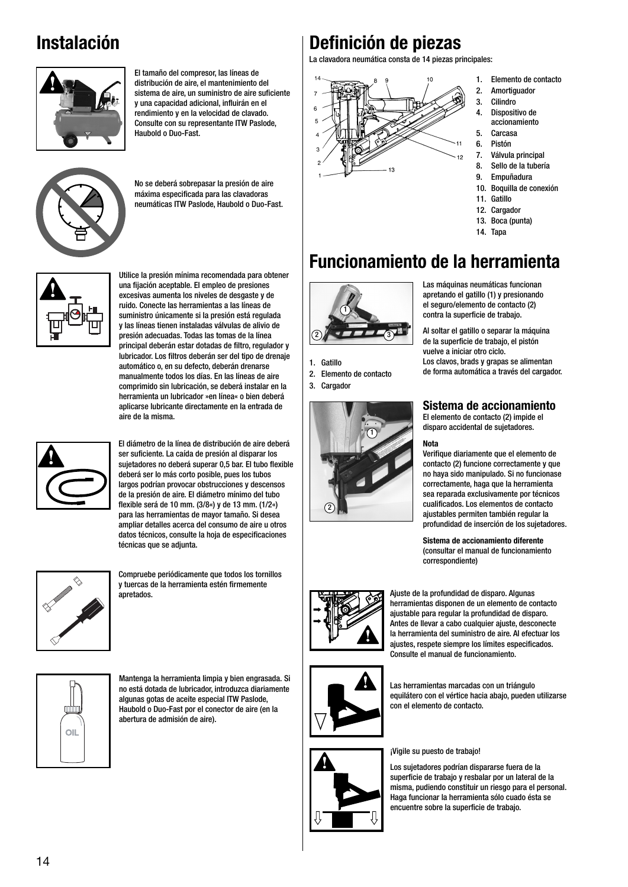# Instalación

El tamaño del compresor, las líneas de distribución de aire, el mantenimiento del sistema de aire, un suministro de aire suficiente y una capacidad adicional, influirán en el rendimiento y en la velocidad de clavado. Consulte con su representante ITW Paslode, Haubold o Duo-Fast.

No se deberá sobrepasar la presión de aire máxima especificada para las clavadoras neumáticas ITW Paslode, Haubold o Duo-Fast.

Utilice la presión mínima recomendada para obtener una fijación aceptable. El empleo de presiones excesivas aumenta los niveles de desgaste y de ruido. Conecte las herramientas a las líneas de suministro únicamente si la presión está regulada y las líneas tienen instaladas válvulas de alivio de presión adecuadas. Todas las tomas de la línea principal deberán estar dotadas de filtro, regulador y lubricador. Los filtros deberán ser del tipo de drenaje automático o, en su defecto, deberán drenarse manualmente todos los días. En las líneas de aire comprimido sin lubricación, se deberá instalar en la herramienta un lubricador »en línea« o bien deberá aplicarse lubricante directamente en la entrada de aire de la misma.

El diámetro de la línea de distribución de aire deberá ser suficiente. La caída de presión al disparar los sujetadores no deberá superar 0,5 bar. El tubo flexible deberá ser lo más corto posible, pues los tubos largos podrían provocar obstrucciones y descensos de la presión de aire. El diámetro mínimo del tubo flexible será de 10 mm. (3/8«) y de 13 mm. (1/2«) para las herramientas de mayor tamaño. Si desea ampliar detalles acerca del consumo de aire u otros datos técnicos, consulte la hoja de especificaciones técnicas que se adjunta.

Compruebe periódicamente que todos los tornillos y tuercas de la herramienta estén firmemente apretados.

Mantenga la herramienta limpia y bien engrasada. Si no está dotada de lubricador, introduzca diariamente algunas gotas de aceite especial ITW Paslode, Haubold o Duo-Fast por el conector de aire (en la abertura de admisión de aire).

# Definición de piezas

La clavadora neumática consta de 14 piezas principales:

1. Elemento de contacto
2. Amortiguador
3. Cilindro
4. Dispositivo de accionamiento
5. Carcasa
6. Pistón
7. Válvula principal
8. Sello de la tubería
9. Empuñadura
10. Boquilla de conexión
11. Gatillo
12. Cargador
13. Boca (punta)
14. Tapa

# Funcionamiento de la herramienta

Las máquinas neumáticas funcionan apretando el gatillo (1) y presionando el seguro/elemento de contacto (2) contra la superficie de trabajo.

Al soltar el gatillo o separar la máquina de la superficie de trabajo, el pistón vuelve a iniciar otro ciclo.
Los clavos, brads y grapas se alimentan de forma automática a través del cargador.

1. Gatillo
2. Elemento de contacto
3. Cargador

## Sistema de accionamiento

El elemento de contacto (2) impide el disparo accidental de sujetadores.

**Nota**
Verifique diariamente que el elemento de contacto (2) funcione correctamente y que no haya sido manipulado. Si no funcionase correctamente, haga que la herramienta sea reparada exclusivamente por técnicos cualificados. Los elementos de contacto ajustables permiten también regular la profundidad de inserción de los sujetadores.

**Sistema de accionamiento diferente**
(consultar el manual de funcionamiento correspondiente)

Ajuste de la profundidad de disparo. Algunas herramientas disponen de un elemento de contacto ajustable para regular la profundidad de disparo. Antes de llevar a cabo cualquier ajuste, desconecte la herramienta del suministro de aire. Al efectuar los ajustes, respete siempre los límites especificados. Consulte el manual de funcionamiento.

Las herramientas marcadas con un triángulo equilátero con el vértice hacia abajo, pueden utilizarse con el elemento de contacto.

¡Vigile su puesto de trabajo!

Los sujetadores podrían dispararse fuera de la superficie de trabajo y resbalar por un lateral de la misma, pudiendo constituir un riesgo para el personal. Haga funcionar la herramienta sólo cuado ésta se encuentre sobre la superficie de trabajo.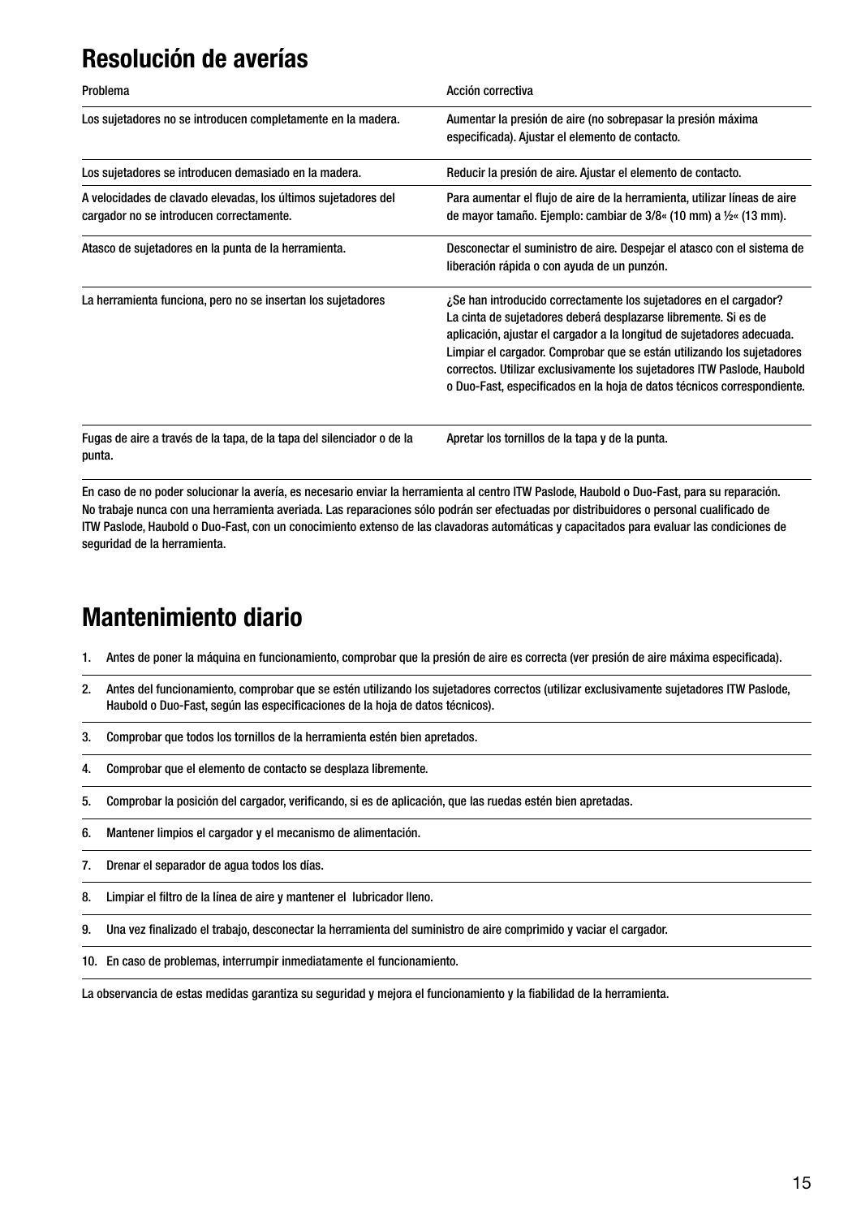## Resolución de averías

| Problema | Acción correctiva |
|---|---|
| Los sujetadores no se introducen completamente en la madera. | Aumentar la presión de aire (no sobrepasar la presión máxima especificada). Ajustar el elemento de contacto. |
| Los sujetadores se introducen demasiado en la madera. | Reducir la presión de aire. Ajustar el elemento de contacto. |
| A velocidades de clavado elevadas, los últimos sujetadores del cargador no se introducen correctamente. | Para aumentar el flujo de aire de la herramienta, utilizar líneas de aire de mayor tamaño. Ejemplo: cambiar de 3/8« (10 mm) a ½« (13 mm). |
| Atasco de sujetadores en la punta de la herramienta. | Desconectar el suministro de aire. Despejar el atasco con el sistema de liberación rápida o con ayuda de un punzón. |
| La herramienta funciona, pero no se insertan los sujetadores | ¿Se han introducido correctamente los sujetadores en el cargador? La cinta de sujetadores deberá desplazarse libremente. Si es de aplicación, ajustar el cargador a la longitud de sujetadores adecuada. Limpiar el cargador. Comprobar que se están utilizando los sujetadores correctos. Utilizar exclusivamente los sujetadores ITW Paslode, Haubold o Duo-Fast, especificados en la hoja de datos técnicos correspondiente. |
| Fugas de aire a través de la tapa, de la tapa del silenciador o de la punta. | Apretar los tornillos de la tapa y de la punta. |

En caso de no poder solucionar la avería, es necesario enviar la herramienta al centro ITW Paslode, Haubold o Duo-Fast, para su reparación. No trabaje nunca con una herramienta averiada. Las reparaciones sólo podrán ser efectuadas por distribuidores o personal cualificado de ITW Paslode, Haubold o Duo-Fast, con un conocimiento extenso de las clavadoras automáticas y capacitados para evaluar las condiciones de seguridad de la herramienta.

## Mantenimiento diario

1. Antes de poner la máquina en funcionamiento, comprobar que la presión de aire es correcta (ver presión de aire máxima especificada).
2. Antes del funcionamiento, comprobar que se estén utilizando los sujetadores correctos (utilizar exclusivamente sujetadores ITW Paslode, Haubold o Duo-Fast, según las especificaciones de la hoja de datos técnicos).
3. Comprobar que todos los tornillos de la herramienta estén bien apretados.
4. Comprobar que el elemento de contacto se desplaza libremente.
5. Comprobar la posición del cargador, verificando, si es de aplicación, que las ruedas estén bien apretadas.
6. Mantener limpios el cargador y el mecanismo de alimentación.
7. Drenar el separador de agua todos los días.
8. Limpiar el filtro de la línea de aire y mantener el lubricador lleno.
9. Una vez finalizado el trabajo, desconectar la herramienta del suministro de aire comprimido y vaciar el cargador.
10. En caso de problemas, interrumpir inmediatamente el funcionamiento.

La observancia de estas medidas garantiza su seguridad y mejora el funcionamiento y la fiabilidad de la herramienta.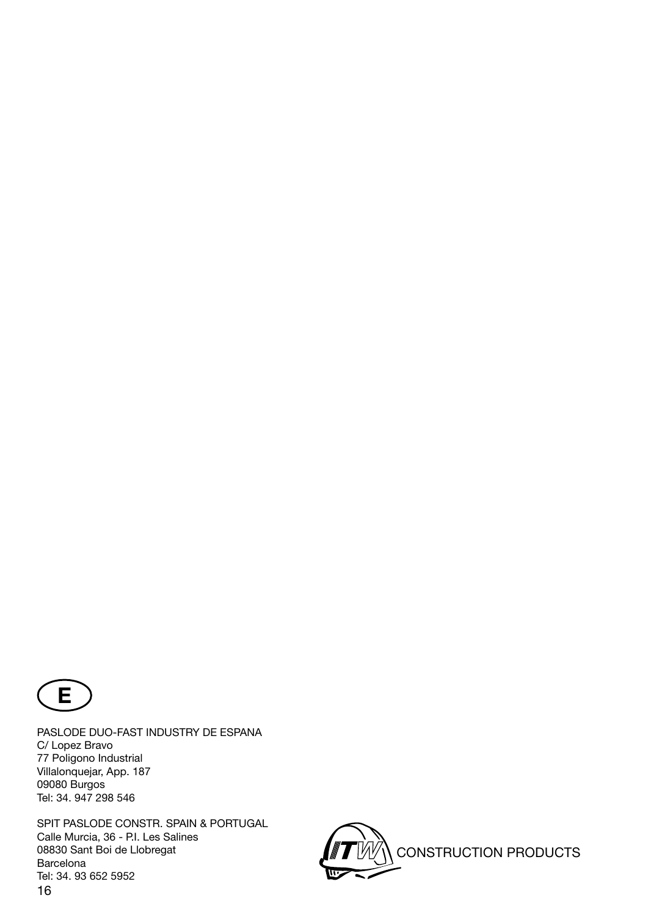E

PASLODE DUO-FAST INDUSTRY DE ESPANA
C/ Lopez Bravo
77 Poligono Industrial
Villalonquejar, App. 187
09080 Burgos
Tel: 34. 947 298 546

SPIT PASLODE CONSTR. SPAIN & PORTUGAL
Calle Murcia, 36 - P.I. Les Salines
08830 Sant Boi de Llobregat
Barcelona
Tel: 34. 93 652 5952

ITW CONSTRUCTION PRODUCTS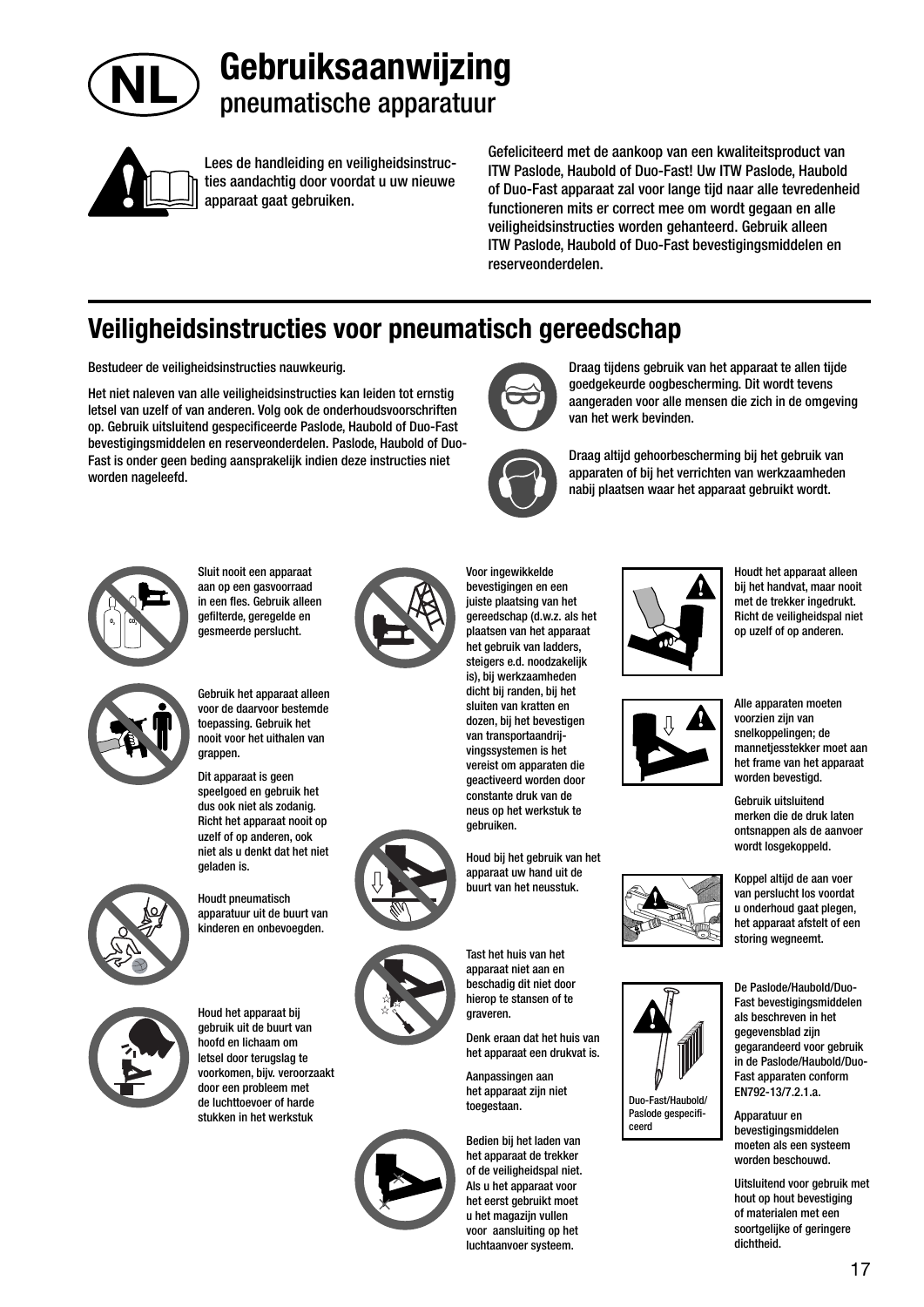# NL Gebruiksaanwijzing

## pneumatische apparatuur

Lees de handleiding en veiligheidsinstructies aandachtig door voordat u uw nieuwe apparaat gaat gebruiken.

Gefeliciteerd met de aankoop van een kwaliteitsproduct van ITW Paslode, Haubold of Duo-Fast! Uw ITW Paslode, Haubold of Duo-Fast apparaat zal voor lange tijd naar alle tevredenheid functioneren mits er correct mee om wordt gegaan en alle veiligheidsinstructies worden gehanteerd. Gebruik alleen ITW Paslode, Haubold of Duo-Fast bevestigingsmiddelen en reserveonderdelen.

## Veiligheidsinstructies voor pneumatisch gereedschap

Bestudeer de veiligheidsinstructies nauwkeurig.

Het niet naleven van alle veiligheidsinstructies kan leiden tot ernstig letsel van uzelf of van anderen. Volg ook de onderhoudsvoorschriften op. Gebruik uitsluitend gespecificeerde Paslode, Haubold of Duo-Fast bevestigingsmiddelen en reserveonderdelen. Paslode, Haubold of Duo-Fast is onder geen beding aansprakelijk indien deze instructies niet worden nageleefd.

Draag tijdens gebruik van het apparaat te allen tijde goedgekeurde oogbescherming. Dit wordt tevens aangeraden voor alle mensen die zich in de omgeving van het werk bevinden.

Draag altijd gehoorbescherming bij het gebruik van apparaten of bij het verrichten van werkzaamheden nabij plaatsen waar het apparaat gebruikt wordt.

Sluit nooit een apparaat aan op een gasvoorraad in een fles. Gebruik alleen gefilterde, geregelde en gesmeerde perslucht.

Gebruik het apparaat alleen voor de daarvoor bestemde toepassing. Gebruik het nooit voor het uithalen van grappen.

Dit apparaat is geen speelgoed en gebruik het dus ook niet als zodanig. Richt het apparaat nooit op uzelf of op anderen, ook niet als u denkt dat het niet geladen is.

Houdt pneumatisch apparatuur uit de buurt van kinderen en onbevoegden.

Houd het apparaat bij gebruik uit de buurt van hoofd en lichaam om letsel door terugslag te voorkomen, bijv. veroorzaakt door een probleem met de luchttoevoer of harde stukken in het werkstuk

Voor ingewikkelde bevestigingen en een juiste plaatsing van het gereedschap (d.w.z. als het plaatsen van het apparaat het gebruik van ladders, steigers e.d. noodzakelijk is), bij werkzaamheden dicht bij randen, bij het sluiten van kratten en dozen, bij het bevestigen van transportaandrijvingssystemen is het vereist om apparaten die geactiveerd worden door constante druk van de neus op het werkstuk te gebruiken.

Houd bij het gebruik van het apparaat uw hand uit de buurt van het neusstuk.

Tast het huis van het apparaat niet aan en beschadig dit niet door hierop te stansen of te graveren.

Denk eraan dat het huis van het apparaat een drukvat is.

Aanpassingen aan het apparaat zijn niet toegestaan.

Bedien bij het laden van het apparaat de trekker of de veiligheidspal niet. Als u het apparaat voor het eerst gebruikt moet u het magazijn vullen voor aansluiting op het luchtaanvoer systeem.

Houdt het apparaat alleen bij het handvat, maar nooit met de trekker ingedrukt. Richt de veiligheidspal niet op uzelf of op anderen.

Alle apparaten moeten voorzien zijn van snelkoppelingen; de mannetjesstekker moet aan het frame van het apparaat worden bevestigd.

Gebruik uitsluitend merken die de druk laten ontsnappen als de aanvoer wordt losgekoppeld.

Koppel altijd de aan voer van perslucht los voordat u onderhoud gaat plegen, het apparaat afstelt of een storing wegneemt.

Duo-Fast/Haubold/Paslode gespecificeerd

De Paslode/Haubold/Duo-Fast bevestigingsmiddelen als beschreven in het gegevensblad zijn gegarandeerd voor gebruik in de Paslode/Haubold/Duo-Fast apparaten conform EN792-13/7.2.1.a.

Apparatuur en bevestigingsmiddelen moeten als een systeem worden beschouwd.

Uitsluitend voor gebruik met hout op hout bevestiging of materialen met een soortgelijke of geringere dichtheid.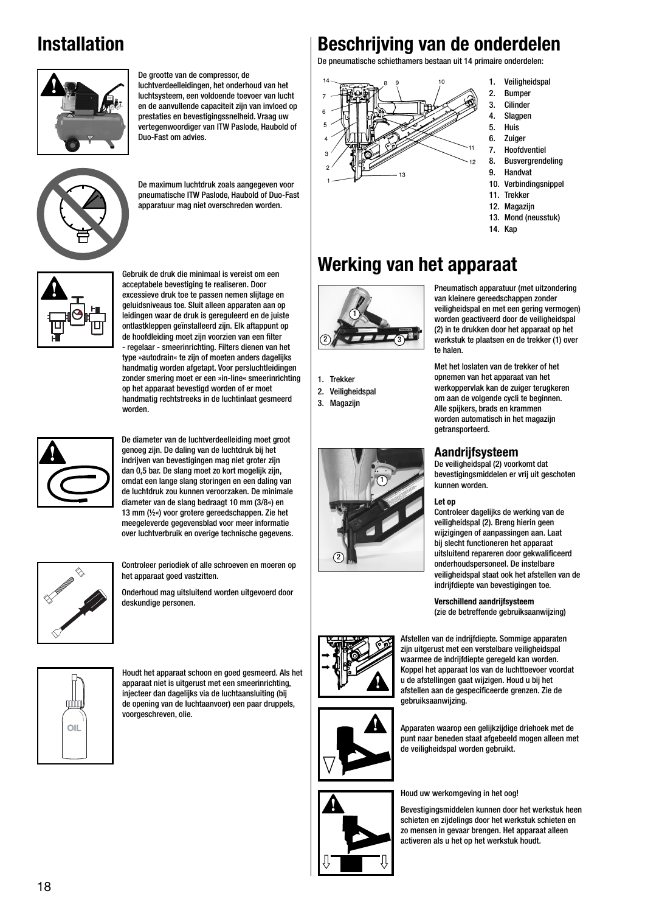# Installation

De grootte van de compressor, de luchtverdeelleidingen, het onderhoud van het luchtsysteem, een voldoende toevoer van lucht en de aanvullende capaciteit zijn van invloed op prestaties en bevestigingssnelheid. Vraag uw vertegenwoordiger van ITW Paslode, Haubold of Duo-Fast om advies.

De maximum luchtdruk zoals aangegeven voor pneumatische ITW Paslode, Haubold of Duo-Fast apparatuur mag niet overschreden worden.

Gebruik de druk die minimaal is vereist om een acceptabele bevestiging te realiseren. Door excessieve druk toe te passen nemen slijtage en geluidsniveaus toe. Sluit alleen apparaten aan op leidingen waar de druk is gereguleerd en de juiste ontlastkleppen geïnstalleerd zijn. Elk aftappunt op de hoofdleiding moet zijn voorzien van een filter - regelaar - smeerinrichting. Filters dienen van het type »autodrain« te zijn of moeten anders dagelijks handmatig worden afgetapt. Voor persluchtleidingen zonder smering moet er een »in-line« smeerinrichting op het apparaat bevestigd worden of er moet handmatig rechtstreeks in de luchtinlaat gesmeerd worden.

De diameter van de luchtverdeelleiding moet groot genoeg zijn. De daling van de luchtdruk bij het indrijven van bevestigingen mag niet groter zijn dan 0,5 bar. De slang moet zo kort mogelijk zijn, omdat een lange slang storingen en een daling van de luchtdruk zou kunnen veroorzaken. De minimale diameter van de slang bedraagt 10 mm (3/8«) en 13 mm (½«) voor grotere gereedschappen. Zie het meegeleverde gegevensblad voor meer informatie over luchtverbruik en overige technische gegevens.

Controleer periodiek of alle schroeven en moeren op het apparaat goed vastzitten.

Onderhoud mag uitsluitend worden uitgevoerd door deskundige personen.

Houdt het apparaat schoon en goed gesmeerd. Als het apparaat niet is uitgerust met een smeerinrichting, injecteer dan dagelijks via de luchtaansluiting (bij de opening van de luchtaanvoer) een paar druppels, voorgeschreven, olie.

# Beschrijving van de onderdelen

De pneumatische schiethamers bestaan uit 14 primaire onderdelen:

1. Veiligheidspal
2. Bumper
3. Cilinder
4. Slagpen
5. Huis
6. Zuiger
7. Hoofdventiel
8. Busvergrendeling
9. Handvat
10. Verbindingsnippel
11. Trekker
12. Magazijn
13. Mond (neusstuk)
14. Kap

# Werking van het apparaat

1. Trekker
2. Veiligheidspal
3. Magazijn

Pneumatisch apparatuur (met uitzondering van kleinere gereedschappen zonder veiligheidspal en met een gering vermogen) worden geactiveerd door de veiligheidspal (2) in te drukken door het apparaat op het werkstuk te plaatsen en de trekker (1) over te halen.

Met het loslaten van de trekker of het opnemen van het apparaat van het werkoppervlak kan de zuiger terugkeren om aan de volgende cycli te beginnen. Alle spijkers, brads en krammen worden automatisch in het magazijn getransporteerd.

## Aandrijfsysteem

De veiligheidspal (2) voorkomt dat bevestigingsmiddelen er vrij uit geschoten kunnen worden.

**Let op**

Controleer dagelijks de werking van de veiligheidspal (2). Breng hierin geen wijzigingen of aanpassingen aan. Laat bij slecht functioneren het apparaat uitsluitend repareren door gekwalificeerd onderhoudspersoneel. De instelbare veiligheidspal staat ook het afstellen van de indrijfdiepte van bevestigingen toe.

**Verschillend aandrijfsysteem**
(zie de betreffende gebruiksaanwijzing)

Afstellen van de indrijfdiepte. Sommige apparaten zijn uitgerust met een verstelbare veiligheidspal waarmee de indrijfdiepte geregeld kan worden. Koppel het apparaat los van de luchttoevoer voordat u de afstellingen gaat wijzigen. Houd u bij het afstellen aan de gespecificeerde grenzen. Zie de gebruiksaanwijzing.

Apparaten waarop een gelijkzijdige driehoek met de punt naar beneden staat afgebeeld mogen alleen met de veiligheidspal worden gebruikt.

Houd uw werkomgeving in het oog!

Bevestigingsmiddelen kunnen door het werkstuk heen schieten en zijdelings door het werkstuk schieten en zo mensen in gevaar brengen. Het apparaat alleen activeren als u het op het werkstuk houdt.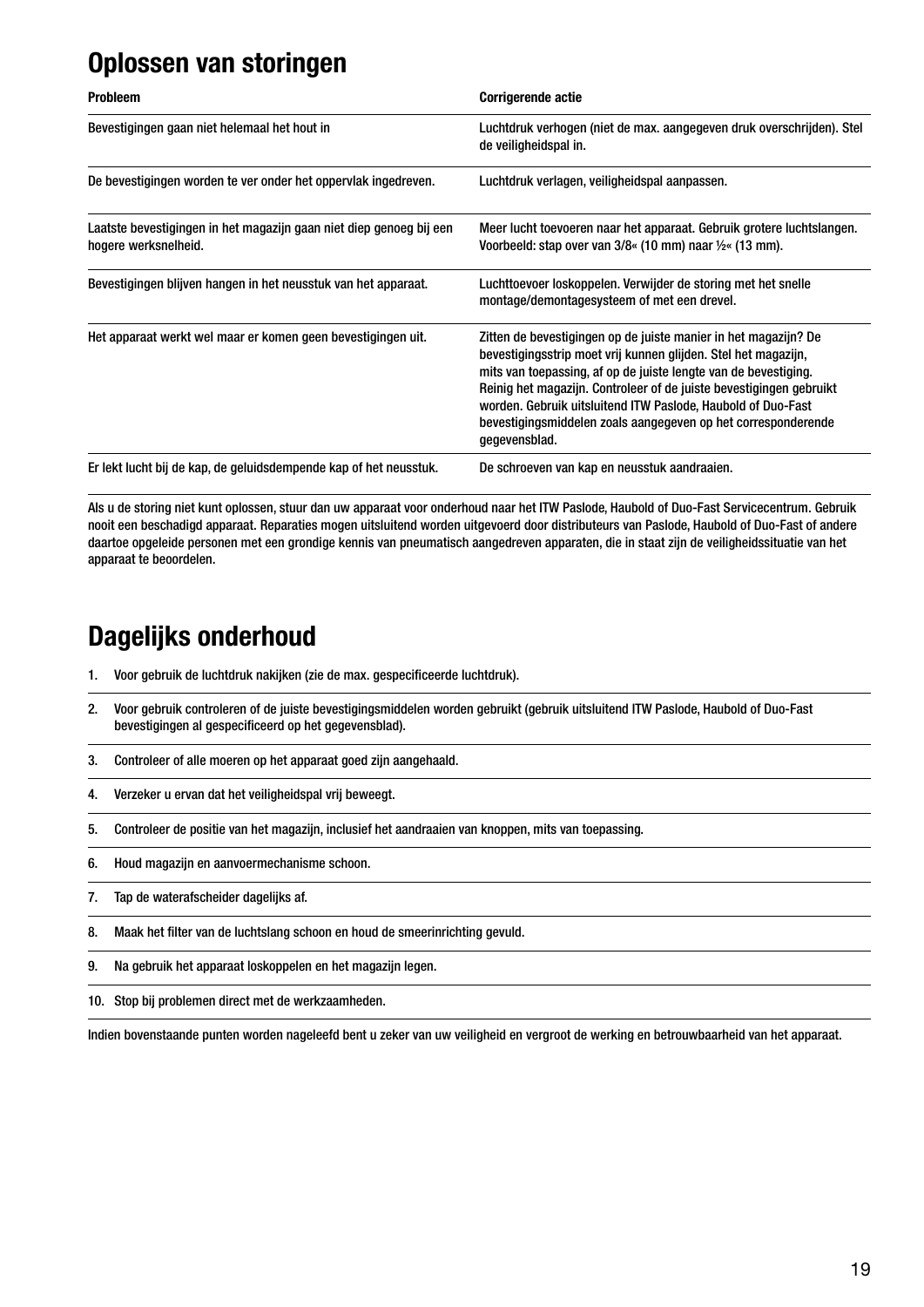# Oplossen van storingen

| Probleem | Corrigerende actie |
| --- | --- |
| Bevestigingen gaan niet helemaal het hout in | Luchtdruk verhogen (niet de max. aangegeven druk overschrijden). Stel de veiligheidspal in. |
| De bevestigingen worden te ver onder het oppervlak ingedreven. | Luchtdruk verlagen, veiligheidspal aanpassen. |
| Laatste bevestigingen in het magazijn gaan niet diep genoeg bij een hogere werksnelheid. | Meer lucht toevoeren naar het apparaat. Gebruik grotere luchtslangen. Voorbeeld: stap over van 3/8« (10 mm) naar ½« (13 mm). |
| Bevestigingen blijven hangen in het neusstuk van het apparaat. | Luchttoevoer loskoppelen. Verwijder de storing met het snelle montage/demontagesysteem of met een drevel. |
| Het apparaat werkt wel maar er komen geen bevestigingen uit. | Zitten de bevestigingen op de juiste manier in het magazijn? De bevestigingsstrip moet vrij kunnen glijden. Stel het magazijn, mits van toepassing, af op de juiste lengte van de bevestiging. Reinig het magazijn. Controleer of de juiste bevestigingen gebruikt worden. Gebruik uitsluitend ITW Paslode, Haubold of Duo-Fast bevestigingsmiddelen zoals aangegeven op het corresponderende gegevensblad. |
| Er lekt lucht bij de kap, de geluidsdempende kap of het neusstuk. | De schroeven van kap en neusstuk aandraaien. |

Als u de storing niet kunt oplossen, stuur dan uw apparaat voor onderhoud naar het ITW Paslode, Haubold of Duo-Fast Servicecentrum. Gebruik nooit een beschadigd apparaat. Reparaties mogen uitsluitend worden uitgevoerd door distributeurs van Paslode, Haubold of Duo-Fast of andere daartoe opgeleide personen met een grondige kennis van pneumatisch aangedreven apparaten, die in staat zijn de veiligheidssituatie van het apparaat te beoordelen.

# Dagelijks onderhoud

1. Voor gebruik de luchtdruk nakijken (zie de max. gespecificeerde luchtdruk).
2. Voor gebruik controleren of de juiste bevestigingsmiddelen worden gebruikt (gebruik uitsluitend ITW Paslode, Haubold of Duo-Fast bevestigingen al gespecificeerd op het gegevensblad).
3. Controleer of alle moeren op het apparaat goed zijn aangehaald.
4. Verzeker u ervan dat het veiligheidspal vrij beweegt.
5. Controleer de positie van het magazijn, inclusief het aandraaien van knoppen, mits van toepassing.
6. Houd magazijn en aanvoermechanisme schoon.
7. Tap de waterafscheider dagelijks af.
8. Maak het filter van de luchtslang schoon en houd de smeerinrichting gevuld.
9. Na gebruik het apparaat loskoppelen en het magazijn legen.
10. Stop bij problemen direct met de werkzaamheden.

Indien bovenstaande punten worden nageleefd bent u zeker van uw veiligheid en vergroot de werking en betrouwbaarheid van het apparaat.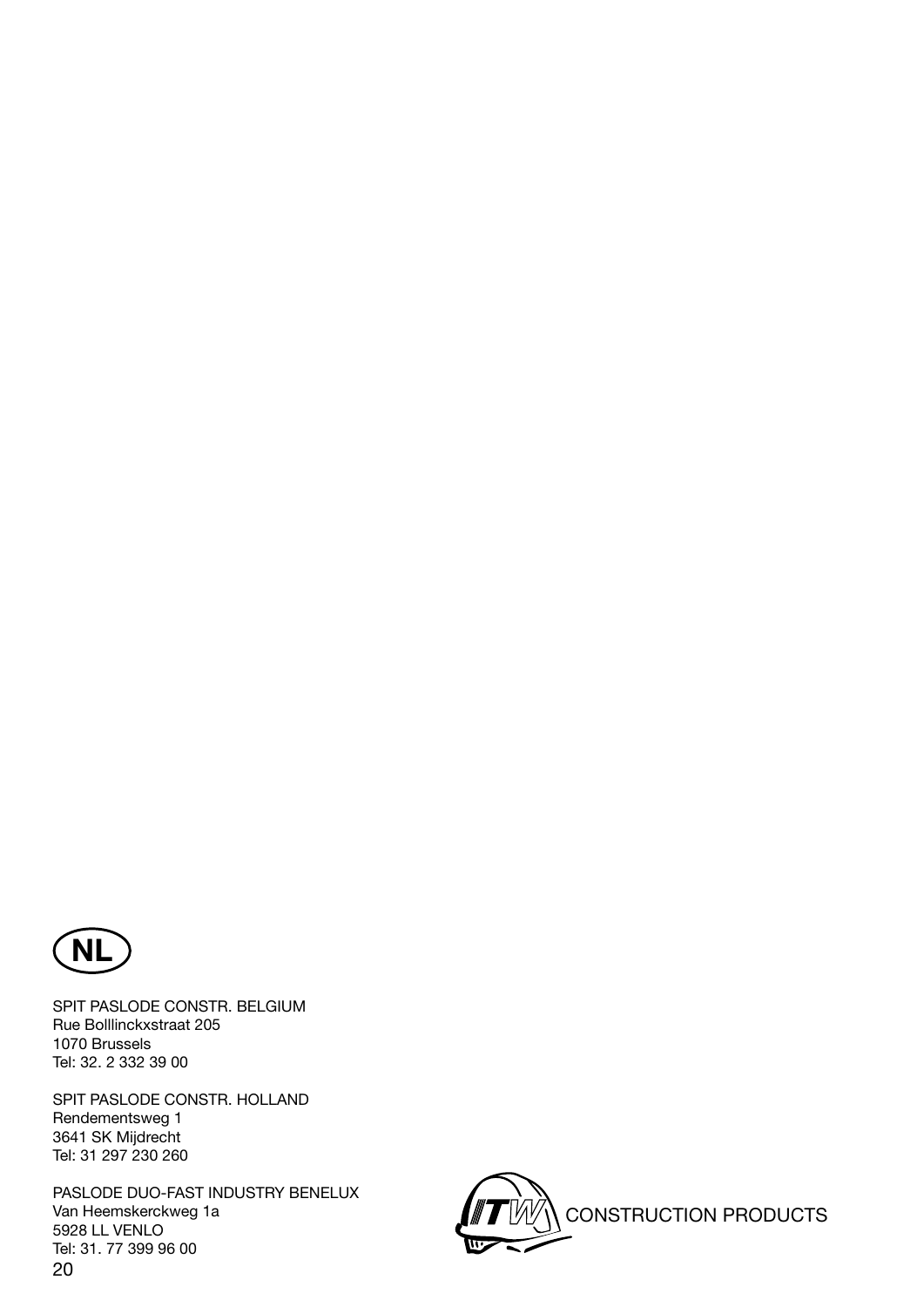NL

SPIT PASLODE CONSTR. BELGIUM
Rue Bolllinckxstraat 205
1070 Brussels
Tel: 32. 2 332 39 00

SPIT PASLODE CONSTR. HOLLAND
Rendementsweg 1
3641 SK Mijdrecht
Tel: 31 297 230 260

PASLODE DUO-FAST INDUSTRY BENELUX
Van Heemskerckweg 1a
5928 LL VENLO
Tel: 31. 77 399 96 00

ITW CONSTRUCTION PRODUCTS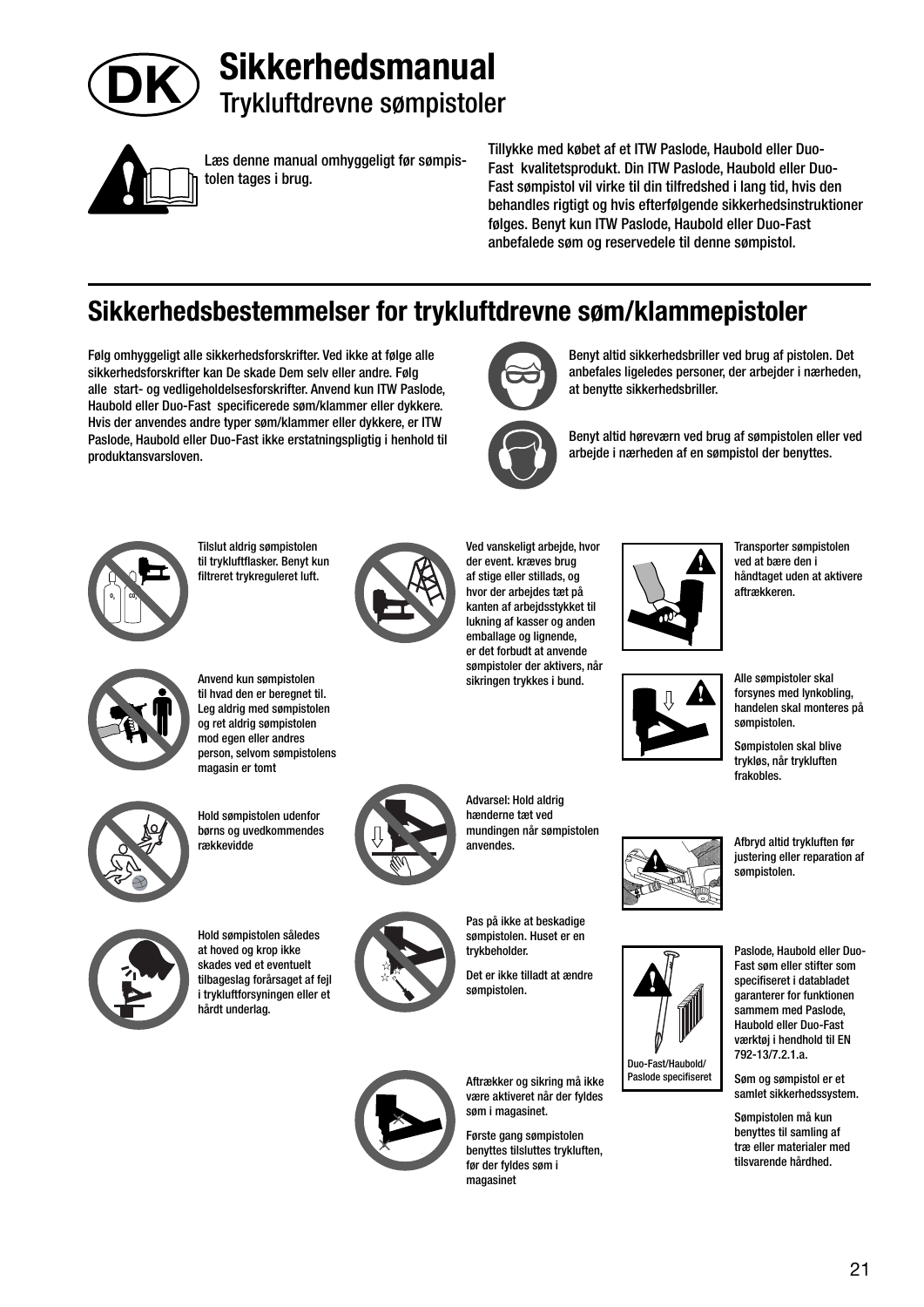# Sikkerhedsmanual

## Trykluftdrevne sømpistoler

Læs denne manual omhyggeligt før sømpistolen tages i brug.

Tillykke med købet af et ITW Paslode, Haubold eller Duo-Fast kvalitetsprodukt. Din ITW Paslode, Haubold eller Duo-Fast sømpistol vil virke til din tilfredshed i lang tid, hvis den behandles rigtigt og hvis efterfølgende sikkerhedsinstruktioner følges. Benyt kun ITW Paslode, Haubold eller Duo-Fast anbefalede søm og reservedele til denne sømpistol.

## Sikkerhedsbestemmelser for trykluftdrevne søm/klammepistoler

Følg omhyggeligt alle sikkerhedsforskrifter. Ved ikke at følge alle sikkerhedsforskrifter kan De skade Dem selv eller andre. Følg alle start- og vedligeholdelsesforskrifter. Anvend kun ITW Paslode, Haubold eller Duo-Fast specificerede søm/klammer eller dykkere. Hvis der anvendes andre typer søm/klammer eller dykkere, er ITW Paslode, Haubold eller Duo-Fast ikke erstatningspligtig i henhold til produktansvarsloven.

Benyt altid sikkerhedsbriller ved brug af pistolen. Det anbefales ligeledes personer, der arbejder i nærheden, at benytte sikkerhedsbriller.

Benyt altid høreværn ved brug af sømpistolen eller ved arbejde i nærheden af en sømpistol der benyttes.

Tilslut aldrig sømpistolen til trykluftflasker. Benyt kun filtreret trykreguleret luft.

Anvend kun sømpistolen til hvad den er beregnet til. Leg aldrig med sømpistolen og ret aldrig sømpistolen mod egen eller andres person, selvom sømpistolens magasin er tomt

Hold sømpistolen udenfor børns og uvedkommendes rækkevidde

Hold sømpistolen således at hoved og krop ikke skades ved et eventuelt tilbageslag forårsaget af fejl i trykluftforsyningen eller et hårdt underlag.

Ved vanskeligt arbejde, hvor der event. kræves brug af stige eller stillads, og hvor der arbejdes tæt på kanten af arbejdsstykket til lukning af kasser og anden emballage og lignende, er det forbudt at anvende sømpistoler der aktivers, når sikringen trykkes i bund.

Advarsel: Hold aldrig hænderne tæt ved mundingen når sømpistolen anvendes.

Pas på ikke at beskadige sømpistolen. Huset er en trykbeholder.

Det er ikke tilladt at ændre sømpistolen.

Aftrækker og sikring må ikke være aktiveret når der fyldes søm i magasinet.

Første gang sømpistolen benyttes tilsluttes trykluften, før der fyldes søm i magasinet

Transporter sømpistolen ved at bære den i håndtaget uden at aktivere aftrækkeren.

Alle sømpistoler skal forsynes med lynkobling, handelen skal monteres på sømpistolen.

Sømpistolen skal blive trykløs, når trykluften frakobles.

Afbryd altid trykluften før justering eller reparation af sømpistolen.

Duo-Fast/Haubold/Paslode specificeret

Paslode, Haubold eller Duo-Fast søm eller stifter som specificeret i databladet garanterer for funktionen sammem med Paslode, Haubold eller Duo-Fast værktøj i hendhold til EN 792-13/7.2.1.a.

Søm og sømpistol er et samlet sikkerhedssystem.

Sømpistolen må kun benyttes til samling af træ eller materialer med tilsvarende hårdhed.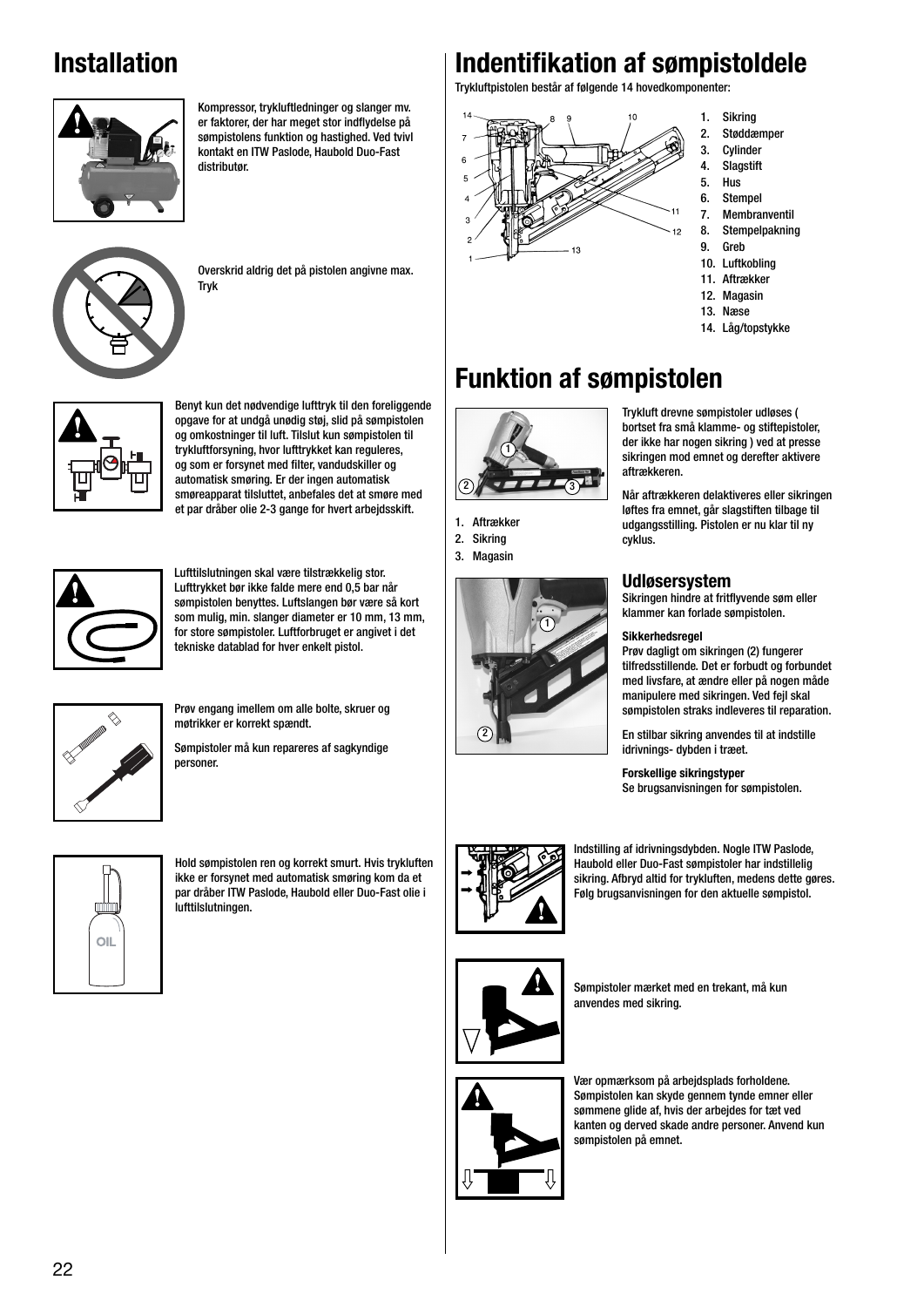# Installation

Kompressor, trykluftledninger og slanger mv. er faktorer, der har meget stor indflydelse på sømpistolens funktion og hastighed. Ved tvivl kontakt en ITW Paslode, Haubold Duo-Fast distributør.

Overskrid aldrig det på pistolen angivne max. Tryk

Benyt kun det nødvendige lufttryk til den foreliggende opgave for at undgå unødig støj, slid på sømpistolen og omkostninger til luft. Tilslut kun sømpistolen til trykluftforsyning, hvor lufttrykket kan reguleres, og som er forsynet med filter, vandudskiller og automatisk smøring. Er der ingen automatisk smøreapparat tilsluttet, anbefales det at smøre med et par dråber olie 2-3 gange for hvert arbejdsskift.

Lufttilslutningen skal være tilstrækkelig stor. Lufttrykket bør ikke falde mere end 0,5 bar når sømpistolen benyttes. Luftslangen bør være så kort som mulig, min. slanger diameter er 10 mm, 13 mm, for store sømpistoler. Luftforbruget er angivet i det tekniske datablad for hver enkelt pistol.

Prøv engang imellem om alle bolte, skruer og møtrikker er korrekt spændt.

Sømpistoler må kun repareres af sagkyndige personer.

Hold sømpistolen ren og korrekt smurt. Hvis trykluften ikke er forsynet med automatisk smøring kom da et par dråber ITW Paslode, Haubold eller Duo-Fast olie i lufttilslutningen.

# Indentifikation af sømpistoldele

Trykluftpistolen består af følgende 14 hovedkomponenter:

1. Sikring
2. Støddæmper
3. Cylinder
4. Slagstift
5. Hus
6. Stempel
7. Membranventil
8. Stempelpakning
9. Greb
10. Luftkobling
11. Aftrækker
12. Magasin
13. Næse
14. Låg/topstykke

# Funktion af sømpistolen

1. Aftrækker
2. Sikring
3. Magasin

Trykluft drevne sømpistoler udløses ( bortset fra små klamme- og stiftepistoler, der ikke har nogen sikring ) ved at presse sikringen mod emnet og derefter aktivere aftrækkeren.

Når aftrækkeren delaktiveres eller sikringen løftes fra emnet, går slagstiften tilbage til udgangsstilling. Pistolen er nu klar til ny cyklus.

## Udløsersystem

Sikringen hindre at fritflyvende søm eller klammer kan forlade sømpistolen.

**Sikkerhedsregel**

Prøv dagligt om sikringen (2) fungerer tilfredsstillende. Det er forbudt og forbundet med livsfare, at ændre eller på nogen måde manipulere med sikringen. Ved fejl skal sømpistolen straks indleveres til reparation.

En stilbar sikring anvendes til at indstille idrivnings- dybden i træet.

**Forskellige sikringstyper**

Se brugsanvisningen for sømpistolen.

Indstilling af idrivningsdybden. Nogle ITW Paslode, Haubold eller Duo-Fast sømpistoler har indstillelig sikring. Afbryd altid for trykluften, medens dette gøres. Følg brugsanvisningen for den aktuelle sømpistol.

Sømpistoler mærket med en trekant, må kun anvendes med sikring.

Vær opmærksom på arbejdsplads forholdene. Sømpistolen kan skyde gennem tynde emner eller sømmene glide af, hvis der arbejdes for tæt ved kanten og derved skade andre personer. Anvend kun sømpistolen på emnet.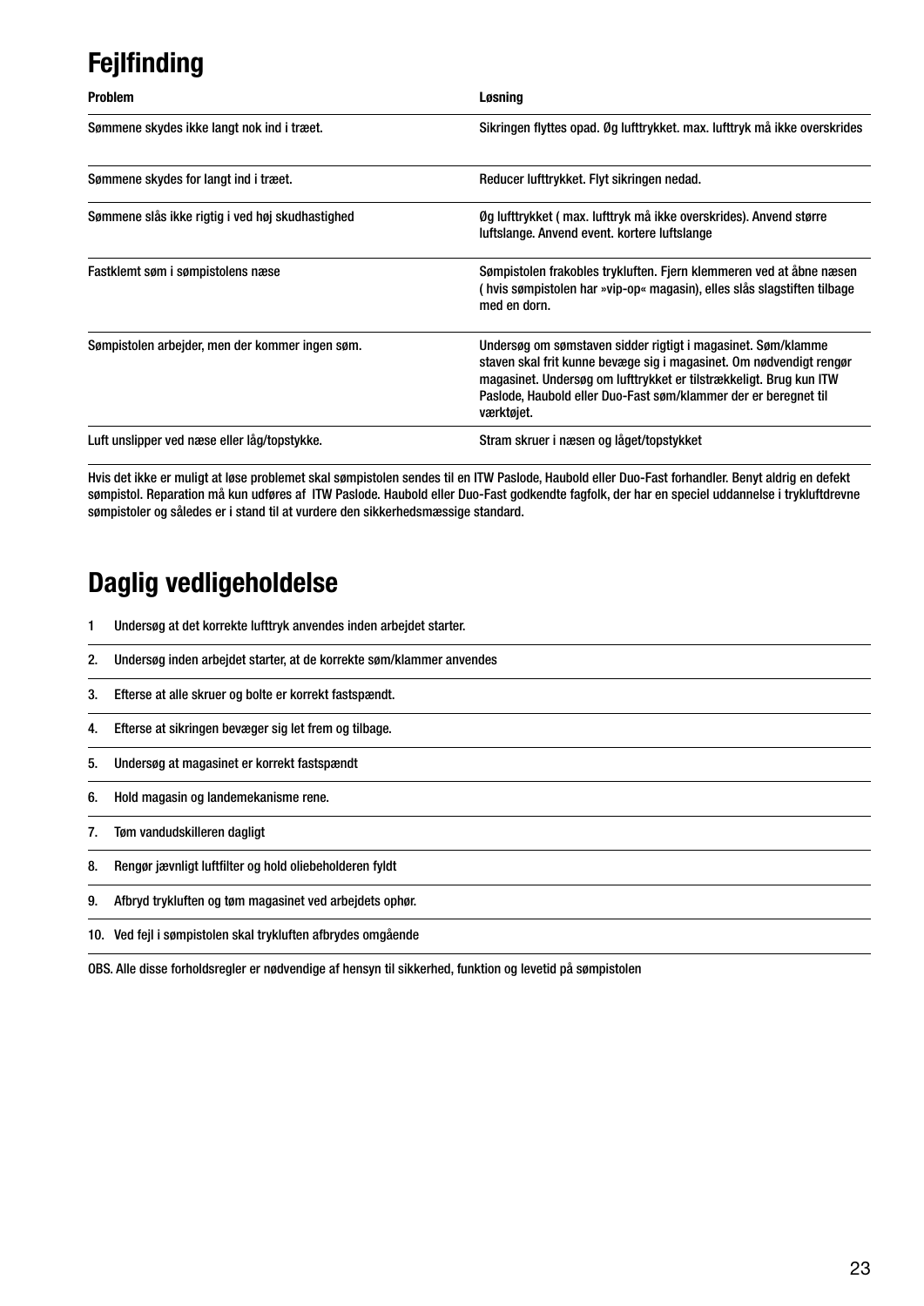# Fejlfinding

| Problem | Løsning |
|---|---|
| Sømmene skydes ikke langt nok ind i træet. | Sikringen flyttes opad. Øg lufttrykket. max. lufttryk må ikke overskrides |
| Sømmene skydes for langt ind i træet. | Reducer lufttrykket. Flyt sikringen nedad. |
| Sømmene slås ikke rigtig i ved høj skudhastighed | Øg lufttrykket ( max. lufttryk må ikke overskrides). Anvend større luftslange. Anvend event. kortere luftslange |
| Fastklemt søm i sømpistolens næse | Sømpistolen frakobles trykluften. Fjern klemmeren ved at åbne næsen ( hvis sømpistolen har »vip-op« magasin), elles slås slagstiften tilbage med en dorn. |
| Sømpistolen arbejder, men der kommer ingen søm. | Undersøg om sømstaven sidder rigtigt i magasinet. Søm/klamme staven skal frit kunne bevæge sig i magasinet. Om nødvendigt rengør magasinet. Undersøg om lufttrykket er tilstrækkeligt. Brug kun ITW Paslode, Haubold eller Duo-Fast søm/klammer der er beregnet til værktøjet. |
| Luft unslipper ved næse eller låg/topstykke. | Stram skruer i næsen og låget/topstykket |

Hvis det ikke er muligt at løse problemet skal sømpistolen sendes til en ITW Paslode, Haubold eller Duo-Fast forhandler. Benyt aldrig en defekt sømpistol. Reparation må kun udføres af ITW Paslode. Haubold eller Duo-Fast godkendte fagfolk, der har en speciel uddannelse i trykluftdrevne sømpistoler og således er i stand til at vurdere den sikkerhedsmæssige standard.

# Daglig vedligeholdelse

1 Undersøg at det korrekte lufttryk anvendes inden arbejdet starter.

2. Undersøg inden arbejdet starter, at de korrekte søm/klammer anvendes

3. Efterse at alle skruer og bolte er korrekt fastspændt.

4. Efterse at sikringen bevæger sig let frem og tilbage.

5. Undersøg at magasinet er korrekt fastspændt

6. Hold magasin og landemekanisme rene.

7. Tøm vandudskilleren dagligt

8. Rengør jævnligt luftfilter og hold oliebeholderen fyldt

9. Afbryd trykluften og tøm magasinet ved arbejdets ophør.

10. Ved fejl i sømpistolen skal trykluften afbrydes omgående

OBS. Alle disse forholdsregler er nødvendige af hensyn til sikkerhed, funktion og levetid på sømpistolen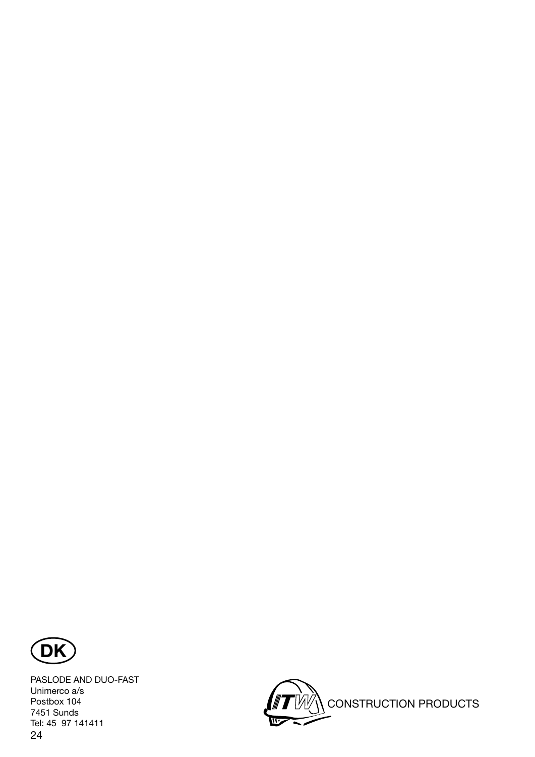**DK**

PASLODE AND DUO-FAST
Unimerco a/s
Postbox 104
7451 Sunds
Tel: 45 97 141411

CONSTRUCTION PRODUCTS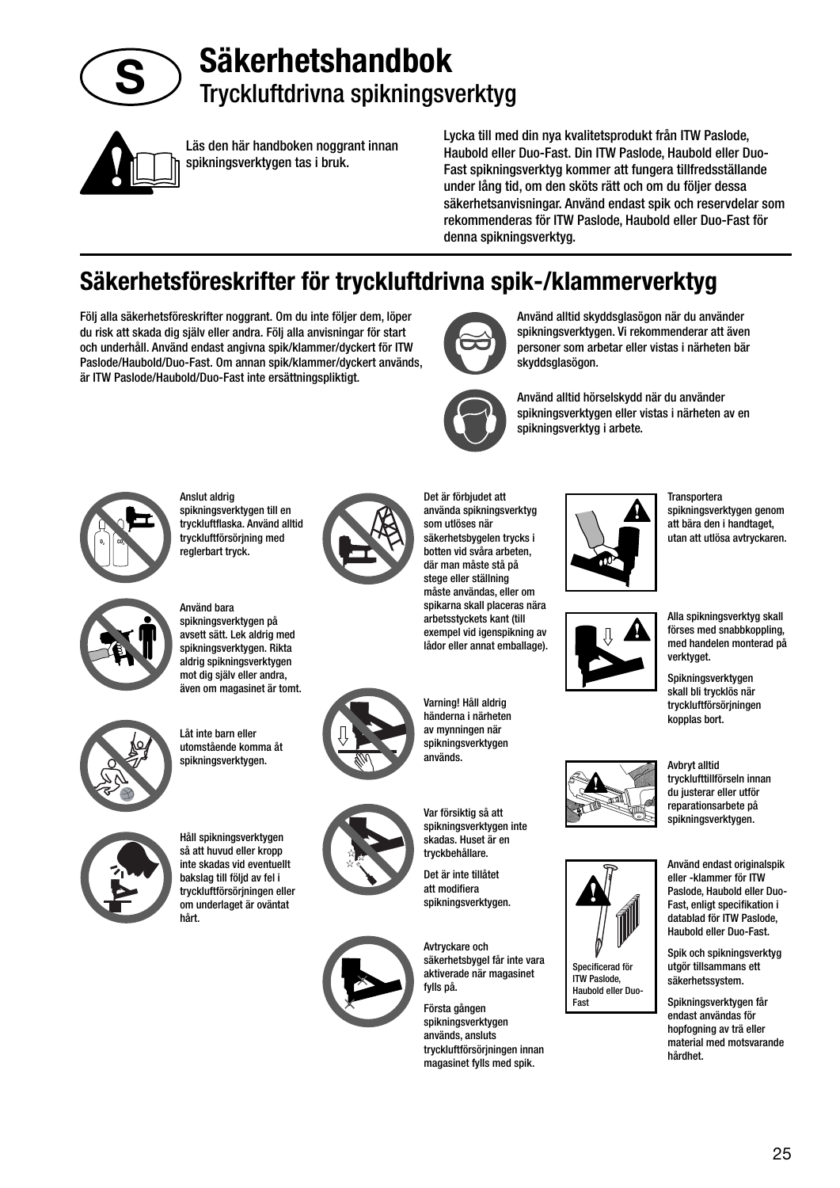# Säkerhetshandbok

## Tryckluftdrivna spikningsverktyg

Läs den här handboken noggrant innan spikningsverktygen tas i bruk.

Lycka till med din nya kvalitetsprodukt från ITW Paslode, Haubold eller Duo-Fast. Din ITW Paslode, Haubold eller Duo-Fast spikningsverktyg kommer att fungera tillfredsställande under lång tid, om den sköts rätt och om du följer dessa säkerhetsanvisningar. Använd endast spik och reservdelar som rekommenderas för ITW Paslode, Haubold eller Duo-Fast för denna spikningsverktyg.

## Säkerhetsföreskrifter för tryckluftdrivna spik-/klammerverktyg

Följ alla säkerhetsföreskrifter noggrant. Om du inte följer dem, löper du risk att skada dig själv eller andra. Följ alla anvisningar för start och underhåll. Använd endast angivna spik/klammer/dyckert för ITW Paslode/Haubold/Duo-Fast. Om annan spik/klammer/dyckert används, är ITW Paslode/Haubold/Duo-Fast inte ersättningspliktigt.

Använd alltid skyddsglasögon när du använder spikningsverktygen. Vi rekommenderar att även personer som arbetar eller vistas i närheten bär skyddsglasögon.

Använd alltid hörselskydd när du använder spikningsverktygen eller vistas i närheten av en spikningsverktyg i arbete.

Anslut aldrig spikningsverktygen till en tryckluftflaska. Använd alltid tryckluftförsörjning med reglerbart tryck.

Använd bara spikningsverktygen på avsett sätt. Lek aldrig med spikningsverktygen. Rikta aldrig spikningsverktygen mot dig själv eller andra, även om magasinet är tomt.

Låt inte barn eller utomstående komma åt spikningsverktygen.

Håll spikningsverktygen så att huvud eller kropp inte skadas vid eventuellt bakslag till följd av fel i tryckluftförsörjningen eller om underlaget är oväntat hårt.

Det är förbjudet att använda spikningsverktyg som utlöses när säkerhetsbygeln trycks i botten vid svåra arbeten, där man måste stå på stege eller ställning måste användas, eller om spikarna skall placeras nära arbetsstyckets kant (till exempel vid igenspikning av lådor eller annat emballage).

Varning! Håll aldrig händerna i närheten av mynningen när spikningsverktygen används.

Var försiktig så att spikningsverktygen inte skadas. Huset är en tryckbehållare.

Det är inte tillåtet att modifiera spikningsverktygen.

Avtryckare och säkerhetsbygel får inte vara aktiverade när magasinet fylls på.

Första gången spikningsverktygen används, ansluts tryckluftförsörjningen innan magasinet fylls med spik.

Transportera spikningsverktygen genom att bära den i handtaget, utan att utlösa avtryckaren.

Alla spikningsverktyg skall förses med snabbkoppling, med handelen monterad på verktyget.

Spikningsverktygen skall bli trycklös när tryckluftförsörjningen kopplas bort.

Avbryt alltid trycklufttillförseln innan du justerar eller utför reparationsarbete på spikningsverktygen.

Specificerad för ITW Paslode, Haubold eller Duo-Fast

Använd endast originalspik eller -klammer för ITW Paslode, Haubold eller Duo-Fast, enligt specifikation i datablad för ITW Paslode, Haubold eller Duo-Fast.

Spik och spikningsverktyg utgör tillsammans ett säkerhetssystem.

Spikningsverktygen får endast användas för hopfogning av trä eller material med motsvarande hårdhet.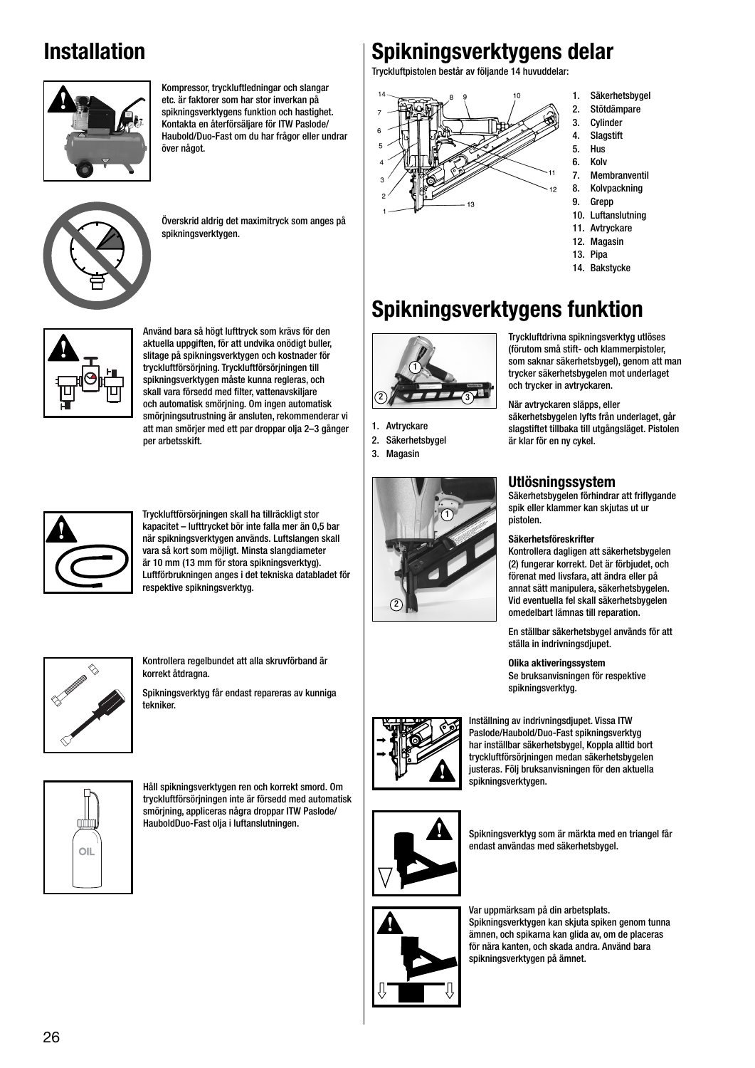# Installation

Kompressor, tryckluftledningar och slangar etc. är faktorer som har stor inverkan på spikningsverktygens funktion och hastighet. Kontakta en återförsäljare för ITW Paslode/ Haubold/Duo-Fast om du har frågor eller undrar över något.

Överskrid aldrig det maximitryck som anges på spikningsverktygen.

Använd bara så högt lufttryck som krävs för den aktuella uppgiften, för att undvika onödigt buller, slitage på spikningsverktygen och kostnader för tryckluftförsörjning. Tryckluftförsörjningen till spikningsverktygen måste kunna regleras, och skall vara försedd med filter, vattenavskiljare och automatisk smörjning. Om ingen automatisk smörjningsutrustning är ansluten, rekommenderar vi att man smörjer med ett par droppar olja 2–3 gånger per arbetsskift.

Tryckluftförsörjningen skall ha tillräckligt stor kapacitet – lufttrycket bör inte falla mer än 0,5 bar när spikningsverktygen används. Luftslangen skall vara så kort som möjligt. Minsta slangdiameter är 10 mm (13 mm för stora spikningsverktyg). Luftförbrukningen anges i det tekniska databladet för respektive spikningsverktyg.

Kontrollera regelbundet att alla skruvförband är korrekt åtdragna.

Spikningsverktyg får endast repareras av kunniga tekniker.

Håll spikningsverktygen ren och korrekt smord. Om tryckluftförsörjningen inte är försedd med automatisk smörjning, appliceras några droppar ITW Paslode/ HauboldDuo-Fast olja i luftanslutningen.

# Spikningsverktygens delar

Tryckluftpistolen består av följande 14 huvuddelar:

1. Säkerhetsbygel
2. Stötdämpare
3. Cylinder
4. Slagstift
5. Hus
6. Kolv
7. Membranventil
8. Kolvpackning
9. Grepp
10. Luftanslutning
11. Avtryckare
12. Magasin
13. Pipa
14. Bakstycke

# Spikningsverktygens funktion

1. Avtryckare
2. Säkerhetsbygel
3. Magasin

Tryckluftdrivna spikningsverktyg utlöses (förutom små stift- och klammerpistoler, som saknar säkerhetsbygel), genom att man trycker säkerhetsbygelen mot underlaget och trycker in avtryckaren.

När avtryckaren släpps, eller säkerhetsbygelen lyfts från underlaget, går slagstiftet tillbaka till utgångsläget. Pistolen är klar för en ny cykel.

## Utlösningssystem

Säkerhetsbygelen förhindrar att friflygande spik eller klammer kan skjutas ut ur pistolen.

**Säkerhetsföreskrifter**
Kontrollera dagligen att säkerhetsbygelen (2) fungerar korrekt. Det är förbjudet, och förenat med livsfara, att ändra eller på annat sätt manipulera, säkerhetsbygelen. Vid eventuella fel skall säkerhetsbygelen omedelbart lämnas till reparation.

En ställbar säkerhetsbygel används för att ställa in indrivningsdjupet.

**Olika aktiveringssystem**
Se bruksanvisningen för respektive spikningsverktyg.

Inställning av indrivningsdjupet. Vissa ITW Paslode/Haubold/Duo-Fast spikningsverktyg har inställbar säkerhetsbygel, Koppla alltid bort tryckluftförsörjningen medan säkerhetsbygelen justeras. Följ bruksanvisningen för den aktuella spikningsverktygen.

Spikningsverktyg som är märkta med en triangel får endast användas med säkerhetsbygel.

Var uppmärksam på din arbetsplats. Spikningsverktygen kan skjuta spiken genom tunna ämnen, och spikarna kan glida av, om de placeras för nära kanten, och skada andra. Använd bara spikningsverktygen på ämnet.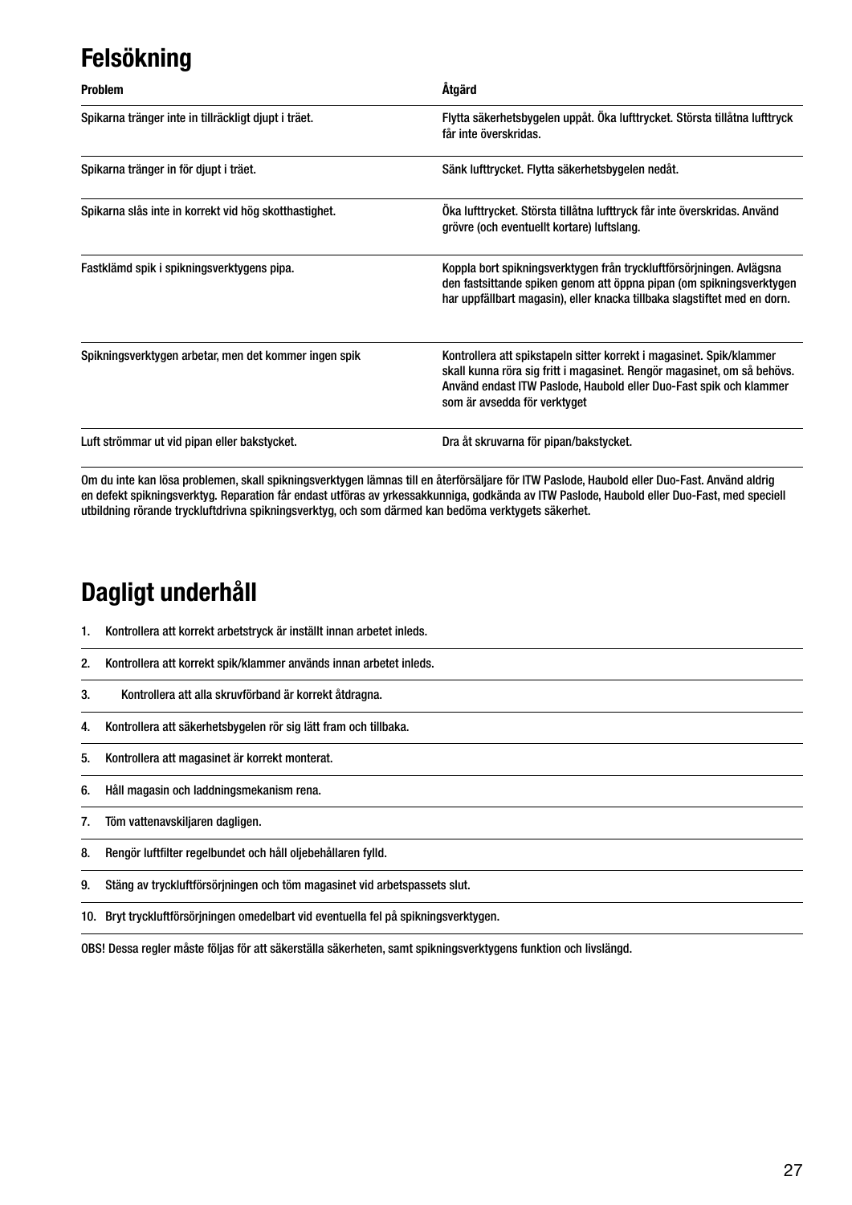# Felsökning

| Problem | Åtgärd |
|---|---|
| Spikarna tränger inte in tillräckligt djupt i träet. | Flytta säkerhetsbygelen uppåt. Öka lufttrycket. Största tillåtna lufttryck får inte överskridas. |
| Spikarna tränger in för djupt i träet. | Sänk lufttrycket. Flytta säkerhetsbygelen nedåt. |
| Spikarna slås inte in korrekt vid hög skotthastighet. | Öka lufttrycket. Största tillåtna lufttryck får inte överskridas. Använd grövre (och eventuellt kortare) luftslang. |
| Fastklämd spik i spikningsverktygens pipa. | Koppla bort spikningsverktygen från tryckluftförsörjningen. Avlägsna den fastsittande spiken genom att öppna pipan (om spikningsverktygen har uppfällbart magasin), eller knacka tillbaka slagstiftet med en dorn. |
| Spikningsverktygen arbetar, men det kommer ingen spik | Kontrollera att spikstapeln sitter korrekt i magasinet. Spik/klammer skall kunna röra sig fritt i magasinet. Rengör magasinet, om så behövs. Använd endast ITW Paslode, Haubold eller Duo-Fast spik och klammer som är avsedda för verktyget |
| Luft strömmar ut vid pipan eller bakstycket. | Dra åt skruvarna för pipan/bakstycket. |

Om du inte kan lösa problemen, skall spikningsverktygen lämnas till en återförsäljare för ITW Paslode, Haubold eller Duo-Fast. Använd aldrig en defekt spikningsverktyg. Reparation får endast utföras av yrkessakkunniga, godkända av ITW Paslode, Haubold eller Duo-Fast, med speciell utbildning rörande tryckluftdrivna spikningsverktyg, och som därmed kan bedöma verktygets säkerhet.

# Dagligt underhåll

1. Kontrollera att korrekt arbetstryck är inställt innan arbetet inleds.
2. Kontrollera att korrekt spik/klammer används innan arbetet inleds.
3. Kontrollera att alla skruvförband är korrekt åtdragna.
4. Kontrollera att säkerhetsbygelen rör sig lätt fram och tillbaka.
5. Kontrollera att magasinet är korrekt monterat.
6. Håll magasin och laddningsmekanism rena.
7. Töm vattenavskiljaren dagligen.
8. Rengör luftfilter regelbundet och håll oljebehållaren fylld.
9. Stäng av tryckluftförsörjningen och töm magasinet vid arbetspassets slut.
10. Bryt tryckluftförsörjningen omedelbart vid eventuella fel på spikningsverktygen.

OBS! Dessa regler måste följas för att säkerställa säkerheten, samt spikningsverktygens funktion och livslängd.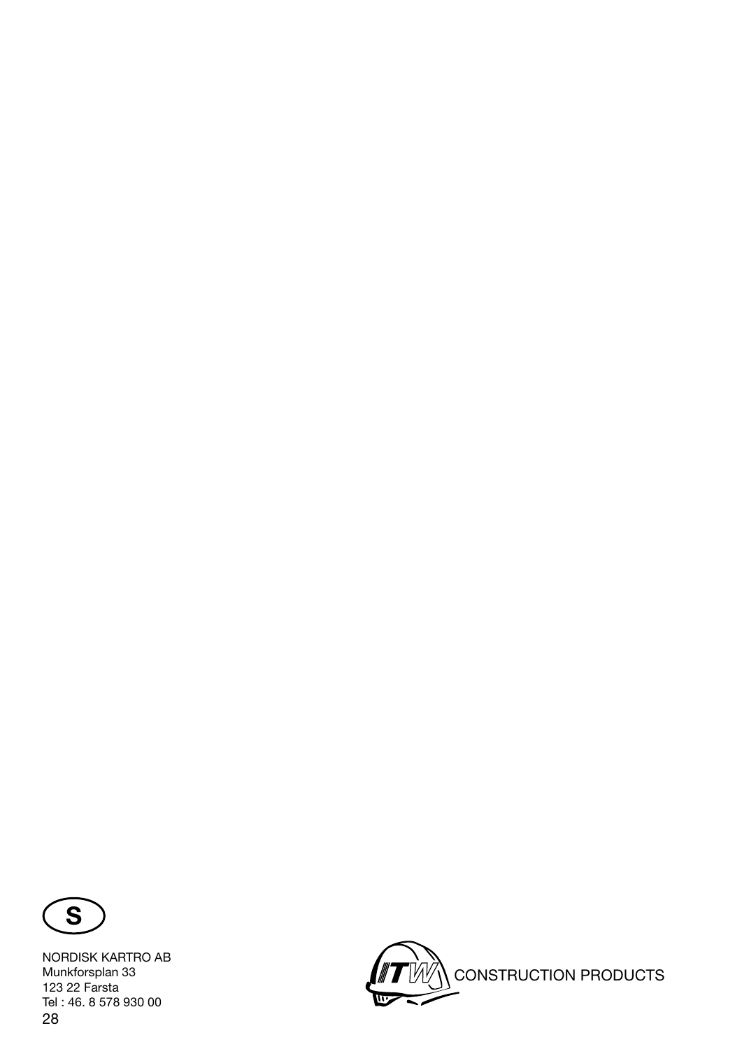**S**

NORDISK KARTRO AB
Munkforsplan 33
123 22 Farsta
Tel : 46. 8 578 930 00

ITW CONSTRUCTION PRODUCTS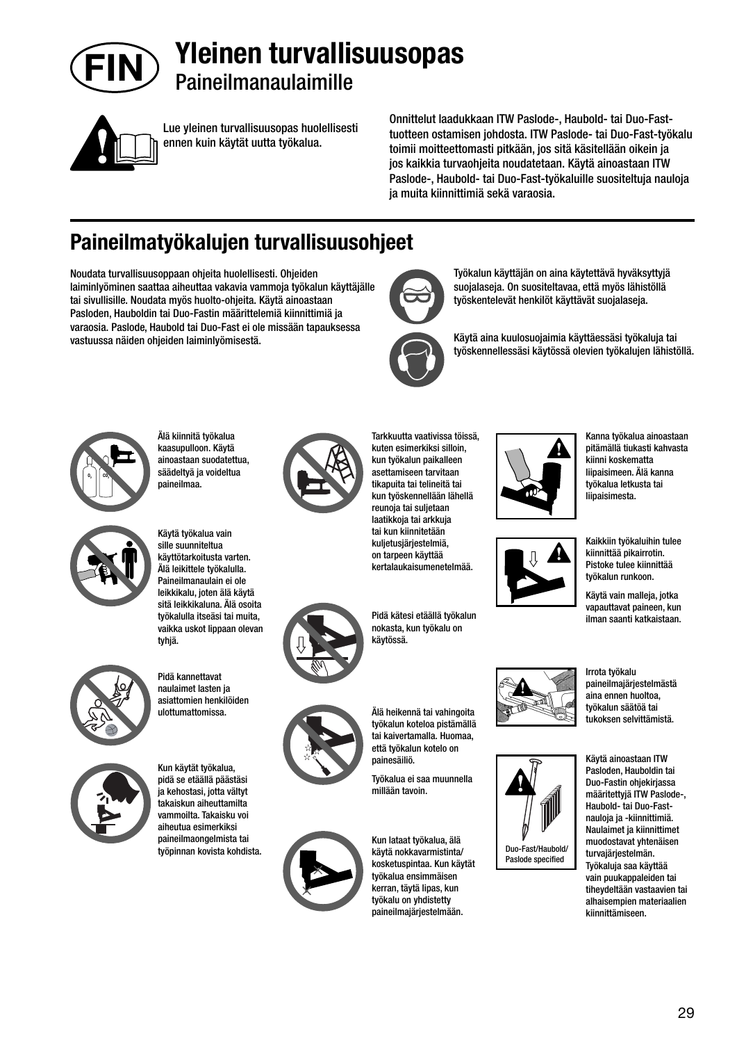# FIN Yleinen turvallisuusopas

## Paineilmanaulaimille

Lue yleinen turvallisuusopas huolellisesti ennen kuin käytät uutta työkalua.

Onnittelut laadukkaan ITW Paslode-, Haubold- tai Duo-Fast-tuotteen ostamisen johdosta. ITW Paslode- tai Duo-Fast-työkalu toimii moitteettomasti pitkään, jos sitä käsitellään oikein ja jos kaikkia turvaohjeita noudatetaan. Käytä ainoastaan ITW Paslode-, Haubold- tai Duo-Fast-työkaluille suositeltuja nauloja ja muita kiinnittimiä sekä varaosia.

## Paineilmatyökalujen turvallisuusohjeet

Noudata turvallisuusoppaan ohjeita huolellisesti. Ohjeiden laiminlyöminen saattaa aiheuttaa vakavia vammoja työkalun käyttäjälle tai sivullisille. Noudata myös huolto-ohjeita. Käytä ainoastaan Pasloden, Hauboldin tai Duo-Fastin määrittelemiä kiinnittimiä ja varaosia. Paslode, Haubold tai Duo-Fast ei ole missään tapauksessa vastuussa näiden ohjeiden laiminlyömisestä.

Työkalun käyttäjän on aina käytettävä hyväksyttyjä suojalaseja. On suositeltavaa, että myös lähistöllä työskentelevät henkilöt käyttävät suojalaseja.

Käytä aina kuulosuojaimia käyttäessäsi työkaluja tai työskennellessäsi käytössä olevien työkalujen lähistöllä.

Älä kiinnitä työkalua kaasupulloon. Käytä ainoastaan suodatettua, säädeltyä ja voideltua paineilmaa.

Käytä työkalua vain sille suunniteltua käyttötarkoitusta varten. Älä leikittele työkalulla. Paineilmanaulain ei ole leikkikalu, joten älä käytä sitä leikkikaluna. Älä osoita työkalulla itseäsi tai muita, vaikka uskot lippaan olevan tyhjä.

Pidä kannettavat naulaimet lasten ja asiattomien henkilöiden ulottumattomissa.

Kun käytät työkalua, pidä se etäällä päästäsi ja kehostasi, jotta vältyt takaiskun aiheuttamilta vammoilta. Takaisku voi aiheutua esimerkiksi paineilmaongelmista tai työpinnan kovista kohdista.

Tarkkuutta vaativissa töissä, kuten esimerkiksi silloin, kun työkalun paikalleen asettamiseen tarvitaan tikapuita tai telineitä tai kun työskennellään lähellä reunoja tai suljetaan laatikkoja tai arkkuja tai kun kiinnitetään kuljetusjärjestelmiä, on tarpeen käyttää kertalaukaisumenetelmää.

Pidä kätesi etäällä työkalun nokasta, kun työkalu on käytössä.

Älä heikennä tai vahingoita työkalun koteloa pistämällä tai kaivertamalla. Huomaa, että työkalun kotelo on painesäiliö.

Työkalua ei saa muunnella millään tavoin.

Kun lataat työkalua, älä käytä nokkavarmistinta/kosketuspintaa. Kun käytät työkalua ensimmäisen kerran, täytä lipas, kun työkalu on yhdistetty paineilmajärjestelmään.

Kanna työkalua ainoastaan pitämällä tiukasti kahvasta kiinni koskematta liipaisimeen. Älä kanna työkalua letkusta tai liipaisimesta.

Kaikkiin työkaluihin tulee kiinnittää pikairrotin. Pistoke tulee kiinnittää työkalun runkoon.

Käytä vain malleja, jotka vapauttavat paineen, kun ilman saanti katkaistaan.

Irrota työkalu paineilmajärjestelmästä aina ennen huoltoa, työkalun säätöä tai tukoksen selvittämistä.

Duo-Fast/Haubold/Paslode specified

Käytä ainoastaan ITW Pasloden, Hauboldin tai Duo-Fastin ohjekirjassa määritettyjä ITW Paslode-, Haubold- tai Duo-Fast-nauloja ja -kiinnittimiä. Naulaimet ja kiinnittimet muodostavat yhtenäisen turvajärjestelmän. Työkaluja saa käyttää vain puukappaleiden tai tiheydeltään vastaavien tai alhaisempien materiaalien kiinnittämiseen.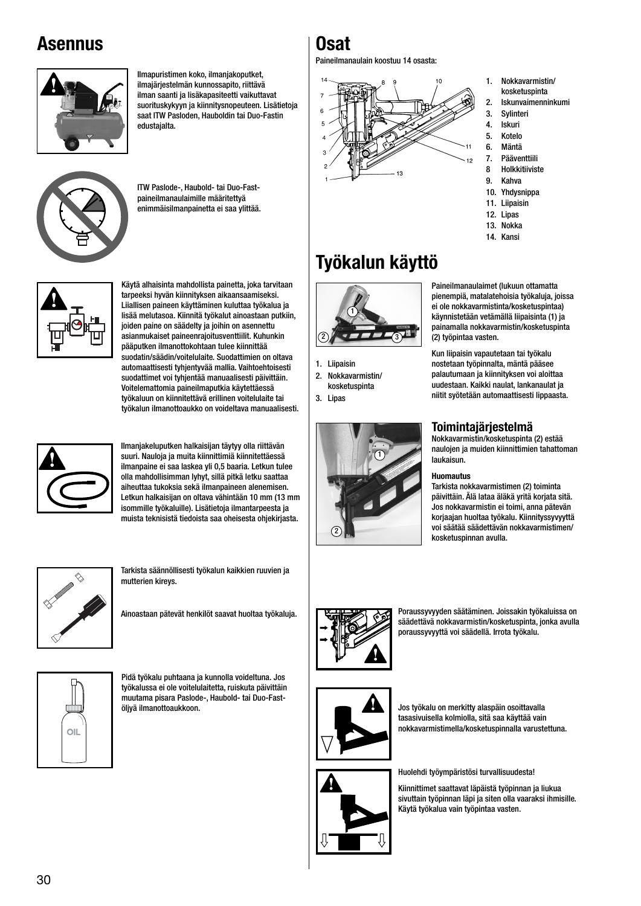# Asennus

Ilmapuristimen koko, ilmanjakoputket, ilmajärjestelmän kunnossapito, riittävä ilman saanti ja lisäkapasiteetti vaikuttavat suorituskykyyn ja kiinnitysnopeuteen. Lisätietoja saat ITW Pasloden, Hauboldin tai Duo-Fastin edustajalta.

ITW Paslode-, Haubold- tai Duo-Fast-paineilmanaulaimille määritettyä enimmäisilmanpainetta ei saa ylittää.

Käytä alhaisinta mahdollista painetta, joka tarvitaan tarpeeksi hyvän kiinnityksen aikaansaamiseksi. Liiallisen paineen käyttäminen kuluttaa työkalua ja lisää melutasoa. Kiinnitä työkalut ainoastaan putkiin, joiden paine on säädelty ja joihin on asennettu asianmukaiset paineenrajoitusventtiilit. Kuhunkin pääputken ilmanottokohtaan tulee kiinnittää suodatin/säädin/voitelulaite. Suodattimien on oltava automaattisesti tyhjentyvää mallia. Vaihtoehtoisesti suodattimet voi tyhjentää manuaalisesti päivittäin. Voitelemattomia paineilmaputkia käytettäessä työkaluun on kiinnitettävä erillinen voitelulaite tai työkalun ilmanottoaukko on voideltava manuaalisesti.

Ilmanjakeluputken halkaisijan täytyy olla riittävän suuri. Nauloja ja muita kiinnittimiä kiinnitettäessä ilmanpaine ei saa laskea yli 0,5 baaria. Letkun tulee olla mahdollisimman lyhyt, sillä pitkä letku saattaa aiheuttaa tukoksia sekä ilmanpaineen alenemisen. Letkun halkaisijan on oltava vähintään 10 mm (13 mm isommille työkaluille). Lisätietoja ilmantarpeesta ja muista teknisistä tiedoista saa oheisesta ohjekirjasta.

Tarkista säännöllisesti työkalun kaikkien ruuvien ja mutterien kireys.

Ainoastaan pätevät henkilöt saavat huoltaa työkaluja.

Pidä työkalu puhtaana ja kunnolla voideltuna. Jos työkalussa ei ole voitelulaitetta, ruiskuta päivittäin muutama pisara Paslode-, Haubold- tai Duo-Fast-öljyä ilmanottoaukkoon.

# Osat

Paineilmanaulain koostuu 14 osasta:

1. Nokkavarmistin/kosketuspinta
2. Iskunvaimenninkumi
3. Sylinteri
4. Iskuri
5. Kotelo
6. Mäntä
7. Pääventtiili
8. Holkkitiiviste
9. Kahva
10. Yhdysnippa
11. Liipaisin
12. Lipas
13. Nokka
14. Kansi

# Työkalun käyttö

1. Liipaisin
2. Nokkavarmistin/kosketuspinta
3. Lipas

Paineilmanaulaimet (lukuun ottamatta pienempiä, matalatehoisia työkaluja, joissa ei ole nokkavarmistinta/kosketuspintaa) käynnistetään vetämällä liipaisinta (1) ja painamalla nokkavarmistin/kosketuspinta (2) työpintaa vasten.

Kun liipaisin vapautetaan tai työkalu nostetaan työpinnalta, mäntä pääsee palautumaan ja kiinnityksen voi aloittaa uudestaan. Kaikki naulat, lankanaulat ja niitit syötetään automaattisesti lippaasta.

## Toimintajärjestelmä

Nokkavarmistin/kosketuspinta (2) estää naulojen ja muiden kiinnittimien tahattoman laukaisun.

**Huomautus**

Tarkista nokkavarmistimen (2) toiminta päivittäin. Älä lataa äläkä yritä korjata sitä. Jos nokkavarmistin ei toimi, anna pätevän korjaajan huoltaa työkalu. Kiinnityssyvyyttä voi säätää säädettävän nokkavarmistimen/kosketuspinnan avulla.

Poraussyvyyden säätäminen. Joissakin työkaluissa on säädettävä nokkavarmistin/kosketuspinta, jonka avulla poraussyvyyttä voi säädellä. Irrota työkalu.

Jos työkalu on merkitty alaspäin osoittavalla tasasivuisella kolmiolla, sitä saa käyttää vain nokkavarmistimella/kosketuspinnalla varustettuna.

Huolehdi työympäristösi turvallisuudesta!

Kiinnittimet saattavat läpäistä työpinnan ja liukua sivuttain työpinnan läpi ja siten olla vaaraksi ihmisille. Käytä työkalua vain työpintaa vasten.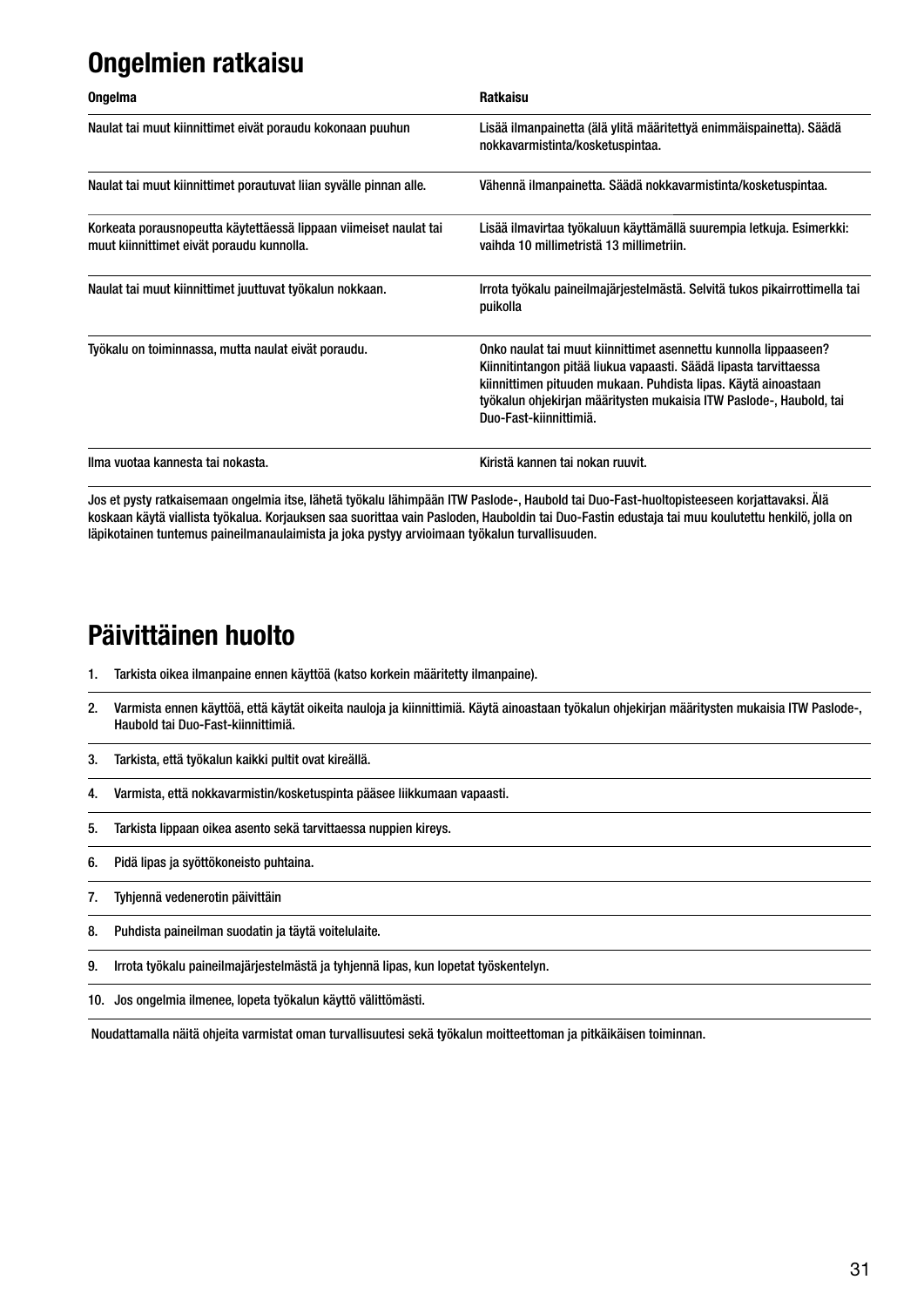# Ongelmien ratkaisu

| Ongelma | Ratkaisu |
| --- | --- |
| Naulat tai muut kiinnittimet eivät poraudu kokonaan puuhun | Lisää ilmanpainetta (älä ylitä määritettyä enimmäispainetta). Säädä nokkavarmistinta/kosketuspintaa. |
| Naulat tai muut kiinnittimet porautuvat liian syvälle pinnan alle. | Vähennä ilmanpainetta. Säädä nokkavarmistinta/kosketuspintaa. |
| Korkeata porausnopeutta käytettäessä lippaan viimeiset naulat tai muut kiinnittimet eivät poraudu kunnolla. | Lisää ilmavirtaa työkaluun käyttämällä suurempia letkuja. Esimerkki: vaihda 10 millimetristä 13 millimetriin. |
| Naulat tai muut kiinnittimet juuttuvat työkalun nokkaan. | Irrota työkalu paineilmajärjestelmästä. Selvitä tukos pikairrottimella tai puikolla |
| Työkalu on toiminnassa, mutta naulat eivät poraudu. | Onko naulat tai muut kiinnittimet asennettu kunnolla lippaaseen? Kiinnitintangon pitää liukua vapaasti. Säädä lipasta tarvittaessa kiinnittimen pituuden mukaan. Puhdista lipas. Käytä ainoastaan työkalun ohjekirjan määritysten mukaisia ITW Paslode-, Haubold, tai Duo-Fast-kiinnittimiä. |
| Ilma vuotaa kannesta tai nokasta. | Kiristä kannen tai nokan ruuvit. |

Jos et pysty ratkaisemaan ongelmia itse, lähetä työkalu lähimpään ITW Paslode-, Haubold tai Duo-Fast-huoltopisteeseen korjattavaksi. Älä koskaan käytä viallista työkalua. Korjauksen saa suorittaa vain Pasloden, Hauboldin tai Duo-Fastin edustaja tai muu koulutettu henkilö, jolla on läpikotainen tuntemus paineilmanaulaimista ja joka pystyy arvioimaan työkalun turvallisuuden.

# Päivittäinen huolto

1. Tarkista oikea ilmanpaine ennen käyttöä (katso korkein määritetty ilmanpaine).
2. Varmista ennen käyttöä, että käytät oikeita nauloja ja kiinnittimiä. Käytä ainoastaan työkalun ohjekirjan määritysten mukaisia ITW Paslode-, Haubold tai Duo-Fast-kiinnittimiä.
3. Tarkista, että työkalun kaikki pultit ovat kireällä.
4. Varmista, että nokkavarmistin/kosketuspinta pääsee liikkumaan vapaasti.
5. Tarkista lippaan oikea asento sekä tarvittaessa nuppien kireys.
6. Pidä lipas ja syöttökoneisto puhtaina.
7. Tyhjennä vedenerotin päivittäin
8. Puhdista paineilman suodatin ja täytä voitelulaite.
9. Irrota työkalu paineilmajärjestelmästä ja tyhjennä lipas, kun lopetat työskentelyn.
10. Jos ongelmia ilmenee, lopeta työkalun käyttö välittömästi.

Noudattamalla näitä ohjeita varmistat oman turvallisuutesi sekä työkalun moitteettoman ja pitkäikäisen toiminnan.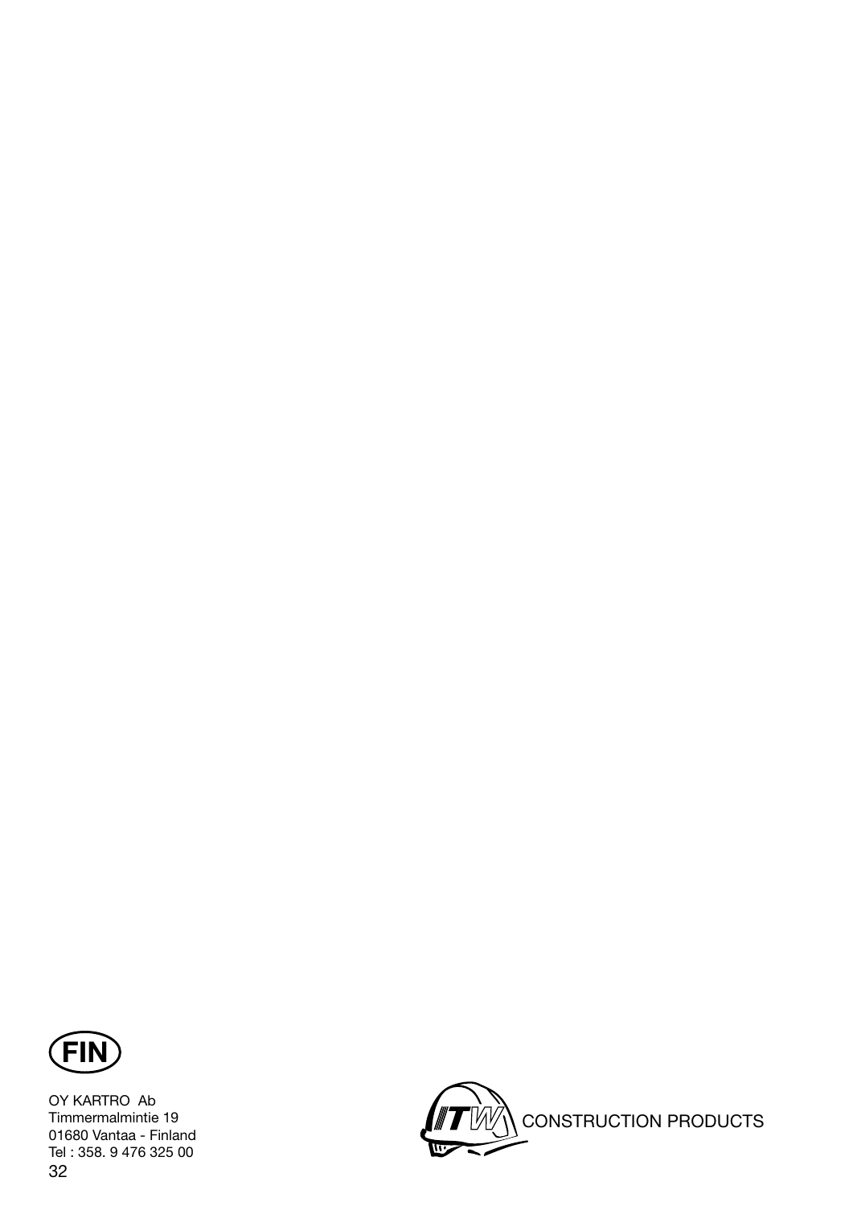**FIN**

OY KARTRO Ab
Timmermalmintie 19
01680 Vantaa - Finland
Tel : 358. 9 476 325 00

ITW CONSTRUCTION PRODUCTS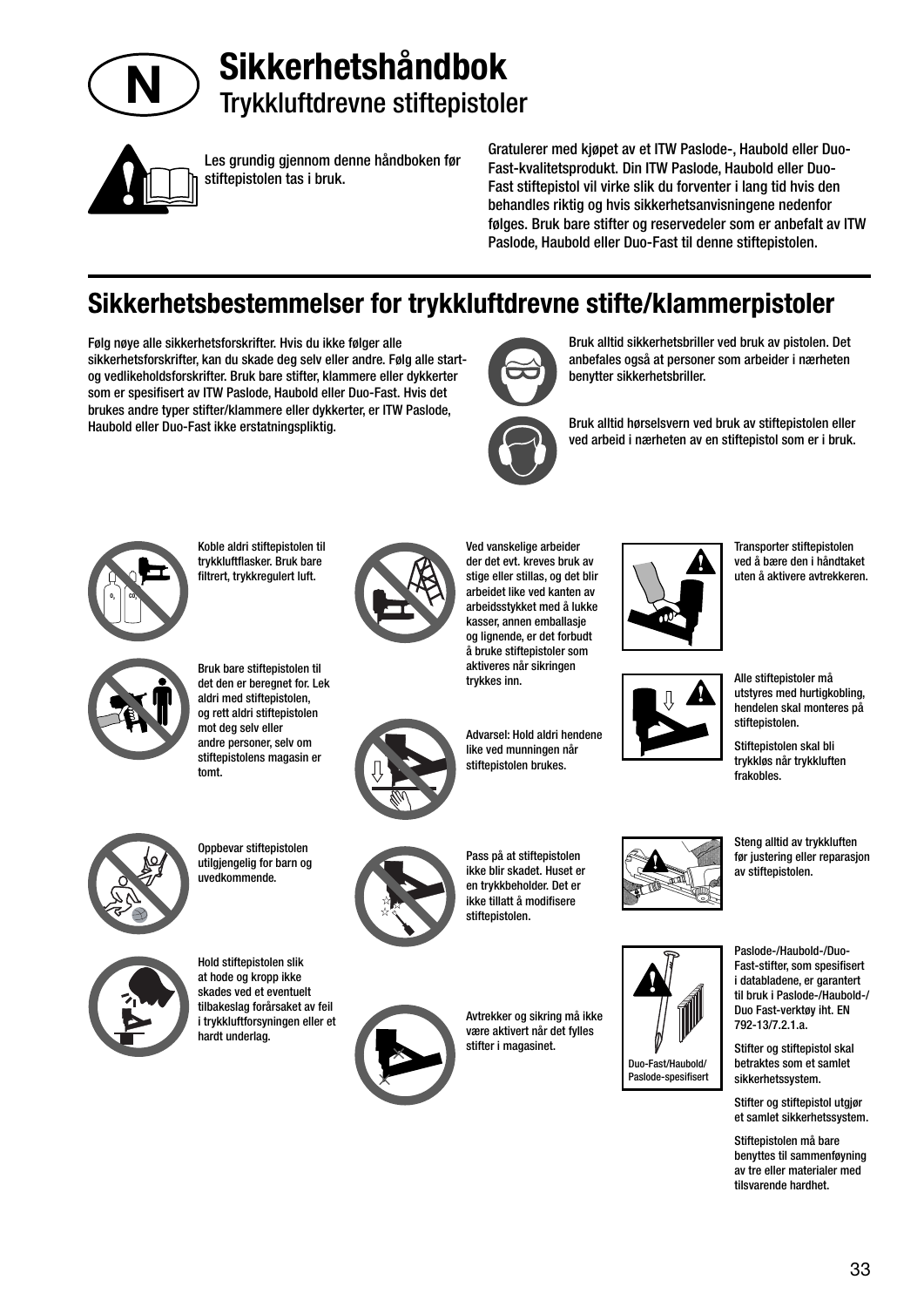# Sikkerhetshåndbok

## Trykkluftdrevne stiftepistoler

Les grundig gjennom denne håndboken før stiftepistolen tas i bruk.

Gratulerer med kjøpet av et ITW Paslode-, Haubold eller Duo-Fast-kvalitetsprodukt. Din ITW Paslode, Haubold eller Duo-Fast stiftepistol vil virke slik du forventer i lang tid hvis den behandles riktig og hvis sikkerhetsanvisningene nedenfor følges. Bruk bare stifter og reservedeler som er anbefalt av ITW Paslode, Haubold eller Duo-Fast til denne stiftepistolen.

## Sikkerhetsbestemmelser for trykkluftdrevne stifte/klammerpistoler

Følg nøye alle sikkerhetsforskrifter. Hvis du ikke følger alle sikkerhetsforskrifter, kan du skade deg selv eller andre. Følg alle start- og vedlikeholdsforskrifter. Bruk bare stifter, klammere eller dykkerter som er spesifisert av ITW Paslode, Haubold eller Duo-Fast. Hvis det brukes andre typer stifter/klammere eller dykkerter, er ITW Paslode, Haubold eller Duo-Fast ikke erstatningspliktig.

Bruk alltid sikkerhetsbriller ved bruk av pistolen. Det anbefales også at personer som arbeider i nærheten benytter sikkerhetsbriller.

Bruk alltid hørselsvern ved bruk av stiftepistolen eller ved arbeid i nærheten av en stiftepistol som er i bruk.

Koble aldri stiftepistolen til trykkluftflasker. Bruk bare filtrert, trykkregulert luft.

Bruk bare stiftepistolen til det den er beregnet for. Lek aldri med stiftepistolen, og rett aldri stiftepistolen mot deg selv eller andre personer, selv om stiftepistolens magasin er tomt.

Oppbevar stiftepistolen utilgjengelig for barn og uvedkommende.

Hold stiftepistolen slik at hode og kropp ikke skades ved et eventuelt tilbakeslag forårsaket av feil i trykkluftforsyningen eller et hardt underlag.

Ved vanskelige arbeider der det evt. kreves bruk av stige eller stillas, og det blir arbeidet like ved kanten av arbeidsstykket med å lukke kasser, annen emballasje og lignende, er det forbudt å bruke stiftepistoler som aktiveres når sikringen trykkes inn.

Advarsel: Hold aldri hendene like ved munningen når stiftepistolen brukes.

Pass på at stiftepistolen ikke blir skadet. Huset er en trykkbeholder. Det er ikke tillatt å modifisere stiftepistolen.

Avtrekker og sikring må ikke være aktivert når det fylles stifter i magasinet.

Transporter stiftepistolen ved å bære den i håndtaket uten å aktivere avtrekkeren.

Alle stiftepistoler må utstyres med hurtigkobling, hendelen skal monteres på stiftepistolen.

Stiftepistolen skal bli trykkløs når trykkluften frakobles.

Steng alltid av trykkluften før justering eller reparasjon av stiftepistolen.

Duo-Fast/Haubold/ Paslode-spesifisert

Paslode-/Haubold-/Duo-Fast-stifter, som spesifisert i databladene, er garantert til bruk i Paslode-/Haubold-/ Duo Fast-verktøy iht. EN 792-13/7.2.1.a.

Stifter og stiftepistol skal betraktes som et samlet sikkerhetssystem.

Stifter og stiftepistol utgjør et samlet sikkerhetssystem.

Stiftepistolen må bare benyttes til sammenføyning av tre eller materialer med tilsvarende hardhet.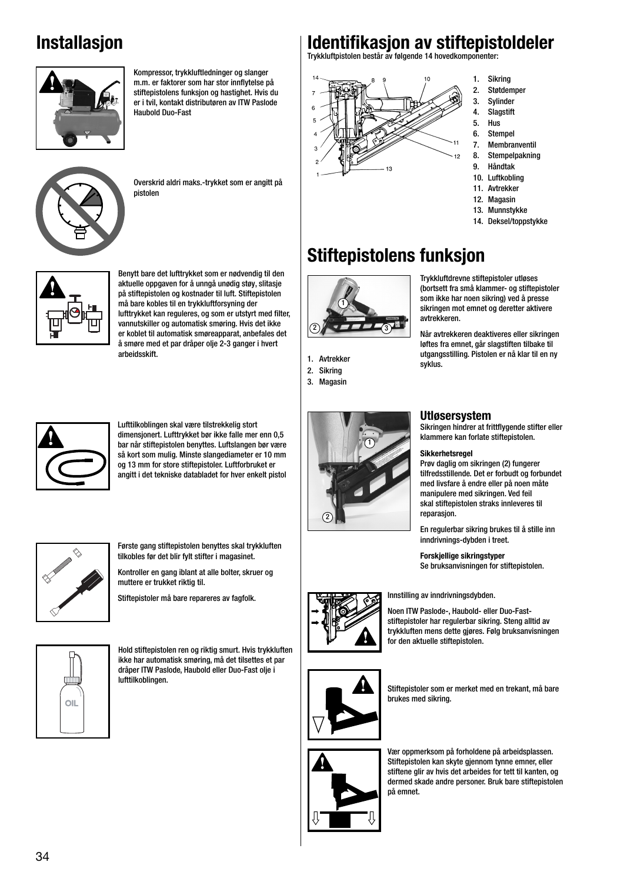# Installasjon

Kompressor, trykkluftledninger og slanger m.m. er faktorer som har stor innflytelse på stiftepistolens funksjon og hastighet. Hvis du er i tvil, kontakt distributøren av ITW Paslode Haubold Duo-Fast

Overskrid aldri maks.-trykket som er angitt på pistolen

Benytt bare det lufttrykket som er nødvendig til den aktuelle oppgaven for å unngå unødig støy, slitasje på stiftepistolen og kostnader til luft. Stiftepistolen må bare kobles til en trykkluftforsyning der lufttrykket kan reguleres, og som er utstyrt med filter, vannutskiller og automatisk smøring. Hvis det ikke er koblet til automatisk smøreapparat, anbefales det å smøre med et par dråper olje 2-3 ganger i hvert arbeidsskift.

Lufttilkoblingen skal være tilstrekkelig stort dimensjonert. Lufttrykket bør ikke falle mer enn 0,5 bar når stiftepistolen benyttes. Luftslangen bør være så kort som mulig. Minste slangediameter er 10 mm og 13 mm for store stiftepistoler. Luftforbruket er angitt i det tekniske databladet for hver enkelt pistol

Første gang stiftepistolen benyttes skal trykkluften tilkobles før det blir fylt stifter i magasinet.

Kontroller en gang iblant at alle bolter, skruer og muttere er trukket riktig til.

Stiftepistoler må bare repareres av fagfolk.

Hold stiftepistolen ren og riktig smurt. Hvis trykkluften ikke har automatisk smøring, må det tilsettes et par dråper ITW Paslode, Haubold eller Duo-Fast olje i lufttilkoblingen.

# Identifikasjon av stiftepistoldeler

Trykkluftpistolen består av følgende 14 hovedkomponenter:

1. Sikring
2. Støtdemper
3. Sylinder
4. Slagstift
5. Hus
6. Stempel
7. Membranventil
8. Stempelpakning
9. Håndtak
10. Luftkobling
11. Avtrekker
12. Magasin
13. Munnstykke
14. Deksel/toppstykke

# Stiftepistolens funksjon

1. Avtrekker
2. Sikring
3. Magasin

Trykkluftdrevne stiftepistoler utløses (bortsett fra små klammer- og stiftepistoler som ikke har noen sikring) ved å presse sikringen mot emnet og deretter aktivere avtrekkeren.

Når avtrekkeren deaktiveres eller sikringen løftes fra emnet, går slagstiften tilbake til utgangsstilling. Pistolen er nå klar til en ny syklus.

## Utløsersystem

Sikringen hindrer at frittflygende stifter eller klammere kan forlate stiftepistolen.

**Sikkerhetsregel**

Prøv daglig om sikringen (2) fungerer tilfredsstillende. Det er forbudt og forbundet med livsfare å endre eller på noen måte manipulere med sikringen. Ved feil skal stiftepistolen straks innleveres til reparasjon.

En regulerbar sikring brukes til å stille inn inndrivnings-dybden i treet.

**Forskjellige sikringstyper**

Se bruksanvisningen for stiftepistolen.

Innstilling av inndrivningsdybden.

Noen ITW Paslode-, Haubold- eller Duo-Fast-stiftepistoler har regulerbar sikring. Steng alltid av trykkluften mens dette gjøres. Følg bruksanvisningen for den aktuelle stiftepistolen.

Stiftepistoler som er merket med en trekant, må bare brukes med sikring.

Vær oppmerksom på forholdene på arbeidsplassen. Stiftepistolen kan skyte gjennom tynne emner, eller stiftene glir av hvis det arbeides for tett til kanten, og dermed skade andre personer. Bruk bare stiftepistolen på emnet.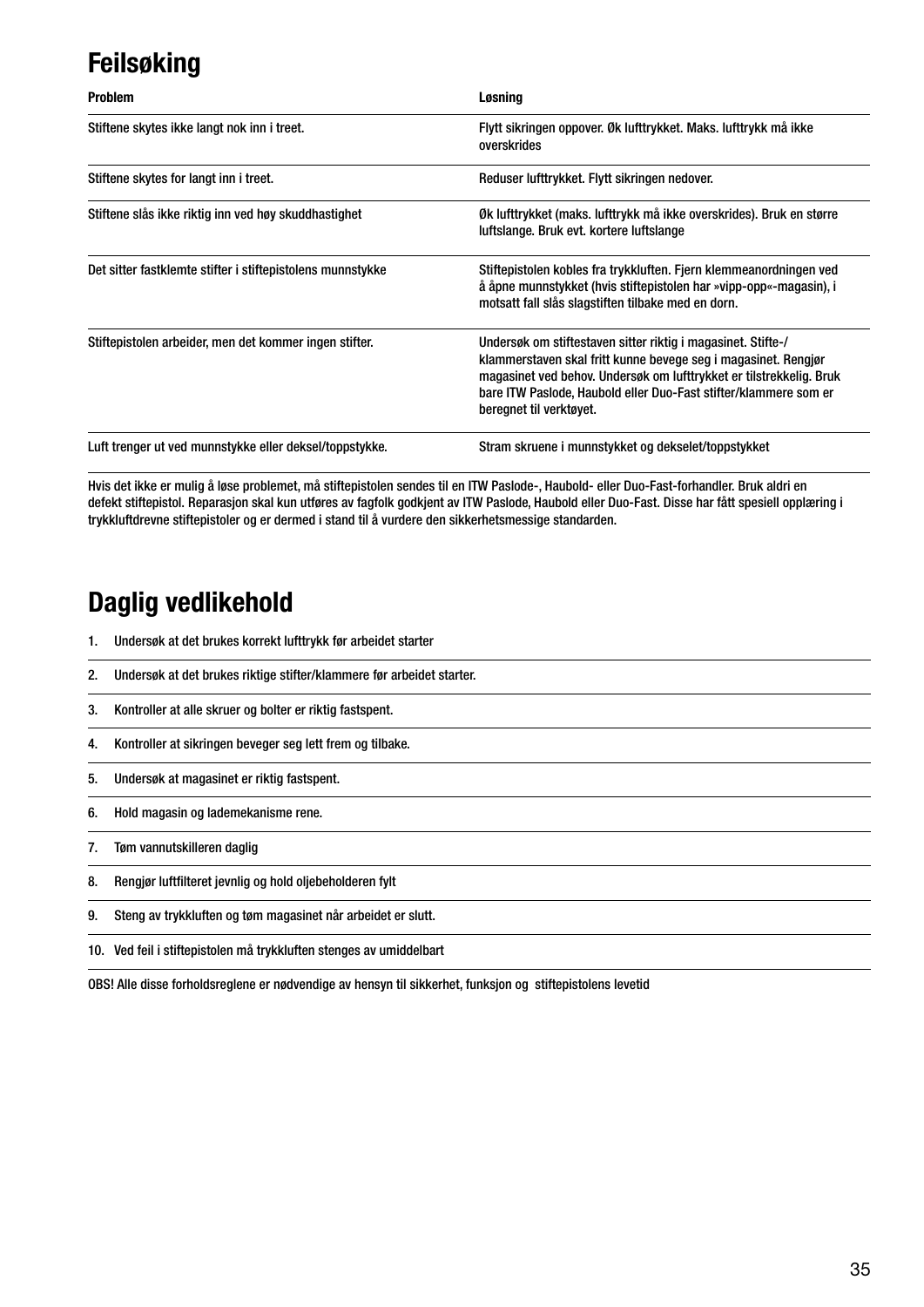# Feilsøking

| Problem | Løsning |
|---|---|
| Stiftene skytes ikke langt nok inn i treet. | Flytt sikringen oppover. Øk lufttrykket. Maks. lufttrykk må ikke overskrides |
| Stiftene skytes for langt inn i treet. | Reduser lufttrykket. Flytt sikringen nedover. |
| Stiftene slås ikke riktig inn ved høy skuddhastighet | Øk lufttrykket (maks. lufttrykk må ikke overskrides). Bruk en større luftslange. Bruk evt. kortere luftslange |
| Det sitter fastklemte stifter i stiftepistolens munnstykke | Stiftepistolen kobles fra trykkluften. Fjern klemmeanordningen ved å åpne munnstykket (hvis stiftepistolen har »vipp-opp«-magasin), i motsatt fall slås slagstiften tilbake med en dorn. |
| Stiftepistolen arbeider, men det kommer ingen stifter. | Undersøk om stiftestaven sitter riktig i magasinet. Stifte-/klammerstaven skal fritt kunne bevege seg i magasinet. Rengjør magasinet ved behov. Undersøk om lufttrykket er tilstrekkelig. Bruk bare ITW Paslode, Haubold eller Duo-Fast stifter/klammere som er beregnet til verktøyet. |
| Luft trenger ut ved munnstykke eller deksel/toppstykke. | Stram skruene i munnstykket og dekselet/toppstykket |

Hvis det ikke er mulig å løse problemet, må stiftepistolen sendes til en ITW Paslode-, Haubold- eller Duo-Fast-forhandler. Bruk aldri en defekt stiftepistol. Reparasjon skal kun utføres av fagfolk godkjent av ITW Paslode, Haubold eller Duo-Fast. Disse har fått spesiell opplæring i trykkluftdrevne stiftepistoler og er dermed i stand til å vurdere den sikkerhetsmessige standarden.

# Daglig vedlikehold

1. Undersøk at det brukes korrekt lufttrykk før arbeidet starter
2. Undersøk at det brukes riktige stifter/klammere før arbeidet starter.
3. Kontroller at alle skruer og bolter er riktig fastspent.
4. Kontroller at sikringen beveger seg lett frem og tilbake.
5. Undersøk at magasinet er riktig fastspent.
6. Hold magasin og lademekanisme rene.
7. Tøm vannutskilleren daglig
8. Rengjør luftfilteret jevnlig og hold oljebeholderen fylt
9. Steng av trykkluften og tøm magasinet når arbeidet er slutt.
10. Ved feil i stiftepistolen må trykkluften stenges av umiddelbart

OBS! Alle disse forholdsreglene er nødvendige av hensyn til sikkerhet, funksjon og stiftepistolens levetid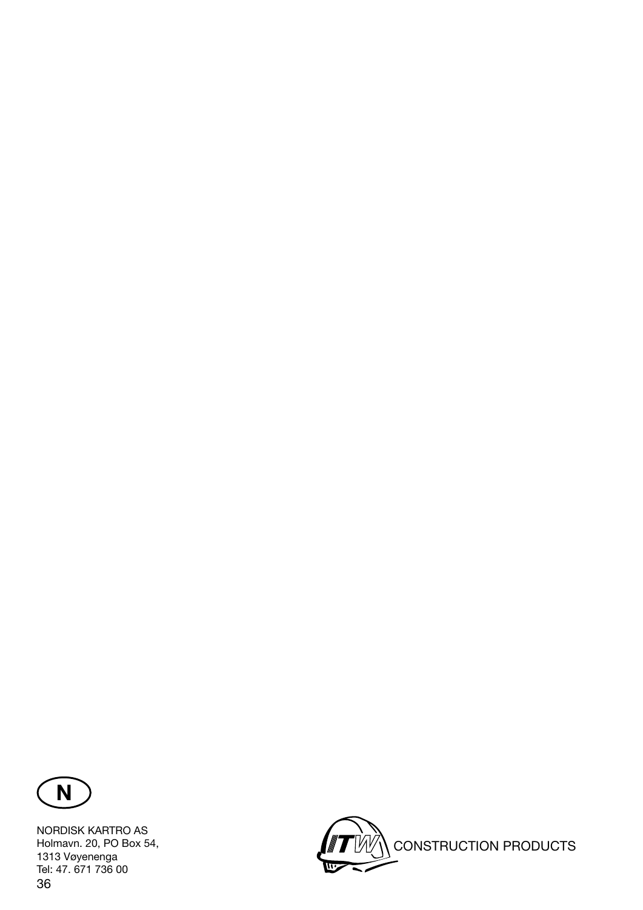N

NORDISK KARTRO AS
Holmavn. 20, PO Box 54,
1313 Vøyenenga
Tel: 47. 671 736 00

ITW CONSTRUCTION PRODUCTS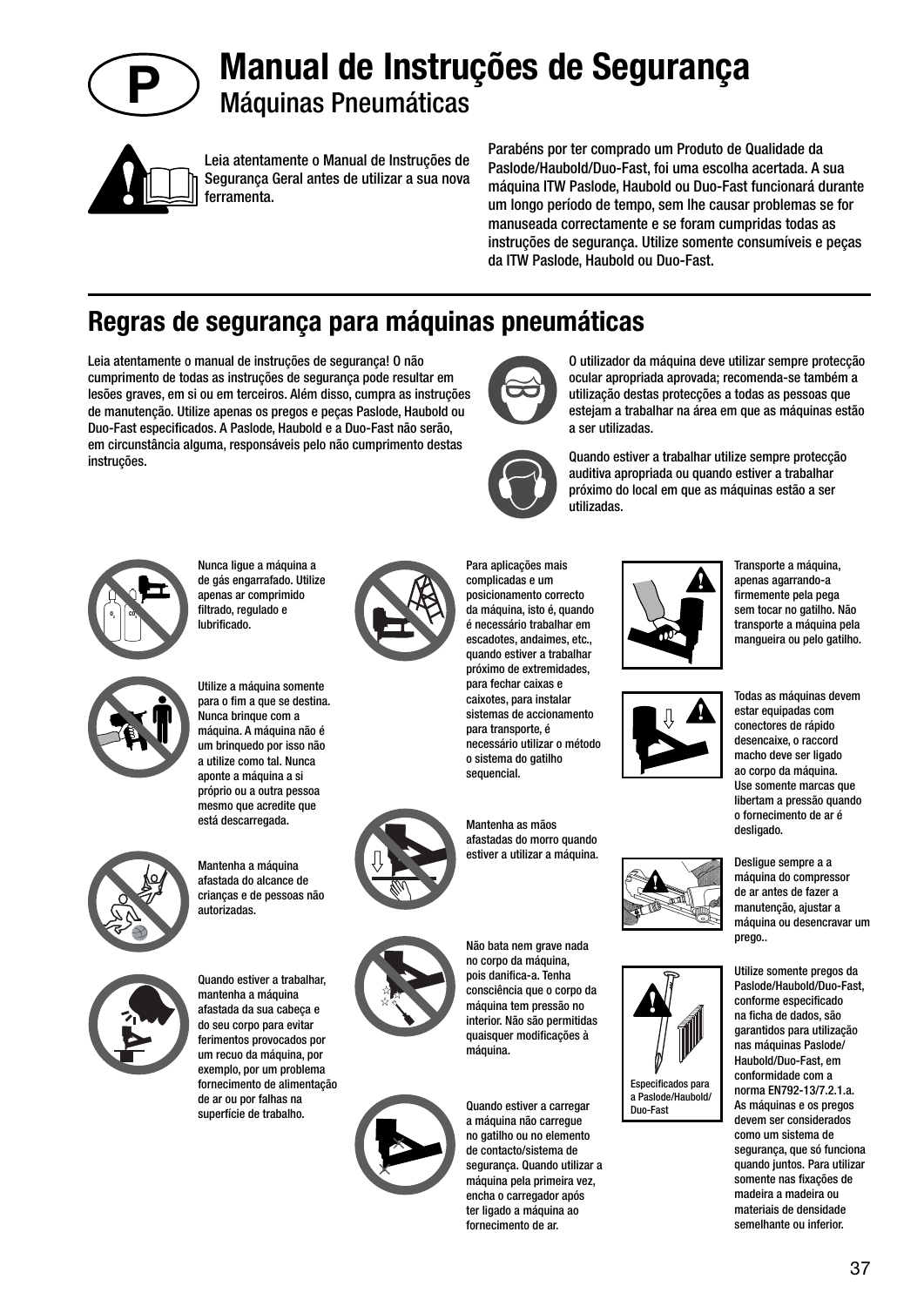# Manual de Instruções de Segurança

## Máquinas Pneumáticas

Leia atentamente o Manual de Instruções de Segurança Geral antes de utilizar a sua nova ferramenta.

Parabéns por ter comprado um Produto de Qualidade da Paslode/Haubold/Duo-Fast, foi uma escolha acertada. A sua máquina ITW Paslode, Haubold ou Duo-Fast funcionará durante um longo período de tempo, sem lhe causar problemas se for manuseada correctamente e se foram cumpridas todas as instruções de segurança. Utilize somente consumíveis e peças da ITW Paslode, Haubold ou Duo-Fast.

## Regras de segurança para máquinas pneumáticas

Leia atentamente o manual de instruções de segurança! O não cumprimento de todas as instruções de segurança pode resultar em lesões graves, em si ou em terceiros. Além disso, cumpra as instruções de manutenção. Utilize apenas os pregos e peças Paslode, Haubold ou Duo-Fast especificados. A Paslode, Haubold e a Duo-Fast não serão, em circunstância alguma, responsáveis pelo não cumprimento destas instruções.

O utilizador da máquina deve utilizar sempre protecção ocular apropriada aprovada; recomenda-se também a utilização destas protecções a todas as pessoas que estejam a trabalhar na área em que as máquinas estão a ser utilizadas.

Quando estiver a trabalhar utilize sempre protecção auditiva apropriada ou quando estiver a trabalhar próximo do local em que as máquinas estão a ser utilizadas.

Nunca ligue a máquina a de gás engarrafado. Utilize apenas ar comprimido filtrado, regulado e lubrificado.

Utilize a máquina somente para o fim a que se destina. Nunca brinque com a máquina. A máquina não é um brinquedo por isso não a utilize como tal. Nunca aponte a máquina a si próprio ou a outra pessoa mesmo que acredite que está descarregada.

Mantenha a máquina afastada do alcance de crianças e de pessoas não autorizadas.

Quando estiver a trabalhar, mantenha a máquina afastada da sua cabeça e do seu corpo para evitar ferimentos provocados por um recuo da máquina, por exemplo, por um problema fornecimento de alimentação de ar ou por falhas na superfície de trabalho.

Para aplicações mais complicadas e um posicionamento correcto da máquina, isto é, quando é necessário trabalhar em escadotes, andaimes, etc., quando estiver a trabalhar próximo de extremidades, para fechar caixas e caixotes, para instalar sistemas de accionamento para transporte, é necessário utilizar o método o sistema do gatilho sequencial.

Mantenha as mãos afastadas do morro quando estiver a utilizar a máquina.

Não bata nem grave nada no corpo da máquina, pois danifica-a. Tenha consciência que o corpo da máquina tem pressão no interior. Não são permitidas quaisquer modificações à máquina.

Quando estiver a carregar a máquina não carregue no gatilho ou no elemento de contacto/sistema de segurança. Quando utilizar a máquina pela primeira vez, encha o carregador após ter ligado a máquina ao fornecimento de ar.

Transporte a máquina, apenas agarrando-a firmemente pela pega sem tocar no gatilho. Não transporte a máquina pela mangueira ou pelo gatilho.

Todas as máquinas devem estar equipadas com conectores de rápido desencaixe, o raccord macho deve ser ligado ao corpo da máquina. Use somente marcas que libertam a pressão quando o fornecimento de ar é desligado.

Desligue sempre a a máquina do compressor de ar antes de fazer a manutenção, ajustar a máquina ou desencravar um prego..

Especificados para a Paslode/Haubold/Duo-Fast

Utilize somente pregos da Paslode/Haubold/Duo-Fast, conforme especificado na ficha de dados, são garantidos para utilização nas máquinas Paslode/Haubold/Duo-Fast, em conformidade com a norma EN792-13/7.2.1.a. As máquinas e os pregos devem ser considerados como um sistema de segurança, que só funciona quando juntos. Para utilizar somente nas fixações de madeira a madeira ou materiais de densidade semelhante ou inferior.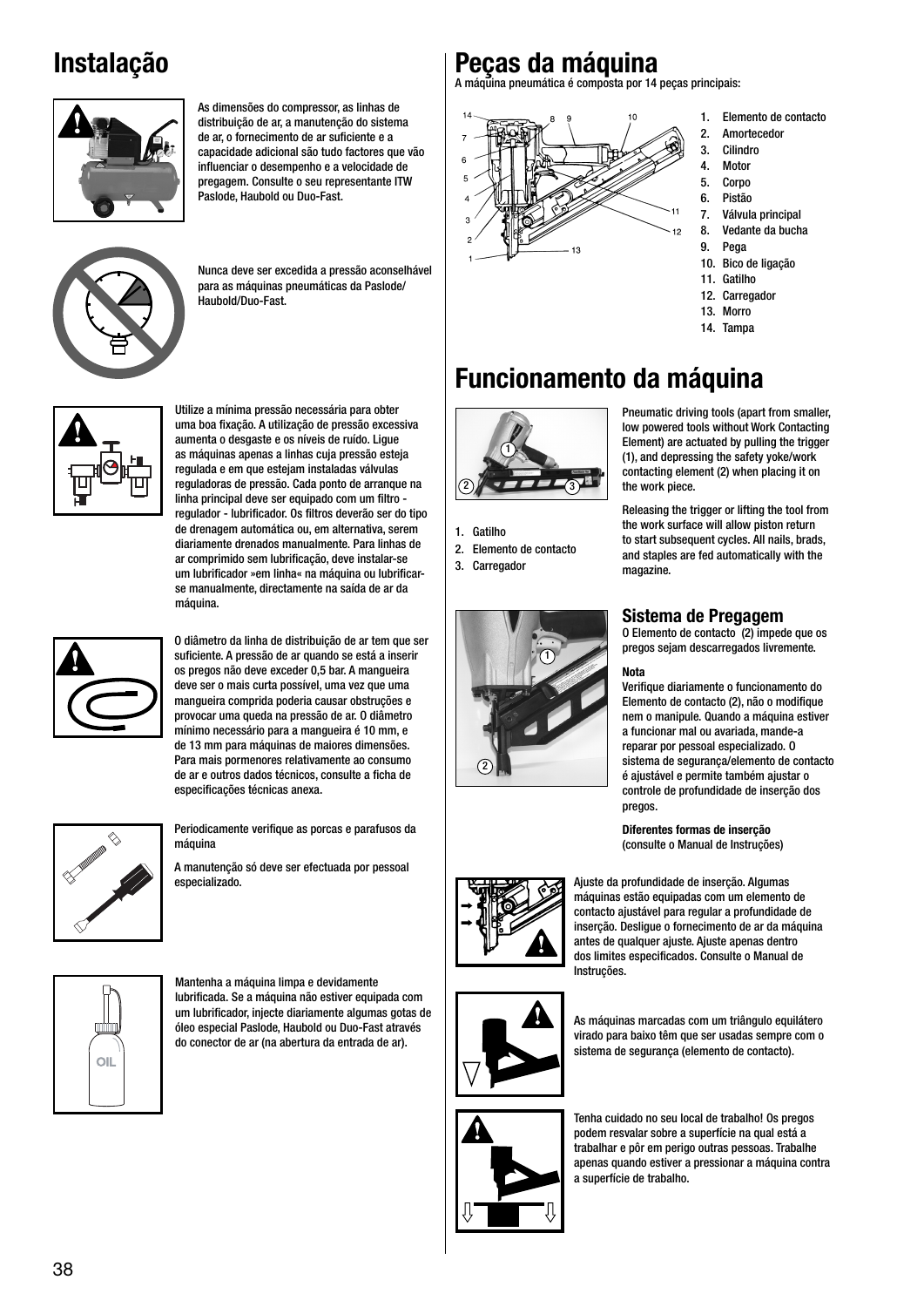# Instalação

As dimensões do compressor, as linhas de distribuição de ar, a manutenção do sistema de ar, o fornecimento de ar suficiente e a capacidade adicional são tudo factores que vão influenciar o desempenho e a velocidade de pregagem. Consulte o seu representante ITW Paslode, Haubold ou Duo-Fast.

Nunca deve ser excedida a pressão aconselhável para as máquinas pneumáticas da Paslode/Haubold/Duo-Fast.

Utilize a mínima pressão necessária para obter uma boa fixação. A utilização de pressão excessiva aumenta o desgaste e os níveis de ruído. Ligue as máquinas apenas a linhas cuja pressão esteja regulada e em que estejam instaladas válvulas reguladoras de pressão. Cada ponto de arranque na linha principal deve ser equipado com um filtro - regulador - lubrificador. Os filtros deverão ser do tipo de drenagem automática ou, em alternativa, serem diariamente drenados manualmente. Para linhas de ar comprimido sem lubrificação, deve instalar-se um lubrificador »em linha« na máquina ou lubrificar-se manualmente, directamente na saída de ar da máquina.

O diâmetro da linha de distribuição de ar tem que ser suficiente. A pressão de ar quando se está a inserir os pregos não deve exceder 0,5 bar. A mangueira deve ser o mais curta possível, uma vez que uma mangueira comprida poderia causar obstruções e provocar uma queda na pressão de ar. O diâmetro mínimo necessário para a mangueira é 10 mm, e de 13 mm para máquinas de maiores dimensões. Para mais pormenores relativamente ao consumo de ar e outros dados técnicos, consulte a ficha de especificações técnicas anexa.

Periodicamente verifique as porcas e parafusos da máquina

A manutenção só deve ser efectuada por pessoal especializado.

Mantenha a máquina limpa e devidamente lubrificada. Se a máquina não estiver equipada com um lubrificador, injecte diariamente algumas gotas de óleo especial Paslode, Haubold ou Duo-Fast através do conector de ar (na abertura da entrada de ar).

# Peças da máquina

A máquina pneumática é composta por 14 peças principais:

1. Elemento de contacto
2. Amortecedor
3. Cilindro
4. Motor
5. Corpo
6. Pistão
7. Válvula principal
8. Vedante da bucha
9. Pega
10. Bico de ligação
11. Gatilho
12. Carregador
13. Morro
14. Tampa

# Funcionamento da máquina

1. Gatilho
2. Elemento de contacto
3. Carregador

Pneumatic driving tools (apart from smaller, low powered tools without Work Contacting Element) are actuated by pulling the trigger (1), and depressing the safety yoke/work contacting element (2) when placing it on the work piece.

Releasing the trigger or lifting the tool from the work surface will allow piston return to start subsequent cycles. All nails, brads, and staples are fed automatically with the magazine.

## Sistema de Pregagem

O Elemento de contacto (2) impede que os pregos sejam descarregados livremente.

**Nota**
Verifique diariamente o funcionamento do Elemento de contacto (2), não o modifique nem o manipule. Quando a máquina estiver a funcionar mal ou avariada, mande-a reparar por pessoal especializado. O sistema de segurança/elemento de contacto é ajustável e permite também ajustar o controle de profundidade de inserção dos pregos.

**Diferentes formas de inserção**
(consulte o Manual de Instruções)

Ajuste da profundidade de inserção. Algumas máquinas estão equipadas com um elemento de contacto ajustável para regular a profundidade de inserção. Desligue o fornecimento de ar da máquina antes de qualquer ajuste. Ajuste apenas dentro dos limites especificados. Consulte o Manual de Instruções.

As máquinas marcadas com um triângulo equilátero virado para baixo têm que ser usadas sempre com o sistema de segurança (elemento de contacto).

Tenha cuidado no seu local de trabalho! Os pregos podem resvalar sobre a superfície na qual está a trabalhar e pôr em perigo outras pessoas. Trabalhe apenas quando estiver a pressionar a máquina contra a superfície de trabalho.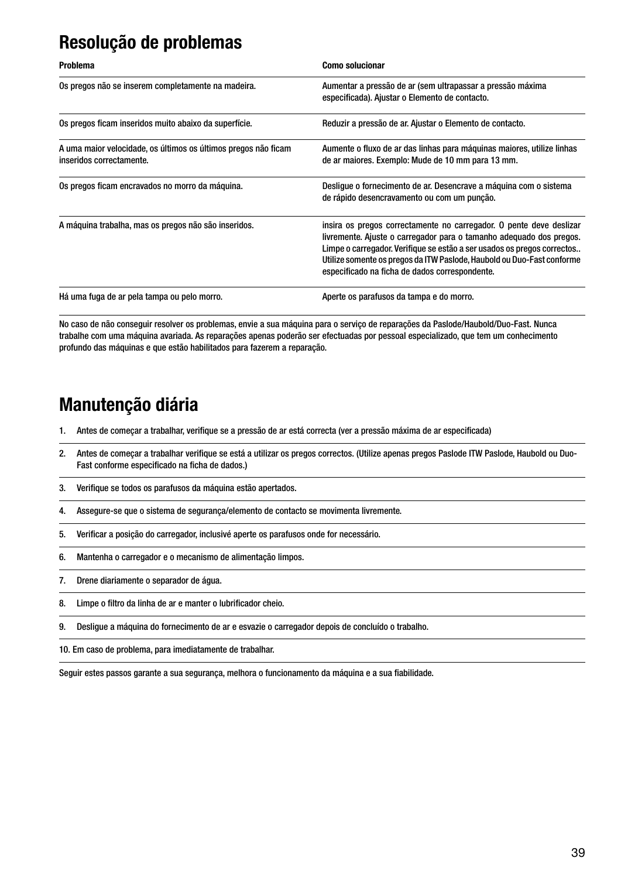## Resolução de problemas

| Problema | Como solucionar |
| --- | --- |
| Os pregos não se inserem completamente na madeira. | Aumentar a pressão de ar (sem ultrapassar a pressão máxima especificada). Ajustar o Elemento de contacto. |
| Os pregos ficam inseridos muito abaixo da superfície. | Reduzir a pressão de ar. Ajustar o Elemento de contacto. |
| A uma maior velocidade, os últimos os últimos pregos não ficam inseridos correctamente. | Aumente o fluxo de ar das linhas para máquinas maiores, utilize linhas de ar maiores. Exemplo: Mude de 10 mm para 13 mm. |
| Os pregos ficam encravados no morro da máquina. | Desligue o fornecimento de ar. Desencrave a máquina com o sistema de rápido desencravamento ou com um punção. |
| A máquina trabalha, mas os pregos não são inseridos. | insira os pregos correctamente no carregador. O pente deve deslizar livremente. Ajuste o carregador para o tamanho adequado dos pregos. Limpe o carregador. Verifique se estão a ser usados os pregos correctos.. Utilize somente os pregos da ITW Paslode, Haubold ou Duo-Fast conforme especificado na ficha de dados correspondente. |
| Há uma fuga de ar pela tampa ou pelo morro. | Aperte os parafusos da tampa e do morro. |

No caso de não conseguir resolver os problemas, envie a sua máquina para o serviço de reparações da Paslode/Haubold/Duo-Fast. Nunca trabalhe com uma máquina avariada. As reparações apenas poderão ser efectuadas por pessoal especializado, que tem um conhecimento profundo das máquinas e que estão habilitados para fazerem a reparação.

## Manutenção diária

1. Antes de começar a trabalhar, verifique se a pressão de ar está correcta (ver a pressão máxima de ar especificada)
2. Antes de começar a trabalhar verifique se está a utilizar os pregos correctos. (Utilize apenas pregos Paslode ITW Paslode, Haubold ou Duo-Fast conforme especificado na ficha de dados.)
3. Verifique se todos os parafusos da máquina estão apertados.
4. Assegure-se que o sistema de segurança/elemento de contacto se movimenta livremente.
5. Verificar a posição do carregador, inclusivé aperte os parafusos onde for necessário.
6. Mantenha o carregador e o mecanismo de alimentação limpos.
7. Drene diariamente o separador de água.
8. Limpe o filtro da linha de ar e manter o lubrificador cheio.
9. Desligue a máquina do fornecimento de ar e esvazie o carregador depois de concluído o trabalho.
10. Em caso de problema, para imediatamente de trabalhar.

Seguir estes passos garante a sua segurança, melhora o funcionamento da máquina e a sua fiabilidade.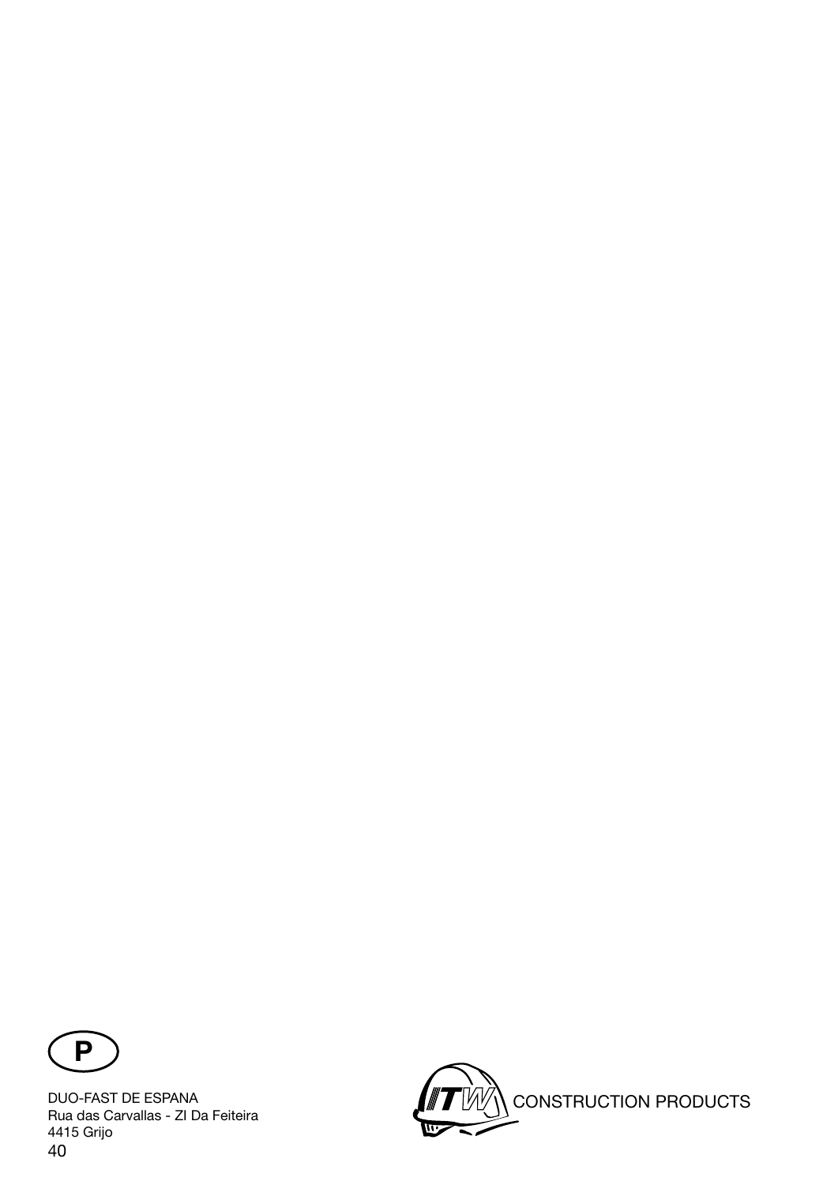P

DUO-FAST DE ESPANA
Rua das Carvallas - ZI Da Feiteira
4415 Grijo

ITW CONSTRUCTION PRODUCTS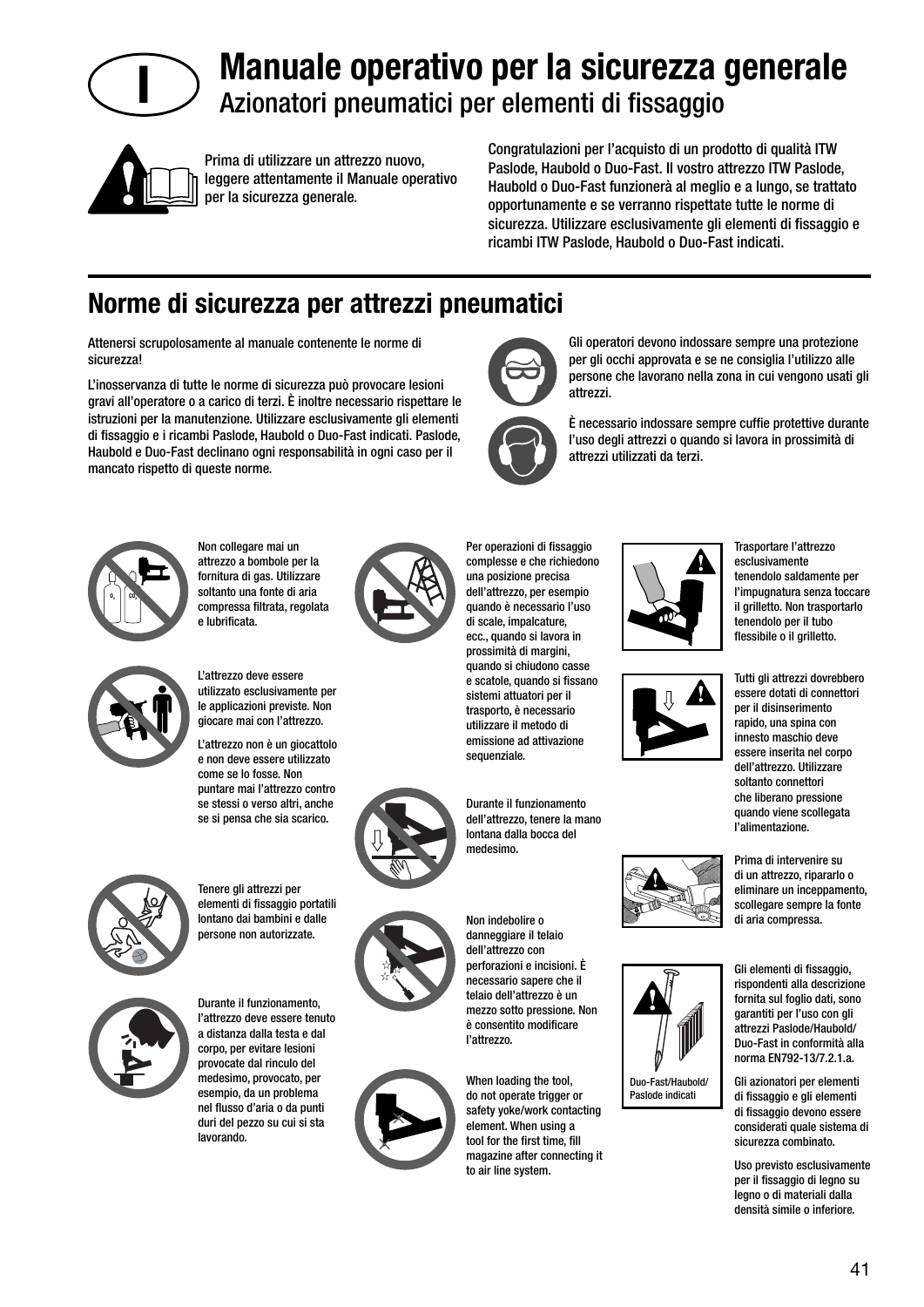# Manuale operativo per la sicurezza generale

## Azionatori pneumatici per elementi di fissaggio

Prima di utilizzare un attrezzo nuovo, leggere attentamente il Manuale operativo per la sicurezza generale.

Congratulazioni per l'acquisto di un prodotto di qualità ITW Paslode, Haubold o Duo-Fast. Il vostro attrezzo ITW Paslode, Haubold o Duo-Fast funzionerà al meglio e a lungo, se trattato opportunamente e se verranno rispettate tutte le norme di sicurezza. Utilizzare esclusivamente gli elementi di fissaggio e ricambi ITW Paslode, Haubold o Duo-Fast indicati.

## Norme di sicurezza per attrezzi pneumatici

Attenersi scrupolosamente al manuale contenente le norme di sicurezza!

L'inosservanza di tutte le norme di sicurezza può provocare lesioni gravi all'operatore o a carico di terzi. È inoltre necessario rispettare le istruzioni per la manutenzione. Utilizzare esclusivamente gli elementi di fissaggio e i ricambi Paslode, Haubold o Duo-Fast indicati. Paslode, Haubold e Duo-Fast declinano ogni responsabilità in ogni caso per il mancato rispetto di queste norme.

Gli operatori devono indossare sempre una protezione per gli occhi approvata e se ne consiglia l'utilizzo alle persone che lavorano nella zona in cui vengono usati gli attrezzi.

È necessario indossare sempre cuffie protettive durante l'uso degli attrezzi o quando si lavora in prossimità di attrezzi utilizzati da terzi.

Non collegare mai un attrezzo a bombole per la fornitura di gas. Utilizzare soltanto una fonte di aria compressa filtrata, regolata e lubrificata.

L'attrezzo deve essere utilizzato esclusivamente per le applicazioni previste. Non giocare mai con l'attrezzo.

L'attrezzo non è un giocattolo e non deve essere utilizzato come se lo fosse. Non puntare mai l'attrezzo contro se stessi o verso altri, anche se si pensa che sia scarico.

Tenere gli attrezzi per elementi di fissaggio portatili lontano dai bambini e dalle persone non autorizzate.

Durante il funzionamento, l'attrezzo deve essere tenuto a distanza dalla testa e dal corpo, per evitare lesioni provocate dal rinculo del medesimo, provocato, per esempio, da un problema nel flusso d'aria o da punti duri del pezzo su cui si sta lavorando.

Per operazioni di fissaggio complesse e che richiedono una posizione precisa dell'attrezzo, per esempio quando è necessario l'uso di scale, impalcature, ecc., quando si lavora in prossimità di margini, quando si chiudono casse e scatole, quando si fissano sistemi attuatori per il trasporto, è necessario utilizzare il metodo di emissione ad attivazione sequenziale.

Durante il funzionamento dell'attrezzo, tenere la mano lontana dalla bocca del medesimo.

Non indebolire o danneggiare il telaio dell'attrezzo con perforazioni e incisioni. È necessario sapere che il telaio dell'attrezzo è un mezzo sotto pressione. Non è consentito modificare l'attrezzo.

When loading the tool, do not operate trigger or safety yoke/work contacting element. When using a tool for the first time, fill magazine after connecting it to air line system.

Trasportare l'attrezzo esclusivamente tenendolo saldamente per l'impugnatura senza toccare il grilletto. Non trasportarlo tenendolo per il tubo flessibile o il grilletto.

Tutti gli attrezzi dovrebbero essere dotati di connettori per il disinserimento rapido, una spina con innesto maschio deve essere inserita nel corpo dell'attrezzo. Utilizzare soltanto connettori che liberano pressione quando viene scollegata l'alimentazione.

Prima di intervenire su di un attrezzo, ripararlo o eliminare un inceppamento, scollegare sempre la fonte di aria compressa.

Duo-Fast/Haubold/Paslode indicati

Gli elementi di fissaggio, rispondenti alla descrizione fornita sul foglio dati, sono garantiti per l'uso con gli attrezzi Paslode/Haubold/Duo-Fast in conformità alla norma EN792-13/7.2.1.a.

Gli azionatori per elementi di fissaggio e gli elementi di fissaggio devono essere considerati quale sistema di sicurezza combinato.

Uso previsto esclusivamente per il fissaggio di legno su legno o di materiali dalla densità simile o inferiore.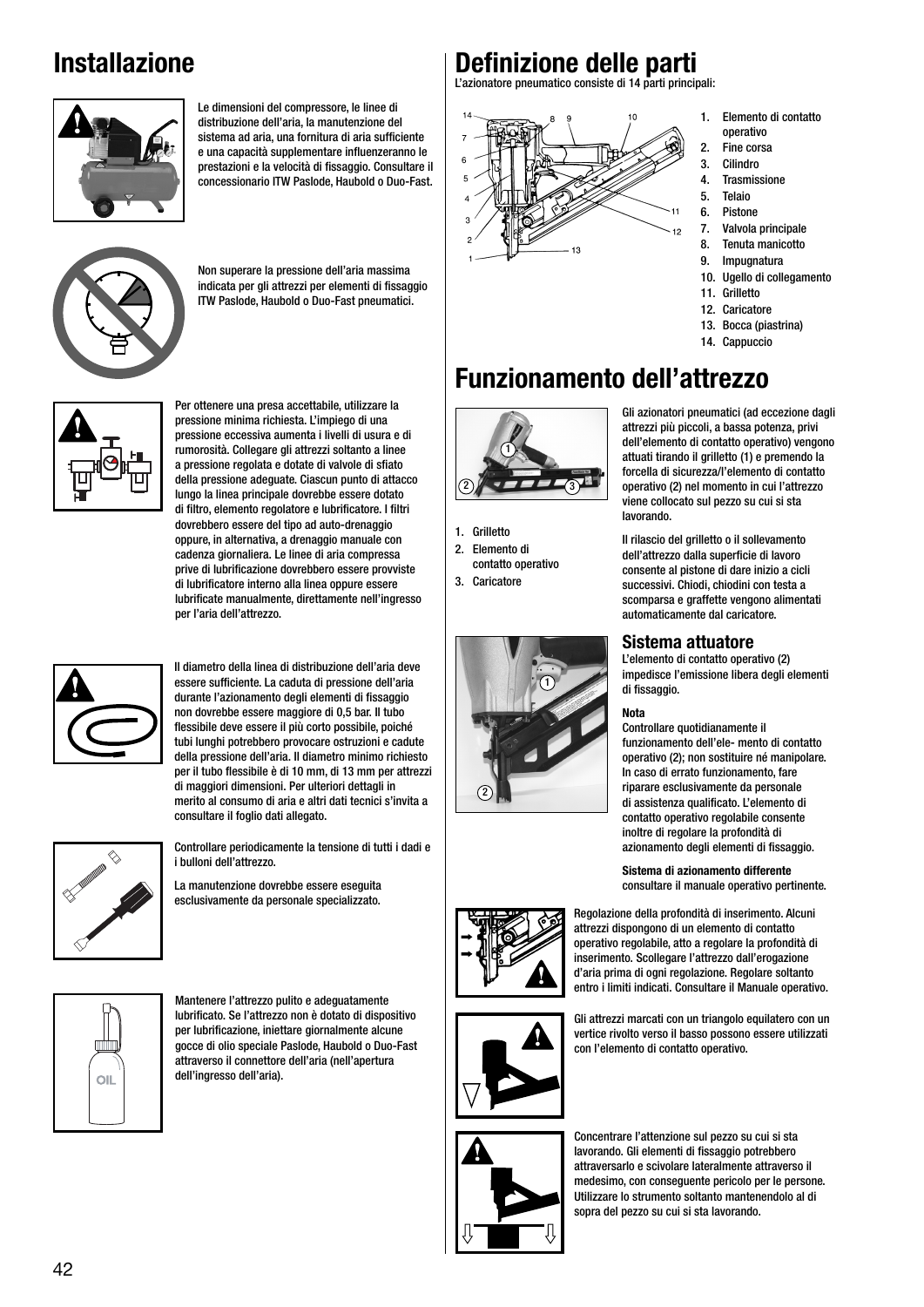# Installazione

Le dimensioni del compressore, le linee di distribuzione dell'aria, la manutenzione del sistema ad aria, una fornitura di aria sufficiente e una capacità supplementare influenzeranno le prestazioni e la velocità di fissaggio. Consultare il concessionario ITW Paslode, Haubold o Duo-Fast.

Non superare la pressione dell'aria massima indicata per gli attrezzi per elementi di fissaggio ITW Paslode, Haubold o Duo-Fast pneumatici.

Per ottenere una presa accettabile, utilizzare la pressione minima richiesta. L'impiego di una pressione eccessiva aumenta i livelli di usura e di rumorosità. Collegare gli attrezzi soltanto a linee a pressione regolata e dotate di valvole di sfiato della pressione adeguate. Ciascun punto di attacco lungo la linea principale dovrebbe essere dotato di filtro, elemento regolatore e lubrificatore. I filtri dovrebbero essere del tipo ad auto-drenaggio oppure, in alternativa, a drenaggio manuale con cadenza giornaliera. Le linee di aria compressa prive di lubrificazione dovrebbero essere provviste di lubrificatore interno alla linea oppure essere lubrificate manualmente, direttamente nell'ingresso per l'aria dell'attrezzo.

Il diametro della linea di distribuzione dell'aria deve essere sufficiente. La caduta di pressione dell'aria durante l'azionamento degli elementi di fissaggio non dovrebbe essere maggiore di 0,5 bar. Il tubo flessibile deve essere il più corto possibile, poiché tubi lunghi potrebbero provocare ostruzioni e cadute della pressione dell'aria. Il diametro minimo richiesto per il tubo flessibile è di 10 mm, di 13 mm per attrezzi di maggiori dimensioni. Per ulteriori dettagli in merito al consumo di aria e altri dati tecnici s'invita a consultare il foglio dati allegato.

Controllare periodicamente la tensione di tutti i dadi e i bulloni dell'attrezzo.

La manutenzione dovrebbe essere eseguita esclusivamente da personale specializzato.

Mantenere l'attrezzo pulito e adeguatamente lubrificato. Se l'attrezzo non è dotato di dispositivo per lubrificazione, iniettare giornalmente alcune gocce di olio speciale Paslode, Haubold o Duo-Fast attraverso il connettore dell'aria (nell'apertura dell'ingresso dell'aria).

# Definizione delle parti

L'azionatore pneumatico consiste di 14 parti principali:

1. Elemento di contatto operativo
2. Fine corsa
3. Cilindro
4. Trasmissione
5. Telaio
6. Pistone
7. Valvola principale
8. Tenuta manicotto
9. Impugnatura
10. Ugello di collegamento
11. Grilletto
12. Caricatore
13. Bocca (piastrina)
14. Cappuccio

# Funzionamento dell'attrezzo

1. Grilletto
2. Elemento di contatto operativo
3. Caricatore

Gli azionatori pneumatici (ad eccezione dagli attrezzi più piccoli, a bassa potenza, privi dell'elemento di contatto operativo) vengono attuati tirando il grilletto (1) e premendo la forcella di sicurezza/l'elemento di contatto operativo (2) nel momento in cui l'attrezzo viene collocato sul pezzo su cui si sta lavorando.

Il rilascio del grilletto o il sollevamento dell'attrezzo dalla superficie di lavoro consente al pistone di dare inizio a cicli successivi. Chiodi, chiodini con testa a scomparsa e graffette vengono alimentati automaticamente dal caricatore.

## Sistema attuatore

L'elemento di contatto operativo (2) impedisce l'emissione libera degli elementi di fissaggio.

**Nota**

Controllare quotidianamente il funzionamento dell'ele- mento di contatto operativo (2); non sostituire né manipolare. In caso di errato funzionamento, fare riparare esclusivamente da personale di assistenza qualificato. L'elemento di contatto operativo regolabile consente inoltre di regolare la profondità di azionamento degli elementi di fissaggio.

**Sistema di azionamento differente**

consultare il manuale operativo pertinente.

Regolazione della profondità di inserimento. Alcuni attrezzi dispongono di un elemento di contatto operativo regolabile, atto a regolare la profondità di inserimento. Scollegare l'attrezzo dall'erogazione d'aria prima di ogni regolazione. Regolare soltanto entro i limiti indicati. Consultare il Manuale operativo.

Gli attrezzi marcati con un triangolo equilatero con un vertice rivolto verso il basso possono essere utilizzati con l'elemento di contatto operativo.

Concentrare l'attenzione sul pezzo su cui si sta lavorando. Gli elementi di fissaggio potrebbero attraversarlo e scivolare lateralmente attraverso il medesimo, con conseguente pericolo per le persone. Utilizzare lo strumento soltanto mantenendolo al di sopra del pezzo su cui si sta lavorando.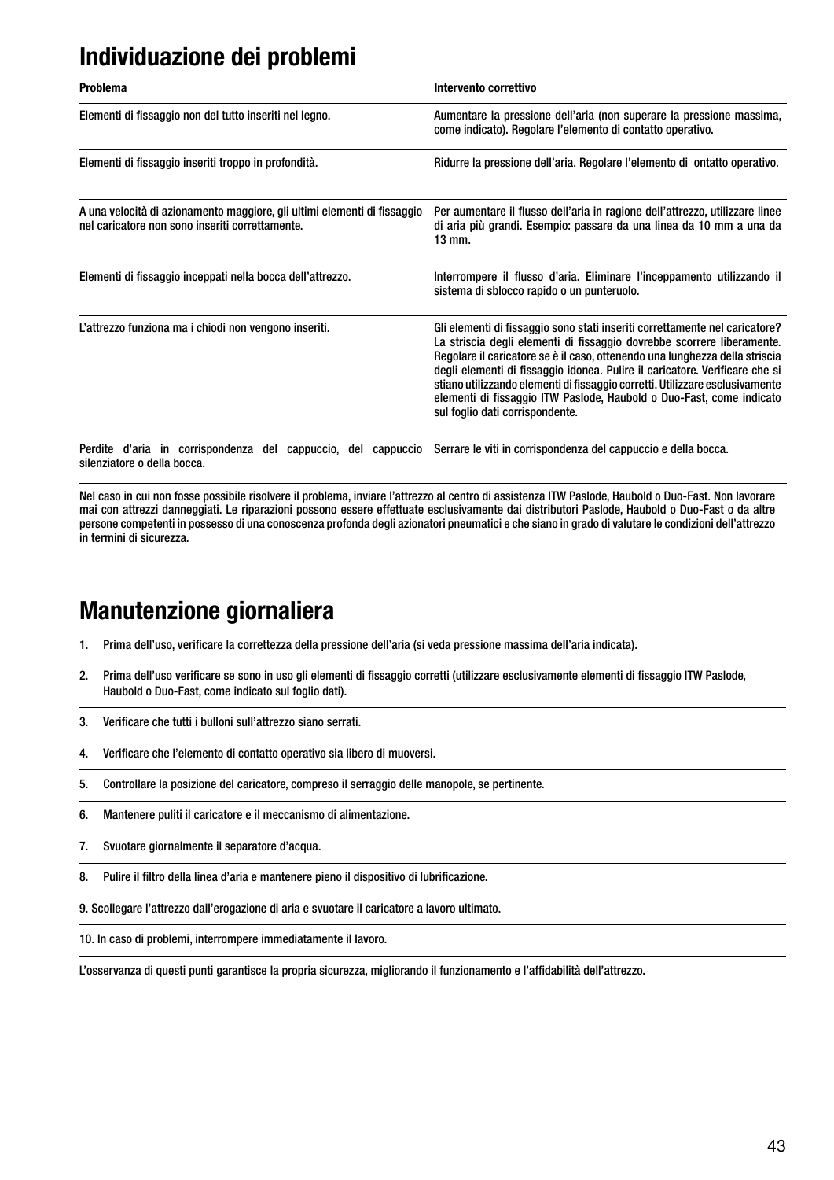# Individuazione dei problemi

| Problema | Intervento correttivo |
|---|---|
| Elementi di fissaggio non del tutto inseriti nel legno. | Aumentare la pressione dell'aria (non superare la pressione massima, come indicato). Regolare l'elemento di contatto operativo. |
| Elementi di fissaggio inseriti troppo in profondità. | Ridurre la pressione dell'aria. Regolare l'elemento di ontatto operativo. |
| A una velocità di azionamento maggiore, gli ultimi elementi di fissaggio nel caricatore non sono inseriti correttamente. | Per aumentare il flusso dell'aria in ragione dell'attrezzo, utilizzare linee di aria più grandi. Esempio: passare da una linea da 10 mm a una da 13 mm. |
| Elementi di fissaggio inceppati nella bocca dell'attrezzo. | Interrompere il flusso d'aria. Eliminare l'inceppamento utilizzando il sistema di sblocco rapido o un punteruolo. |
| L'attrezzo funziona ma i chiodi non vengono inseriti. | Gli elementi di fissaggio sono stati inseriti correttamente nel caricatore? La striscia degli elementi di fissaggio dovrebbe scorrere liberamente. Regolare il caricatore se è il caso, ottenendo una lunghezza della striscia degli elementi di fissaggio idonea. Pulire il caricatore. Verificare che si stiano utilizzando elementi di fissaggio corretti. Utilizzare esclusivamente elementi di fissaggio ITW Paslode, Haubold o Duo-Fast, come indicato sul foglio dati corrispondente. |
| Perdite d'aria in corrispondenza del cappuccio, del cappuccio silenziatore o della bocca. | Serrare le viti in corrispondenza del cappuccio e della bocca. |

Nel caso in cui non fosse possibile risolvere il problema, inviare l'attrezzo al centro di assistenza ITW Paslode, Haubold o Duo-Fast. Non lavorare mai con attrezzi danneggiati. Le riparazioni possono essere effettuate esclusivamente dai distributori Paslode, Haubold o Duo-Fast o da altre persone competenti in possesso di una conoscenza profonda degli azionatori pneumatici e che siano in grado di valutare le condizioni dell'attrezzo in termini di sicurezza.

# Manutenzione giornaliera

1. Prima dell'uso, verificare la correttezza della pressione dell'aria (si veda pressione massima dell'aria indicata).
2. Prima dell'uso verificare se sono in uso gli elementi di fissaggio corretti (utilizzare esclusivamente elementi di fissaggio ITW Paslode, Haubold o Duo-Fast, come indicato sul foglio dati).
3. Verificare che tutti i bulloni sull'attrezzo siano serrati.
4. Verificare che l'elemento di contatto operativo sia libero di muoversi.
5. Controllare la posizione del caricatore, compreso il serraggio delle manopole, se pertinente.
6. Mantenere puliti il caricatore e il meccanismo di alimentazione.
7. Svuotare giornalmente il separatore d'acqua.
8. Pulire il filtro della linea d'aria e mantenere pieno il dispositivo di lubrificazione.
9. Scollegare l'attrezzo dall'erogazione di aria e svuotare il caricatore a lavoro ultimato.
10. In caso di problemi, interrompere immediatamente il lavoro.

L'osservanza di questi punti garantisce la propria sicurezza, migliorando il funzionamento e l'affidabilità dell'attrezzo.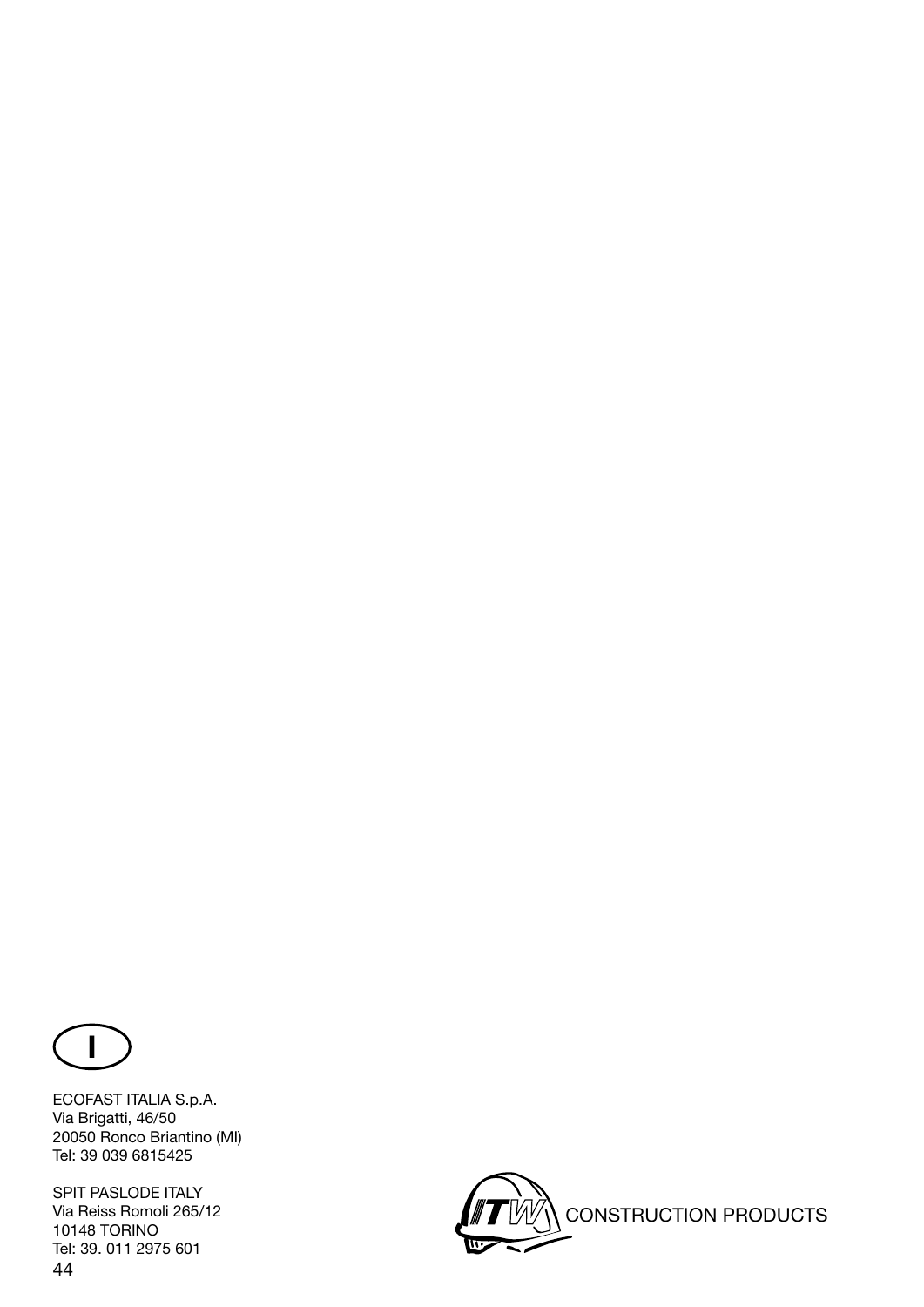I

ECOFAST ITALIA S.p.A.
Via Brigatti, 46/50
20050 Ronco Briantino (MI)
Tel: 39 039 6815425

SPIT PASLODE ITALY
Via Reiss Romoli 265/12
10148 TORINO
Tel: 39. 011 2975 601

ITW CONSTRUCTION PRODUCTS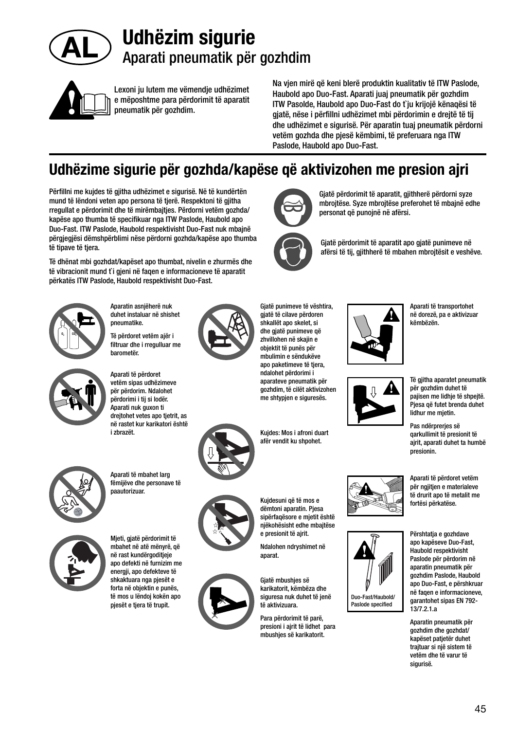# AL Udhëzim sigurie

## Aparati pneumatik për gozhdim

Lexoni ju lutem me vëmendje udhëzimet e mëposhtme para përdorimit të aparatit pneumatik për gozhdim.

Na vjen mirë që keni blerë produktin kualitativ të ITW Paslode, Haubold apo Duo-Fast. Aparati juaj pneumatik për gozhdim ITW Pasolde, Haubold apo Duo-Fast do t`ju krijojë kënaqësi të gjatë, nëse i përfillni udhëzimet mbi përdorimin e drejtë të tij dhe udhëzimet e sigurisë. Për aparatin tuaj pneumatik përdorni vetëm gozhda dhe pjesë këmbimi, të preferuara nga ITW Paslode, Haubold apo Duo-Fast.

# Udhëzime sigurie për gozhda/kapëse që aktivizohen me presion ajri

Përfillni me kujdes të gjitha udhëzimet e sigurisë. Në të kundërtën mund të lëndoni veten apo persona të tjerë. Respektoni të gjitha rregullat e përdorimit dhe të mirëmbajtjes. Përdorni vetëm gozhda/kapëse apo thumba të specifikuar nga ITW Paslode, Haubold apo Duo-Fast. ITW Paslode, Haubold respektivisht Duo-Fast nuk mbajnë përgjegjësi dëmshpërblimi nëse përdorni gozhda/kapëse apo thumba të tipave të tjera.

Të dhënat mbi gozhdat/kapëset apo thumbat, nivelin e zhurmës dhe të vibracionit mund t`i gjeni në faqen e informacioneve të aparatit përkatës ITW Paslode, Haubold respektivisht Duo-Fast.

Gjatë përdorimit të aparatit, gjithherë përdorni syze mbrojtëse. Syze mbrojtëse preferohet të mbajnë edhe personat që punojnë në afërsi.

Gjatë përdorimit të aparatit apo gjatë punimeve në afërsi të tij, gjithherë të mbahen mbrojtësit e veshëve.

Aparatin asnjëherë nuk duhet instaluar në shishet pneumatike.

Të përdoret vetëm ajër i filtruar dhe i rregulluar me barometër.

Aparati të përdoret vetëm sipas udhëzimeve për përdorim. Ndalohet përdorimi i tij si lodër. Aparati nuk guxon ti drejtohet vetes apo tjetrit, as në rastet kur karikatori është i zbrazët.

Aparati të mbahet larg fëmijëve dhe personave të paautorizuar.

Mjeti, gjatë përdorimit të mbahet në atë mënyrë, që në rast kundërgoditjeje apo defekti në furnizim me energji, apo defekteve të shkaktuara nga pjesët e forta në objektin e punës, të mos u lëndoj kokën apo pjesët e tjera të trupit.

Gjatë punimeve të vështira, gjatë të cilave përdoren shkallët apo skelet, si dhe gjatë punimeve që zhvillohen në skajin e objektit të punës për mbulimin e sëndukëve apo paketimeve të tjera, ndalohet përdorimi i aparateve pneumatik për gozhdim, të cilët aktivizohen me shtypjen e siguresës.

Kujdes: Mos i afroni duart afër vendit ku shpohet.

Kujdesuni që të mos e dëmtoni aparatin. Pjesa sipërfaqësore e mjetit është njëkohësisht edhe mbajtëse e presionit të ajrit.

Ndalohen ndryshimet në aparat.

Gjatë mbushjes së karikatorit, këmbëza dhe siguresa nuk duhet të jenë të aktivizuara.

Para përdorimit të parë, presioni i ajrit të lidhet para mbushjes së karikatorit.

Aparati të transportohet në dorezë, pa e aktivizuar këmbëzën.

Të gjitha aparatet pneumatik për gozhdim duhet të pajisen me lidhje të shpejtë. Pjesa që futet brenda duhet lidhur me mjetin.

Pas ndërprerjes së qarkullimit të presionit të ajrit, aparati duhet ta humbë presionin.

Aparati të përdoret vetëm për ngjitjen e materialeve të drurit apo të metalit me fortësi përkatëse.

Duo-Fast/Haubold/ Paslode specified

Përshtatja e gozhdave apo kapëseve Duo-Fast, Haubold respektivisht Paslode për përdorim në aparatin pneumatik për gozhdim Paslode, Haubold apo Duo-Fast, e përshkruar në faqen e informacioneve, garantohet sipas EN 792-13/7.2.1.a

Aparatin pneumatik për gozhdim dhe gozhdat/kapëset patjetër duhet trajtuar si një sistem të vetëm dhe të varur të sigurisë.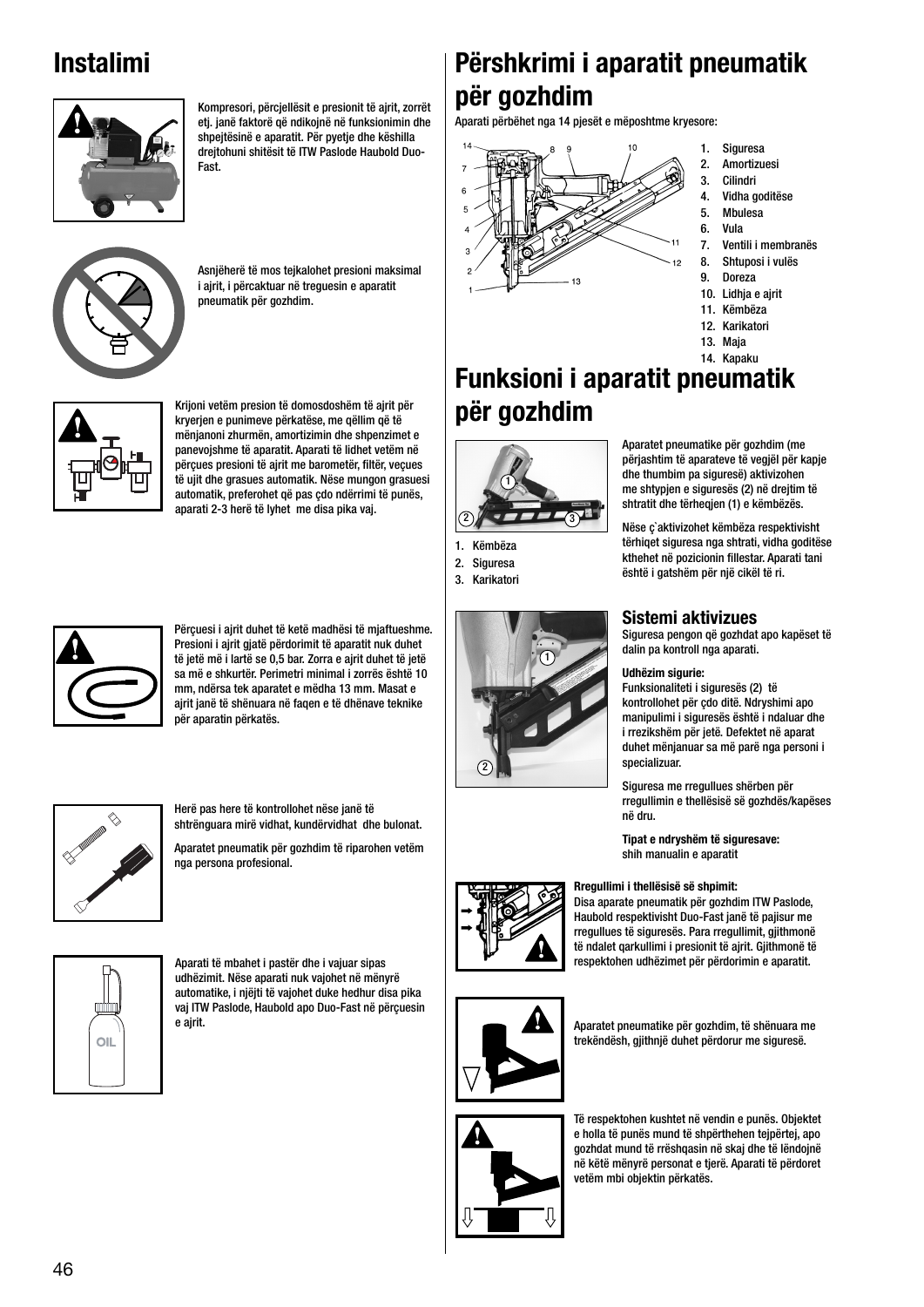# Instalimi

Kompresori, përcjellësit e presionit të ajrit, zorrët etj. janë faktorë që ndikojnë në funksionimin dhe shpejtësinë e aparatit. Për pyetje dhe këshilla drejtohuni shitësit të ITW Paslode Haubold Duo-Fast.

Asnjëherë të mos tejkalohet presioni maksimal i ajrit, i përcaktuar në treguesin e aparatit pneumatik për gozhdim.

Krijoni vetëm presion të domosdoshëm të ajrit për kryerjen e punimeve përkatëse, me qëllim që të mënjanoni zhurmën, amortizimin dhe shpenzimet e panevojshme të aparatit. Aparati të lidhet vetëm në përçues presioni të ajrit me barometër, filtër, veçues të ujit dhe grasues automatik. Nëse mungon grasuesi automatik, preferohet që pas çdo ndërrimi të punës, aparati 2-3 herë të lyhet me disa pika vaj.

Përçuesi i ajrit duhet të ketë madhësi të mjaftueshme. Presioni i ajrit gjatë përdorimit të aparatit nuk duhet të jetë më i lartë se 0,5 bar. Zorra e ajrit duhet të jetë sa më e shkurtër. Perimetri minimal i zorrës është 10 mm, ndërsa tek aparatet e mëdha 13 mm. Masat e ajrit janë të shënuara në faqen e të dhënave teknike për aparatin përkatës.

Herë pas here të kontrollohet nëse janë të shtrënguara mirë vidhat, kundërvidhat dhe bulonat.

Aparatet pneumatik për gozhdim të riparohen vetëm nga persona profesional.

Aparati të mbahet i pastër dhe i vajuar sipas udhëzimit. Nëse aparati nuk vajohet në mënyrë automatike, i njëjti të vajohet duke hedhur disa pika vaj ITW Paslode, Haubold apo Duo-Fast në përçuesin e ajrit.

# Përshkrimi i aparatit pneumatik për gozhdim

Aparati përbëhet nga 14 pjesët e mëposhtme kryesore:

1. Siguresa
2. Amortizuesi
3. Cilindri
4. Vidha goditëse
5. Mbulesa
6. Vula
7. Ventili i membranës
8. Shtuposi i vulës
9. Doreza
10. Lidhja e ajrit
11. Këmbëza
12. Karikatori
13. Maja
14. Kapaku

# Funksioni i aparatit pneumatik për gozhdim

1. Këmbëza
2. Siguresa
3. Karikatori

Aparatet pneumatike për gozhdim (me përjashtim të aparateve të vegjël për kapje dhe thumbim pa siguresë) aktivizohen me shtypjen e siguresës (2) në drejtim të shtratit dhe tërheqjen (1) e këmbëzës.

Nëse ç`aktivizohet këmbëza respektivisht tërhiqet siguresa nga shtrati, vidha goditëse kthehet në pozicionin fillestar. Aparati tani është i gatshëm për një cikël të ri.

## Sistemi aktivizues

Siguresa pengon që gozhdat apo kapëset të dalin pa kontroll nga aparati.

**Udhëzim sigurie:**
Funksionaliteti i siguresës (2) të kontrollohet për çdo ditë. Ndryshimi apo manipulimi i siguresës është i ndaluar dhe i rrezikshëm për jetë. Defektet në aparat duhet mënjanuar sa më parë nga personi i specializuar.

Siguresa me rregullues shërben për rregullimin e thellësisë së gozhdës/kapëses në dru.

**Tipat e ndryshëm të siguresave:**
shih manualin e aparatit

**Rregullimi i thellësisë së shpimit:**
Disa aparate pneumatik për gozhdim ITW Paslode, Haubold respektivisht Duo-Fast janë të pajisur me rregullues të siguresës. Para rregullimit, gjithmonë të ndalet qarkullimi i presionit të ajrit. Gjithmonë të respektohen udhëzimet për përdorimin e aparatit.

Aparatet pneumatike për gozhdim, të shënuara me trekëndësh, gjithnjë duhet përdorur me siguresë.

Të respektohen kushtet në vendin e punës. Objektet e holla të punës mund të shpërthehen tejpërtej, apo gozhdat mund të rrëshqasin në skaj dhe të lëndojnë në këtë mënyrë personat e tjerë. Aparati të përdoret vetëm mbi objektin përkatës.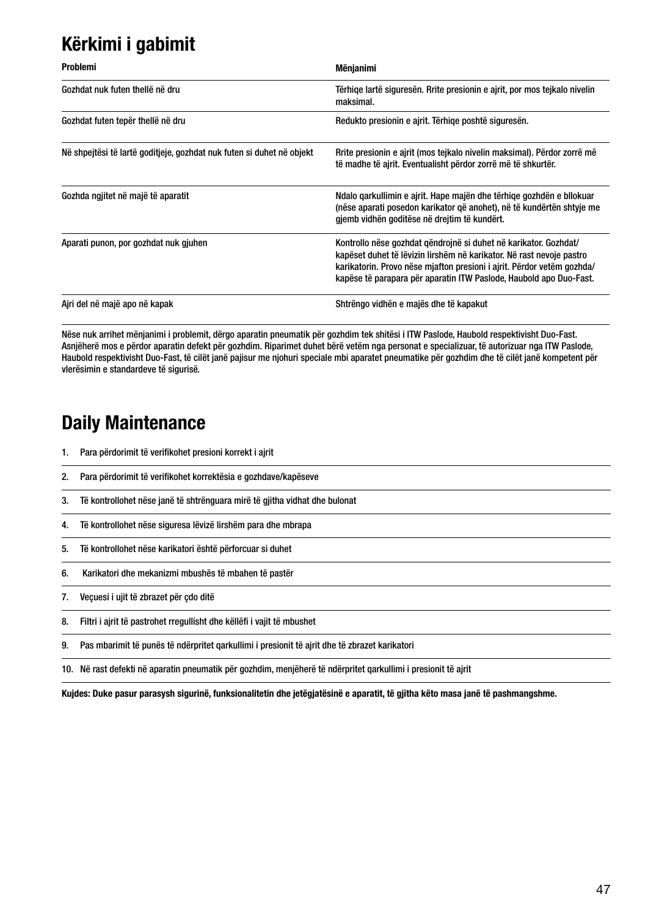# Kërkimi i gabimit

| Problemi | Mënjanimi |
|---|---|
| Gozhdat nuk futen thellë në dru | Tërhiqe lartë siguresën. Rrite presionin e ajrit, por mos tejkalo nivelin maksimal. |
| Gozhdat futen tepër thellë në dru | Redukto presionin e ajrit. Tërhiqe poshtë siguresën. |
| Në shpejtësi të lartë goditjeje, gozhdat nuk futen si duhet në objekt | Rrite presionin e ajrit (mos tejkalo nivelin maksimal). Përdor zorrë më të madhe të ajrit. Eventualisht përdor zorrë më të shkurtër. |
| Gozhda ngjitet në majë të aparatit | Ndalo qarkullimin e ajrit. Hape majën dhe tërhiqe gozhdën e bllokuar (nëse aparati posedon karikator që anohet), në të kundërtën shtyje me gjemb vidhën goditëse në drejtim të kundërt. |
| Aparati punon, por gozhdat nuk gjuhen | Kontrollo nëse gozhdat qëndrojnë si duhet në karikator. Gozhdat/kapëset duhet të lëvizin lirshëm në karikator. Në rast nevoje pastro karikatorin. Provo nëse mjafton presioni i ajrit. Përdor vetëm gozhda/kapëse të parapara për aparatin ITW Paslode, Haubold apo Duo-Fast. |
| Ajri del në majë apo në kapak | Shtrëngo vidhën e majës dhe të kapakut |

Nëse nuk arrihet mënjanimi i problemit, dërgo aparatin pneumatik për gozhdim tek shitësi i ITW Paslode, Haubold respektivisht Duo-Fast. Asnjëherë mos e përdor aparatin defekt për gozhdim. Riparimet duhet bërë vetëm nga personat e specializuar, të autorizuar nga ITW Paslode, Haubold respektivisht Duo-Fast, të cilët janë pajisur me njohuri speciale mbi aparatet pneumatike për gozhdim dhe të cilët janë kompetent për vlerësimin e standardeve të sigurisë.

# Daily Maintenance

1. Para përdorimit të verifikohet presioni korrekt i ajrit
2. Para përdorimit të verifikohet korrektësia e gozhdave/kapëseve
3. Të kontrollohet nëse janë të shtrënguara mirë të gjitha vidhat dhe bulonat
4. Të kontrollohet nëse siguresa lëvizë lirshëm para dhe mbrapa
5. Të kontrollohet nëse karikatori është përforcuar si duhet
6. Karikatori dhe mekanizmi mbushës të mbahen të pastër
7. Veçuesi i ujit të zbrazet për çdo ditë
8. Filtri i ajrit të pastrohet rregullisht dhe këllëfi i vajit të mbushet
9. Pas mbarimit të punës të ndërpritet qarkullimi i presionit të ajrit dhe të zbrazet karikatori
10. Në rast defekti në aparatin pneumatik për gozhdim, menjëherë të ndërpritet qarkullimi i presionit të ajrit

**Kujdes: Duke pasur parasysh sigurinë, funksionalitetin dhe jetëgjatësinë e aparatit, të gjitha këto masa janë të pashmangshme.**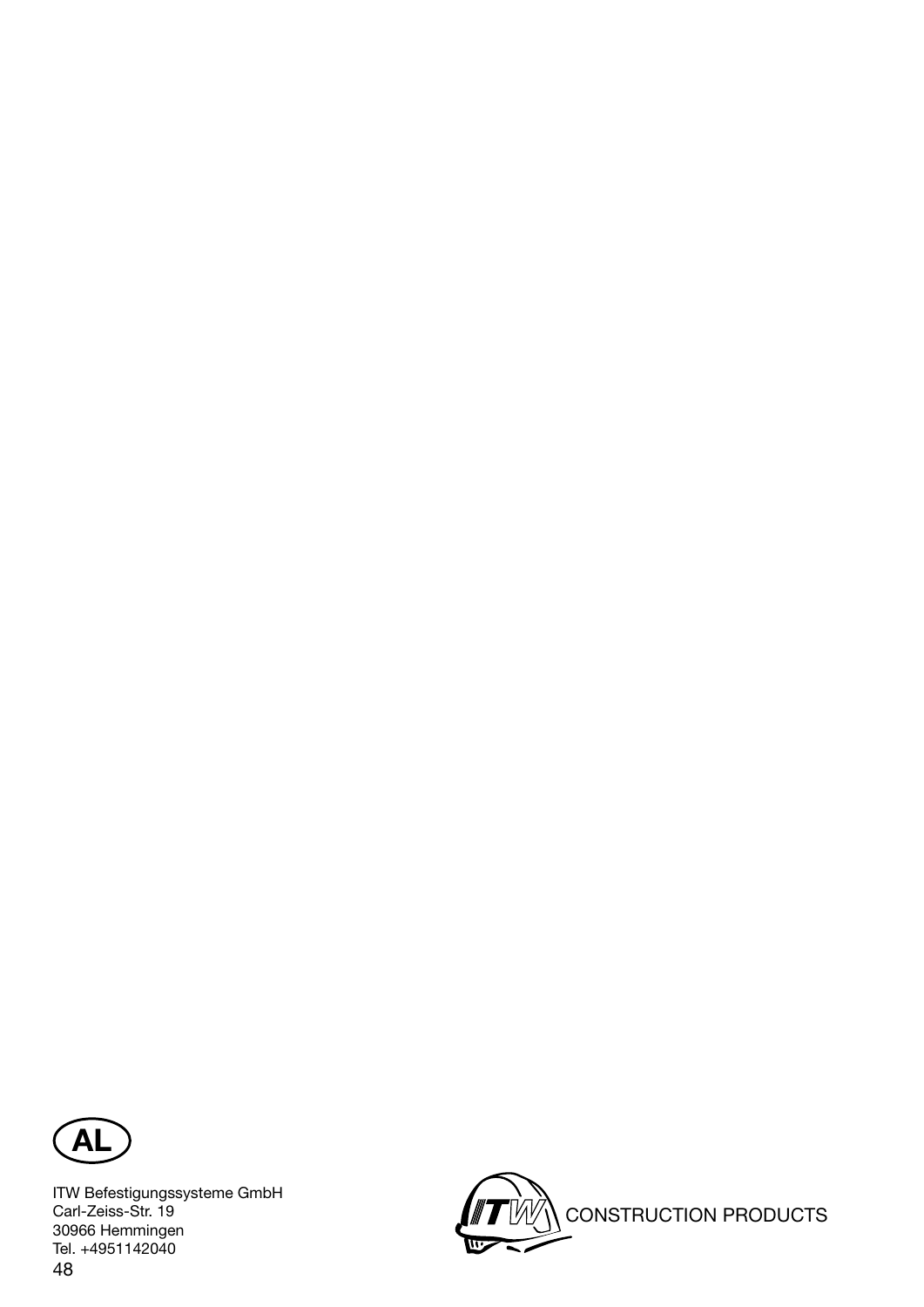AL

ITW Befestigungssysteme GmbH
Carl-Zeiss-Str. 19
30966 Hemmingen
Tel. +4951142040

CONSTRUCTION PRODUCTS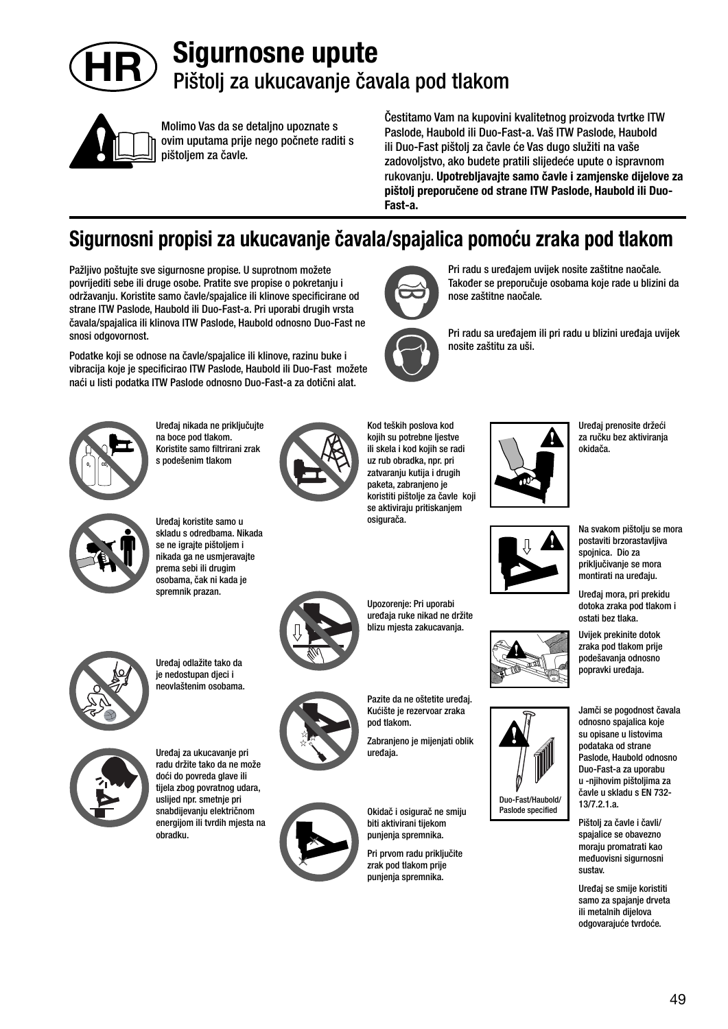# HR Sigurnosne upute

## Pištolj za ukucavanje čavala pod tlakom

Molimo Vas da se detaljno upoznate s ovim uputama prije nego počnete raditi s pištoljem za čavle.

Čestitamo Vam na kupovini kvalitetnog proizvoda tvrtke ITW Paslode, Haubold ili Duo-Fast-a. Vaš ITW Paslode, Haubold ili Duo-Fast pištolj za čavle će Vas dugo služiti na vaše zadovoljstvo, ako budete pratili slijedeće upute o ispravnom rukovanju. **Upotrebljavajte samo čavle i zamjenske dijelove za pištolj preporučene od strane ITW Paslode, Haubold ili Duo-Fast-a.**

## Sigurnosni propisi za ukucavanje čavala/spajalica pomoću zraka pod tlakom

Pažljivo poštujte sve sigurnosne propise. U suprotnom možete povrijediti sebe ili druge osobe. Pratite sve propise o pokretanju i održavanju. Koristite samo čavle/spajalice ili klinove specificirane od strane ITW Paslode, Haubold ili Duo-Fast-a. Pri uporabi drugih vrsta čavala/spajalica ili klinova ITW Paslode, Haubold odnosno Duo-Fast ne snosi odgovornost.

Podatke koji se odnose na čavle/spajalice ili klinove, razinu buke i vibracija koje je specificirao ITW Paslode, Haubold ili Duo-Fast možete naći u listi podatka ITW Paslode odnosno Duo-Fast-a za dotični alat.

Pri radu s uređajem uvijek nosite zaštitne naočale. Također se preporučuje osobama koje rade u blizini da nose zaštitne naočale.

Pri radu sa uređajem ili pri radu u blizini uređaja uvijek nosite zaštitu za uši.

Uređaj nikada ne priključujte na boce pod tlakom. Koristite samo filtrirani zrak s podešenim tlakom

Uređaj koristite samo u skladu s odredbama. Nikada se ne igrajte pištoljem i nikada ga ne usmjeravajte prema sebi ili drugim osobama, čak ni kada je spremnik prazan.

Uređaj odlažite tako da je nedostupan djeci i neovlaštenim osobama.

Uređaj za ukucavanje pri radu držite tako da ne može doći do povreda glave ili tijela zbog povratnog udara, uslijed npr. smetnje pri snabdijevanju električnom energijom ili tvrdih mjesta na obradku.

Kod teških poslova kod kojih su potrebne ljestve ili skela i kod kojih se radi uz rub obradka, npr. pri zatvaranju kutija i drugih paketa, zabranjeno je koristiti pištolje za čavle koji se aktiviraju pritiskanjem osigurača.

Upozorenje: Pri uporabi uređaja ruke nikad ne držite blizu mjesta zakucavanja.

Pazite da ne oštetite uređaj. Kućište je rezervoar zraka pod tlakom.

Zabranjeno je mijenjati oblik uređaja.

Okidač i osigurač ne smiju biti aktivirani tijekom punjenja spremnika.

Pri prvom radu priključite zrak pod tlakom prije punjenja spremnika.

Uređaj prenosite držeći za ručku bez aktiviranja okidača.

Na svakom pištolju se mora postaviti brzorastavljiva spojnica. Dio za priključivanje se mora montirati na uređaju.

Uređaj mora, pri prekidu dotoka zraka pod tlakom i ostati bez tlaka.

Uvijek prekinite dotok zraka pod tlakom prije podešavanja odnosno popravki uređaja.

Duo-Fast/Haubold/ Paslode specified

Jamči se pogodnost čavala odnosno spajalica koje su opisane u listovima podataka od strane Paslode, Haubold odnosno Duo-Fast-a za uporabu u -njihovim pištoljima za čavle u skladu s EN 732-13/7.2.1.a.

Pištolj za čavle i čavli/ spajalice se obavezno moraju promatrati kao međuovisni sigurnosni sustav.

Uređaj se smije koristiti samo za spajanje drveta ili metalnih dijelova odgovarajuće tvrdoće.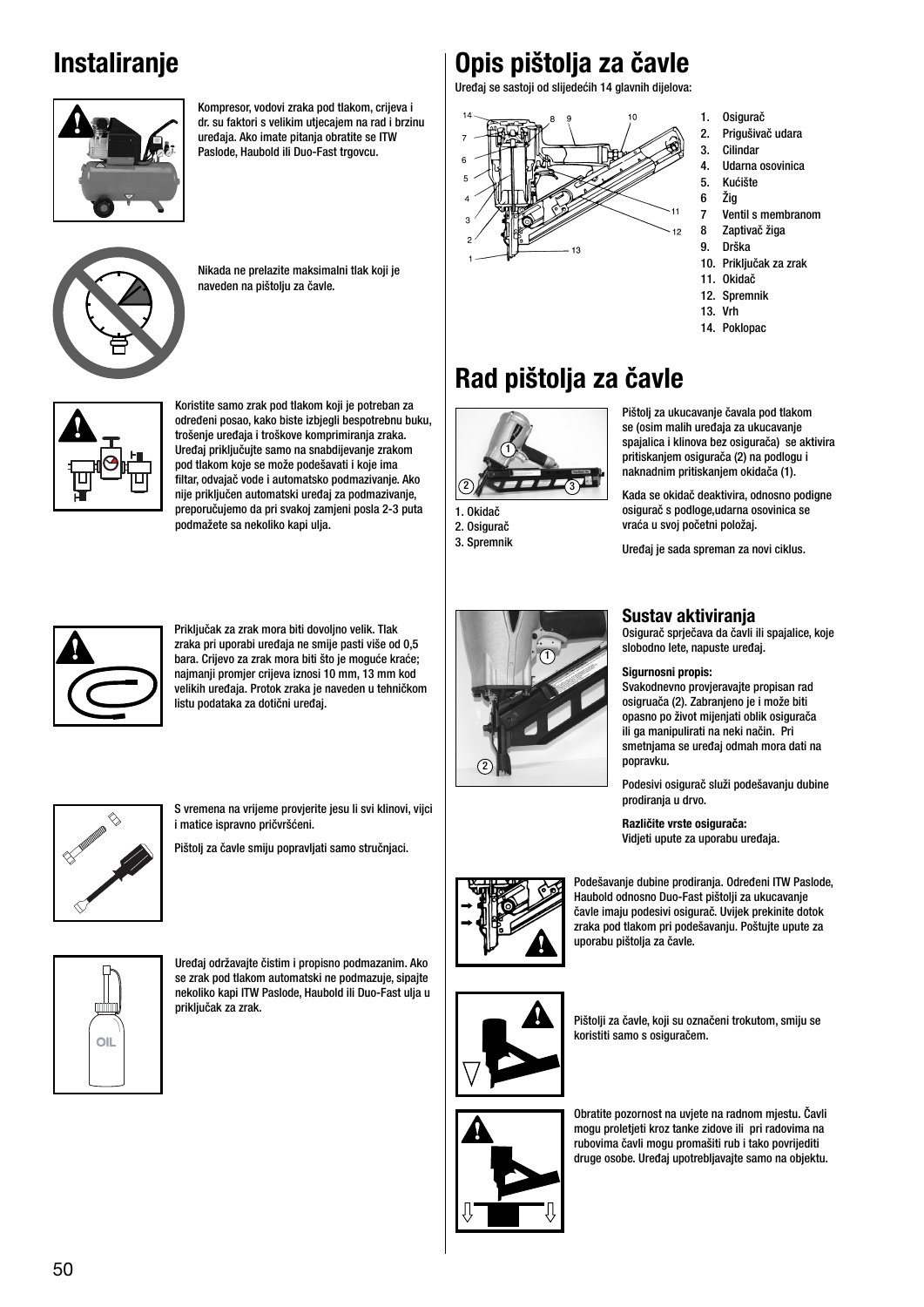# Instaliranje

Kompresor, vodovi zraka pod tlakom, crijeva i dr. su faktori s velikim utjecajem na rad i brzinu uređaja. Ako imate pitanja obratite se ITW Paslode, Haubold ili Duo-Fast trgovcu.

Nikada ne prelazite maksimalni tlak koji je naveden na pištolju za čavle.

Koristite samo zrak pod tlakom koji je potreban za određeni posao, kako biste izbjegli bespotrebnu buku, trošenje uređaja i troškove komprimiranja zraka. Uređaj priključujte samo na snabdijevanje zrakom pod tlakom koje se može podešavati i koje ima filtar, odvajač vode i automatsko podmazivanje. Ako nije priključen automatski uređaj za podmazivanje, preporučujemo da pri svakoj zamjeni posla 2-3 puta podmažete sa nekoliko kapi ulja.

Priključak za zrak mora biti dovoljno velik. Tlak zraka pri uporabi uređaja ne smije pasti više od 0,5 bara. Crijevo za zrak mora biti što je moguće kraće; najmanji promjer crijeva iznosi 10 mm, 13 mm kod velikih uređaja. Protok zraka je naveden u tehničkom listu podataka za dotični uređaj.

S vremena na vrijeme provjerite jesu li svi klinovi, vijci i matice ispravno pričvršćeni.

Pištolj za čavle smiju popravljati samo stručnjaci.

Uređaj održavajte čistim i propisno podmazanim. Ako se zrak pod tlakom automatski ne podmazuje, sipajte nekoliko kapi ITW Paslode, Haubold ili Duo-Fast ulja u priključak za zrak.

# Opis pištolja za čavle

Uređaj se sastoji od slijedećih 14 glavnih dijelova:

1. Osigurač
2. Prigušivač udara
3. Cilindar
4. Udarna osovinica
5. Kućište
6. Žig
7. Ventil s membranom
8. Zaptivač žiga
9. Drška
10. Priključak za zrak
11. Okidač
12. Spremnik
13. Vrh
14. Poklopac

# Rad pištolja za čavle

1. Okidač
2. Osigurač
3. Spremnik

Pištolj za ukucavanje čavala pod tlakom se (osim malih uređaja za ukucavanje spajalica i klinova bez osigurača) se aktivira pritiskanjem osigurača (2) na podlogu i naknadnim pritiskanjem okidača (1).

Kada se okidač deaktivira, odnosno podigne osigurač s podloge,udarna osovinica se vraća u svoj početni položaj.

Uređaj je sada spreman za novi ciklus.

## Sustav aktiviranja

Osigurač sprječava da čavli ili spajalice, koje slobodno lete, napuste uređaj.

**Sigurnosni propis:**
Svakodnevno provjeravajte propisan rad osigurača (2). Zabranjeno je i može biti opasno po život mijenjati oblik osigurača ili ga manipulirati na neki način. Pri smetnjama se uređaj odmah mora dati na popravku.

Podesivi osigurač služi podešavanju dubine prodiranja u drvo.

**Različite vrste osigurača:**
Vidjeti upute za uporabu uređaja.

Podešavanje dubine prodiranja. Određeni ITW Paslode, Haubold odnosno Duo-Fast pištolji za ukucavanje čavle imaju podesivi osigurač. Uvijek prekinite dotok zraka pod tlakom pri podešavanju. Poštujte upute za uporabu pištolja za čavle.

Pištolji za čavle, koji su označeni trokutom, smiju se koristiti samo s osiguračem.

Obratite pozornost na uvjete na radnom mjestu. Čavli mogu proletjeti kroz tanke zidove ili pri radovima na rubovima čavli mogu promašiti rub i tako povrijediti druge osobe. Uređaj upotrebljavajte samo na objektu.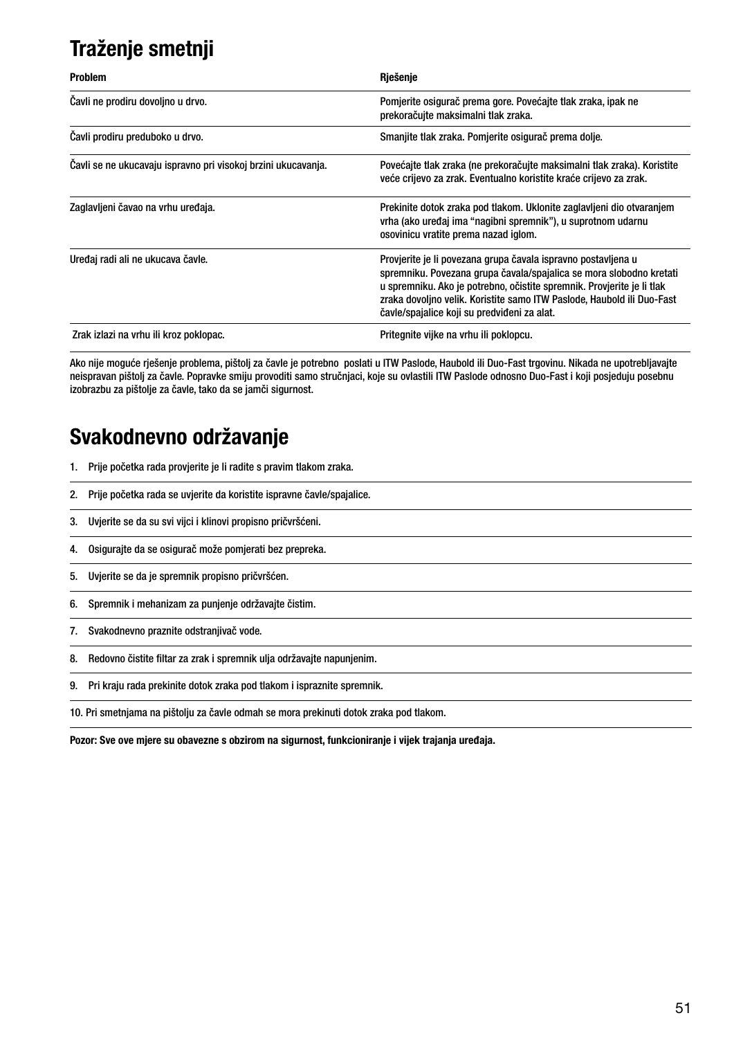# Traženje smetnji

| Problem | Rješenje |
|---|---|
| Čavli ne prodiru dovoljno u drvo. | Pomjerite osigurač prema gore. Povećajte tlak zraka, ipak ne prekoračujte maksimalni tlak zraka. |
| Čavli prodiru preduboko u drvo. | Smanjite tlak zraka. Pomjerite osigurač prema dolje. |
| Čavli se ne ukucavaju ispravno pri visokoj brzini ukucavanja. | Povećajte tlak zraka (ne prekoračujte maksimalni tlak zraka). Koristite veće crijevo za zrak. Eventualno koristite kraće crijevo za zrak. |
| Zaglavljeni čavao na vrhu uređaja. | Prekinite dotok zraka pod tlakom. Uklonite zaglavljeni dio otvaranjem vrha (ako uređaj ima "nagibni spremnik"), u suprotnom udarnu osovinicu vratite prema nazad iglom. |
| Uređaj radi ali ne ukucava čavle. | Provjerite je li povezana grupa čavala ispravno postavljena u spremniku. Povezana grupa čavala/spajalica se mora slobodno kretati u spremniku. Ako je potrebno, očistite spremnik. Provjerite je li tlak zraka dovoljno velik. Koristite samo ITW Paslode, Haubold ili Duo-Fast čavle/spajalice koji su predviđeni za alat. |
| Zrak izlazi na vrhu ili kroz poklopac. | Pritegnite vijke na vrhu ili poklopcu. |

Ako nije moguće rješenje problema, pištolj za čavle je potrebno poslati u ITW Paslode, Haubold ili Duo-Fast trgovinu. Nikada ne upotrebljavajte neispravan pištolj za čavle. Popravke smiju provoditi samo stručnjaci, koje su ovlastili ITW Paslode odnosno Duo-Fast i koji posjeduju posebnu izobrazbu za pištolje za čavle, tako da se jamči sigurnost.

# Svakodnevno održavanje

1. Prije početka rada provjerite je li radite s pravim tlakom zraka.
2. Prije početka rada se uvjerite da koristite ispravne čavle/spajalice.
3. Uvjerite se da su svi vijci i klinovi propisno pričvršćeni.
4. Osigurajte da se osigurač može pomjerati bez prepreka.
5. Uvjerite se da je spremnik propisno pričvršćen.
6. Spremnik i mehanizam za punjenje održavajte čistim.
7. Svakodnevno praznite odstranjivač vode.
8. Redovno čistite filtar za zrak i spremnik ulja održavajte napunjenim.
9. Pri kraju rada prekinite dotok zraka pod tlakom i ispraznite spremnik.
10. Pri smetnjama na pištolju za čavle odmah se mora prekinuti dotok zraka pod tlakom.

**Pozor: Sve ove mjere su obavezne s obzirom na sigurnost, funkcioniranje i vijek trajanja uređaja.**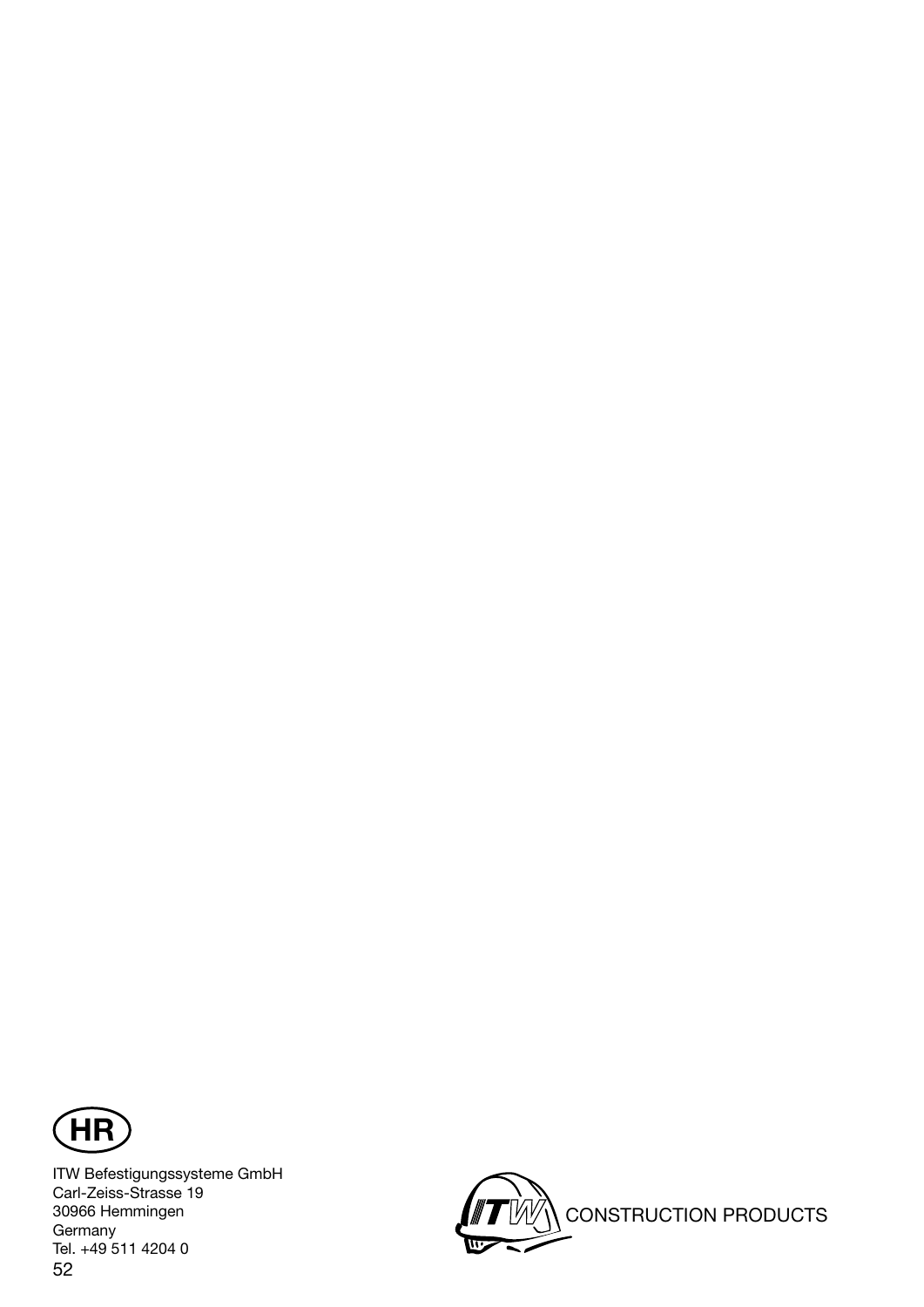**HR**

ITW Befestigungssysteme GmbH
Carl-Zeiss-Strasse 19
30966 Hemmingen
Germany
Tel. +49 511 4204 0

CONSTRUCTION PRODUCTS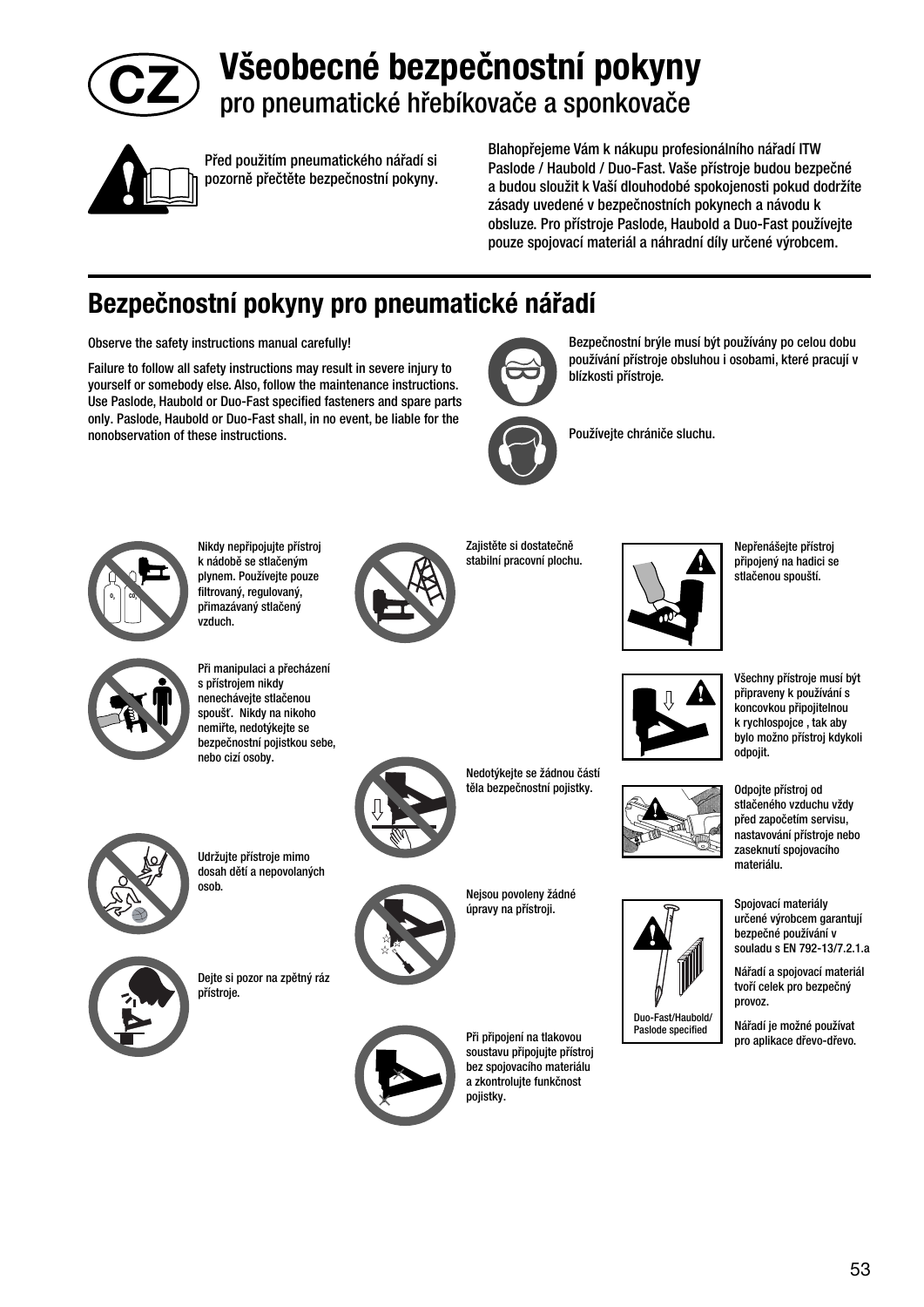# Všeobecné bezpečnostní pokyny

## pro pneumatické hřebíkovače a sponkovače

Před použitím pneumatického nářadí si pozorně přečtěte bezpečnostní pokyny.

Blahopřejeme Vám k nákupu profesionálního nářadí ITW Paslode / Haubold / Duo-Fast. Vaše přístroje budou bezpečné a budou sloužit k Vaší dlouhodobé spokojenosti pokud dodržíte zásady uvedené v bezpečnostních pokynech a návodu k obsluze. Pro přístroje Paslode, Haubold a Duo-Fast používejte pouze spojovací materiál a náhradní díly určené výrobcem.

## Bezpečnostní pokyny pro pneumatické nářadí

Observe the safety instructions manual carefully!

Failure to follow all safety instructions may result in severe injury to yourself or somebody else. Also, follow the maintenance instructions. Use Paslode, Haubold or Duo-Fast specified fasteners and spare parts only. Paslode, Haubold or Duo-Fast shall, in no event, be liable for the nonobservation of these instructions.

Bezpečnostní brýle musí být používány po celou dobu používání přístroje obsluhou i osobami, které pracují v blízkosti přístroje.

Používejte chrániče sluchu.

Nikdy nepřipojujte přístroj k nádobě se stlačeným plynem. Používejte pouze filtrovaný, regulovaný, přimazávaný stlačený vzduch.

Při manipulaci a přecházení s přístrojem nikdy nenechávejte stlačenou spoušť. Nikdy na nikoho nemiřte, nedotýkejte se bezpečnostní pojistkou sebe, nebo cizí osoby.

Udržujte přístroje mimo dosah dětí a nepovolaných osob.

Dejte si pozor na zpětný ráz přístroje.

Zajistěte si dostatečně stabilní pracovní plochu.

Nedotýkejte se žádnou částí těla bezpečnostní pojistky.

Nejsou povoleny žádné úpravy na přístroji.

Při připojení na tlakovou soustavu připojujte přístroj bez spojovacího materiálu a zkontrolujte funkčnost pojistky.

Nepřenášejte přístroj připojený na hadici se stlačenou spouští.

Všechny přístroje musí být připraveny k používání s koncovkou připojitelnou k rychlospojce , tak aby bylo možno přístroj kdykoli odpojit.

Odpojte přístroj od stlačeného vzduchu vždy před započetím servisu, nastavování přístroje nebo zaseknutí spojovacího materiálu.

Duo-Fast/Haubold/ Paslode specified

Spojovací materiály určené výrobcem garantují bezpečné používání v souladu s EN 792-13/7.2.1.a

Nářadí a spojovací materiál tvoří celek pro bezpečný provoz.

Nářadí je možné používat pro aplikace dřevo-dřevo.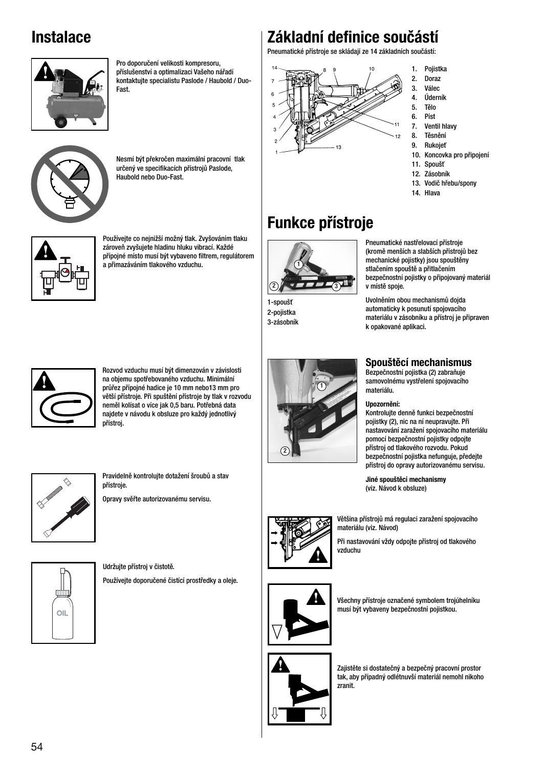# Instalace

Pro doporučení velikosti kompresoru, příslušenství a optimalizaci Vašeho nářadí kontaktujte specialistu Paslode / Haubold / Duo-Fast.

Nesmí být překročen maximální pracovní tlak určený ve specifikacích přístrojů Paslode, Haubold nebo Duo-Fast.

Používejte co nejnižší možný tlak. Zvyšováním tlaku zároveň zvyšujete hladinu hluku vibrací. Každé přípojné místo musí být vybaveno filtrem, regulátorem a přimazáváním tlakového vzduchu.

Rozvod vzduchu musí být dimenzován v závislosti na objemu spotřebovaného vzduchu. Minimální průřez přípojné hadice je 10 mm nebo13 mm pro větší přístroje. Při spuštění přístroje by tlak v rozvodu neměl kolísat o více jak 0,5 baru. Potřebná data najdete v návodu k obsluze pro každý jednotlivý přístroj.

Pravidelně kontrolujte dotažení šroubů a stav přístroje.

Opravy svěřte autorizovanému servisu.

Udržujte přístroj v čistotě.

Používejte doporučené čistící prostředky a oleje.

# Základní definice součástí

Pneumatické přístroje se skládají ze 14 základních součástí:

1. Pojistka
2. Doraz
3. Válec
4. Úderník
5. Tělo
6. Píst
7. Ventil hlavy
8. Těsnění
9. Rukojeť
10. Koncovka pro připojení
11. Spoušť
12. Zásobník
13. Vodič hřebu/spony
14. Hlava

# Funkce přístroje

1-spoušť
2-pojistka
3-zásobník

Pneumatické nastřelovací přístroje (kromě menších a slabších přístrojů bez mechanické pojistky) jsou spouštěny stlačením spouště a přitlačením bezpečnostní pojistky o připojovaný materiál v místě spoje.

Uvolněním obou mechanismů dojda automaticky k posunutí spojovacího materiálu v zásobníku a přístroj je připraven k opakované aplikaci.

## Spouštěcí mechanismus

Bezpečnostní pojistka (2) zabraňuje samovolnému vystřelení spojovacího materiálu.

**Upozornění:**
Kontrolujte denně funkci bezpečnostní pojistky (2), nic na ní neupravujte. Při nastavování zaražení spojovacího materiálu pomocí bezpečnostní pojistky odpojte přístroj od tlakového rozvodu. Pokud bezpečnostní pojistka nefunguje, předejte přístroj do opravy autorizovanému servisu.

**Jiné spouštěcí mechanismy**
(viz. Návod k obsluze)

Většina přístrojů má regulaci zaražení spojovacího materiálu (viz. Návod)

Při nastavování vždy odpojte přístroj od tlakového vzduchu

Všechny přístroje označené symbolem trojúhelníku musí být vybaveny bezpečnostní pojistkou.

Zajistěte si dostatečný a bezpečný pracovní prostor tak, aby případný odlétnuvší materiál nemohl nikoho zranit.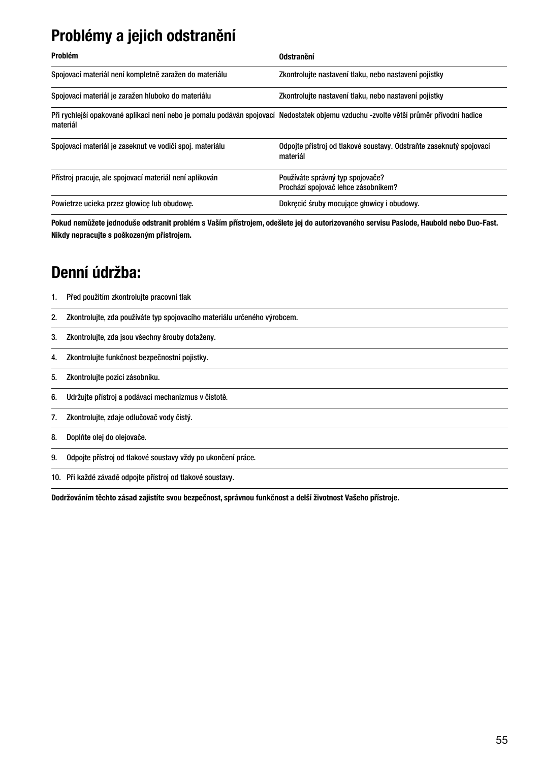# Problémy a jejich odstranění

| Problém | Odstranění |
|---|---|
| Spojovací materiál není kompletně zaražen do materiálu | Zkontrolujte nastavení tlaku, nebo nastavení pojistky |
| Spojovací materiál je zaražen hluboko do materiálu | Zkontrolujte nastavení tlaku, nebo nastavení pojistky |
| Při rychlejší opakované aplikaci není nebo je pomalu podáván spojovací materiál | Nedostatek objemu vzduchu -zvolte větší průměr přívodní hadice |
| Spojovací materiál je zaseknut ve vodiči spoj. materiálu | Odpojte přístroj od tlakové soustavy. Odstraňte zaseknutý spojovací materiál |
| Přístroj pracuje, ale spojovací materiál není aplikován | Používáte správný typ spojovače?<br>Prochází spojovač lehce zásobníkem? |
| Powietrze ucieka przez głowicę lub obudowę. | Dokręcić śruby mocujące głowicy i obudowy. |

**Pokud nemůžete jednoduše odstranit problém s Vaším přístrojem, odešlete jej do autorizovaného servisu Paslode, Haubold nebo Duo-Fast.**

**Nikdy nepracujte s poškozeným přístrojem.**

# Denní údržba:

1. Před použitím zkontrolujte pracovní tlak
2. Zkontrolujte, zda používáte typ spojovacího materiálu určeného výrobcem.
3. Zkontrolujte, zda jsou všechny šrouby dotaženy.
4. Zkontrolujte funkčnost bezpečnostní pojistky.
5. Zkontrolujte pozici zásobníku.
6. Udržujte přístroj a podávací mechanizmus v čistotě.
7. Zkontrolujte, zdaje odlučovač vody čistý.
8. Doplňte olej do olejovače.
9. Odpojte přístroj od tlakové soustavy vždy po ukončení práce.
10. Při každé závadě odpojte přístroj od tlakové soustavy.

**Dodržováním těchto zásad zajistíte svou bezpečnost, správnou funkčnost a delší životnost Vašeho přístroje.**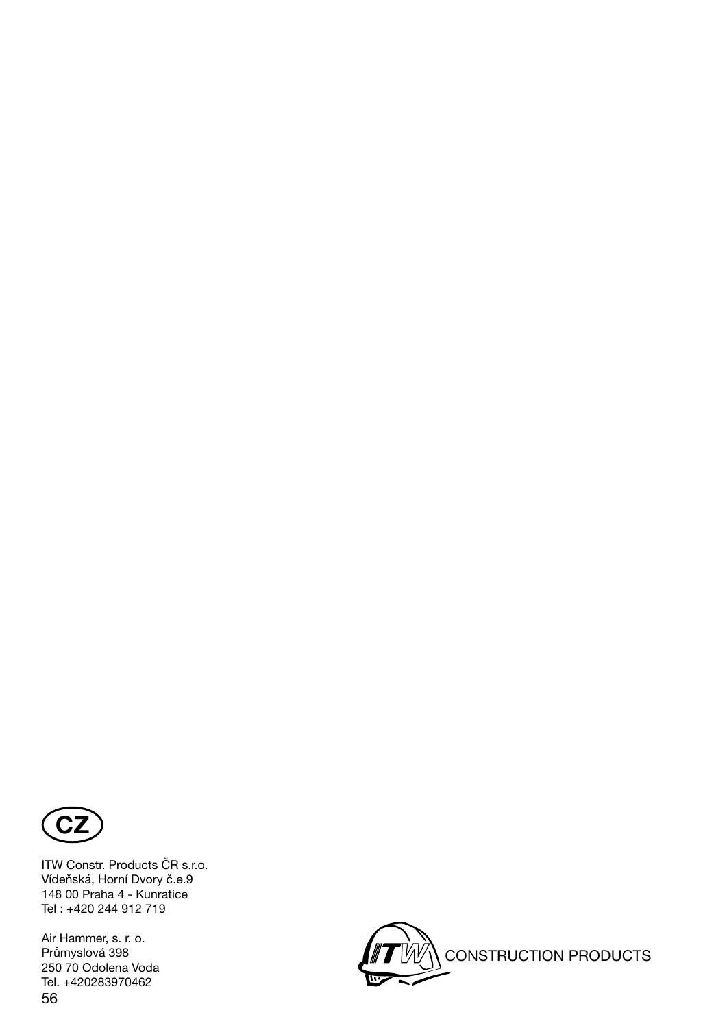**CZ**

ITW Constr. Products ČR s.r.o.
Vídeňská, Horní Dvory č.e.9
148 00 Praha 4 - Kunratice
Tel : +420 244 912 719

Air Hammer, s. r. o.
Průmyslová 398
250 70 Odolena Voda
Tel. +420283970462

ITW CONSTRUCTION PRODUCTS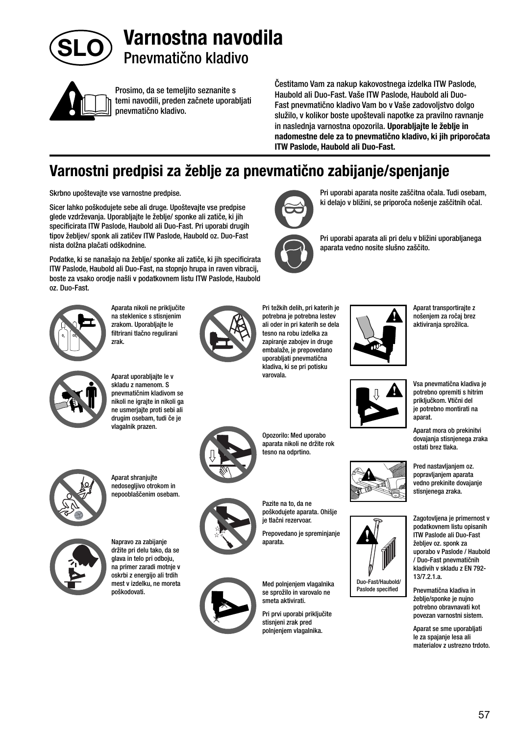# Varnostna navodila

## Pnevmatično kladivo

Prosimo, da se temeljito seznanite s temi navodili, preden začnete uporabljati pnevmatično kladivo.

Čestitamo Vam za nakup kakovostnega izdelka ITW Paslode, Haubold ali Duo-Fast. Vaše ITW Paslode, Haubold ali Duo-Fast pnevmatično kladivo Vam bo v Vaše zadovoljstvo dolgo služilo, v kolikor boste upoštevali napotke za pravilno ravnanje in naslednja varnostna opozorila. **Uporabljajte le žeblje in nadomestne dele za to pnevmatično kladivo, ki jih priporočata ITW Paslode, Haubold ali Duo-Fast.**

## Varnostni predpisi za žeblje za pnevmatično zabijanje/spenjanje

Skrbno upoštevajte vse varnostne predpise.

Sicer lahko poškodujete sebe ali druge. Upoštevajte vse predpise glede vzdrževanja. Uporabljajte le žeblje/ sponke ali zatiče, ki jih specificirata ITW Paslode, Haubold ali Duo-Fast. Pri uporabi drugih tipov žebljev/ sponk ali zatičev ITW Paslode, Haubold oz. Duo-Fast nista dolžna plačati odškodnine.

Podatke, ki se nanašajo na žeblje/ sponke ali zatiče, ki jih specificirata ITW Paslode, Haubold ali Duo-Fast, na stopnjo hrupa in raven vibracij, boste za vsako orodje našli v podatkovnem listu ITW Paslode, Haubold oz. Duo-Fast.

Pri uporabi aparata nosite zaščitna očala. Tudi osebam, ki delajo v bližini, se priporoča nošenje zaščitnih očal.

Pri uporabi aparata ali pri delu v bližini uporabljanega aparata vedno nosite slušno zaščito.

Aparata nikoli ne priključite na steklenice s stisnjenim zrakom. Uporabljajte le filtrirani tlačno regulirani zrak.

Aparat uporabljajte le v skladu z namenom. S pnevmatičnim kladivom se nikoli ne igrajte in nikoli ga ne usmerjajte proti sebi ali drugim osebam, tudi če je vlagalnik prazen.

Aparat shranjujte nedosegljivo otrokom in nepooblaščenim osebam.

Napravo za zabijanje držite pri delu tako, da se glava in telo pri odboju, na primer zaradi motnje v oskrbi z energijo ali trdih mest v izdelku, ne moreta poškodovati.

Pri težkih delih, pri katerih je potrebna je potrebna lestev ali oder in pri katerih se dela tesno na robu izdelka za zapiranje zabojev in druge embalaže, je prepovedano uporabljati pnevmatična kladiva, ki se pri potisku varovala.

Opozorilo: Med uporabo aparata nikoli ne držite rok tesno na odprtino.

Pazite na to, da ne poškodujete aparata. Ohišje je tlačni rezervoar.

Prepovedano je spreminjanje aparata.

Med polnjenjem vlagalnika se sprožilo in varovalo ne smeta aktivirati.

Pri prvi uporabi priključite stisnjeni zrak pred polnjenjem vlagalnika.

Aparat transportirajte z nošenjem za ročaj brez aktiviranja sprožilca.

Vsa pnevmatična kladiva je potrebno opremiti s hitrim priključkom. Vtični del je potrebno montirati na aparat.

Aparat mora ob prekinitvi dovajanja stisnjenega zraka ostati brez tlaka.

Pred nastavljanjem oz. popravljanjem aparata vedno prekinite dovajanje stisnjenega zraka.

Duo-Fast/Haubold/ Paslode specified

Zagotovljena je primernost v podatkovnem listu opisanih ITW Paslode ali Duo-Fast žebljev oz. sponk za uporabo v Paslode / Haubold / Duo-Fast pnevmatičnih kladivih v skladu z EN 792-13/7.2.1.a.

Pnevmatična kladiva in žeblje/sponke je nujno potrebno obravnavati kot povezan varnostni sistem.

Aparat se sme uporabljati le za spajanje lesa ali materialov z ustrezno trdoto.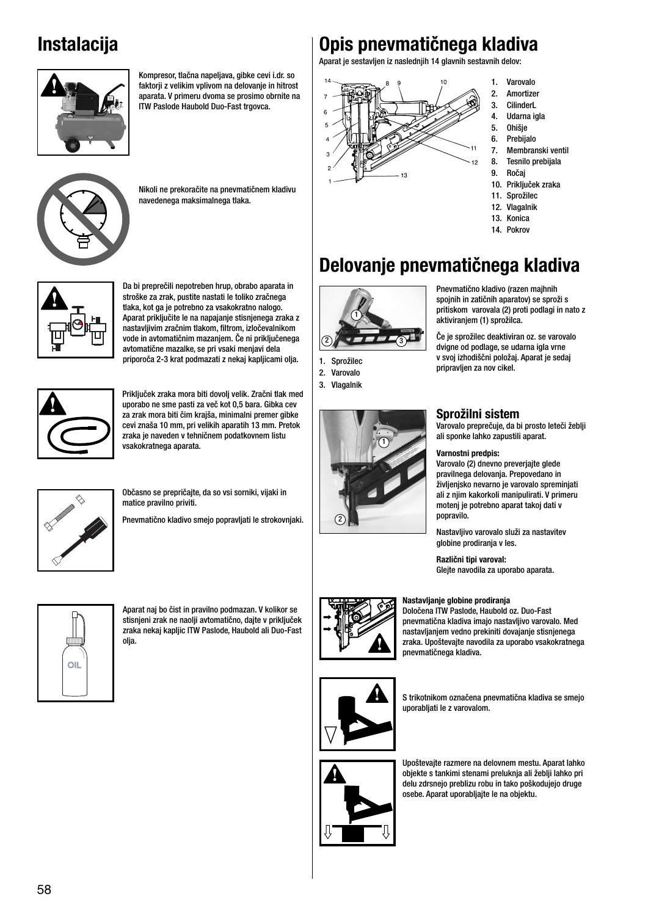# Instalacija

Kompresor, tlačna napeljava, gibke cevi i.dr. so faktorji z velikim vplivom na delovanje in hitrost aparata. V primeru dvoma se prosimo obrnite na ITW Paslode Haubold Duo-Fast trgovca.

Nikoli ne prekoračite na pnevmatičnem kladivu navedenega maksimalnega tlaka.

Da bi preprečili nepotreben hrup, obrabo aparata in stroške za zrak, pustite nastati le toliko zračnega tlaka, kot ga je potrebno za vsakokratno nalogo. Aparat priključite le na napajanje stisnjenega zraka z nastavljivim zračnim tlakom, filtrom, izločevalnikom vode in avtomatičnim mazanjem. Če ni priključenega avtomatične mazalke, se pri vsaki menjavi dela priporoča 2-3 krat podmazati z nekaj kapljicami olja.

Priključek zraka mora biti dovolj velik. Zračni tlak med uporabo ne sme pasti za več kot 0,5 bara. Gibka cev za zrak mora biti čim krajša, minimalni premer gibke cevi znaša 10 mm, pri velikih aparatih 13 mm. Pretok zraka je naveden v tehničnem podatkovnem listu vsakokratnega aparata.

Občasno se prepričajte, da so vsi sorniki, vijaki in matice pravilno priviti.

Pnevmatično kladivo smejo popravljati le strokovnjaki.

Aparat naj bo čist in pravilno podmazan. V kolikor se stisnjeni zrak ne naolji avtomatično, dajte v priključek zraka nekaj kapljic ITW Paslode, Haubold ali Duo-Fast olja.

# Opis pnevmatičnega kladiva

Aparat je sestavljen iz naslednjih 14 glavnih sestavnih delov:

1. Varovalo
2. Amortizer
3. CilinderL
4. Udarna igla
5. Ohišje
6. Prebijalo
7. Membranski ventil
8. Tesnilo prebijala
9. Ročaj
10. Priključek zraka
11. Sprožilec
12. Vlagalnik
13. Konica
14. Pokrov

# Delovanje pnevmatičnega kladiva

1. Sprožilec
2. Varovalo
3. Vlagalnik

Pnevmatično kladivo (razen majhnih spojnih in zatičnih aparatov) se sproži s pritiskom varovala (2) proti podlagi in nato z aktiviranjem (1) sprožilca.

Če je sprožilec deaktiviran oz. se varovalo dvigne od podlage, se udarna igla vrne v svoj izhodiščni položaj. Aparat je sedaj pripravljen za nov cikel.

## Sprožilni sistem

Varovalo preprečuje, da bi prosto leteči žeblji ali sponke lahko zapustili aparat.

**Varnostni predpis:**
Varovalo (2) dnevno preverjajte glede pravilnega delovanja. Prepovedano in življenjsko nevarno je varovalo spreminjati ali z njim kakorkoli manipulirati. V primeru motenj je potrebno aparat takoj dati v popravilo.

Nastavljivo varovalo služi za nastavitev globine prodiranja v les.

**Različni tipi varoval:**
Glejte navodila za uporabo aparata.

**Nastavljanje globine prodiranja**
Določena ITW Paslode, Haubold oz. Duo-Fast pnevmatična kladiva imajo nastavljivo varovalo. Med nastavljanjem vedno prekiniti dovajanje stisnjenega zraka. Upoštevajte navodila za uporabo vsakokratnega pnevmatičnega kladiva.

S trikotnikom označena pnevmatična kladiva se smejo uporabljati le z varovalom.

Upoštevajte razmere na delovnem mestu. Aparat lahko objekte s tankimi stenami preluknja ali žeblji lahko pri delu zdrsnejo preblizu robu in tako poškodujejo druge osebe. Aparat uporabljajte le na objektu.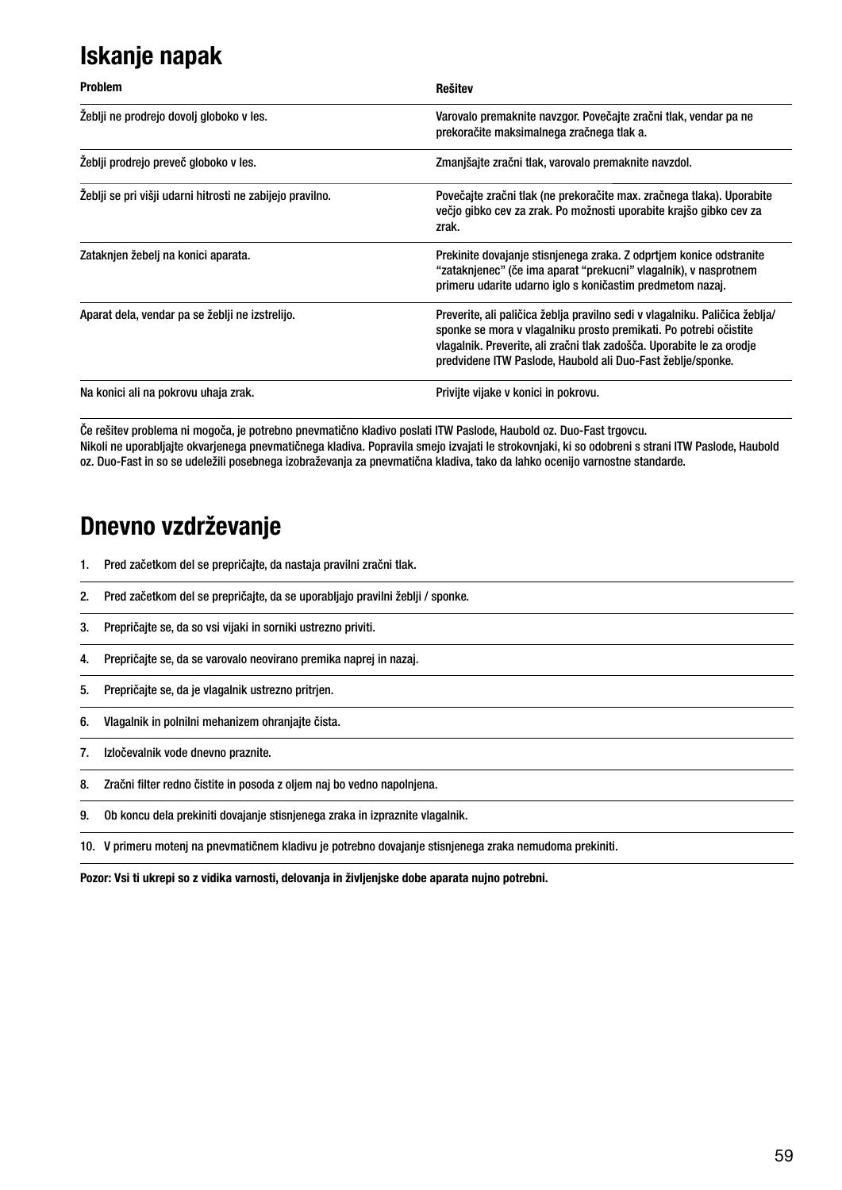# Iskanje napak

| Problem | Rešitev |
|---|---|
| Žeblji ne prodrejo dovolj globoko v les. | Varovalo premaknite navzgor. Povečajte zračni tlak, vendar pa ne prekoračite maksimalnega zračnega tlak a. |
| Žeblji prodrejo preveč globoko v les. | Zmanjšajte zračni tlak, varovalo premaknite navzdol. |
| Žeblji se pri višji udarni hitrosti ne zabijejo pravilno. | Povečajte zračni tlak (ne prekoračite max. zračnega tlaka). Uporabite večjo gibko cev za zrak. Po možnosti uporabite krajšo gibko cev za zrak. |
| Zataknjen žebelj na konici aparata. | Prekinite dovajanje stisnjenega zraka. Z odprtjem konice odstranite "zataknjenec" (če ima aparat "prekucni" vlagalnik), v nasprotnem primeru udarite udarno iglo s koničastim predmetom nazaj. |
| Aparat dela, vendar pa se žeblji ne izstrelijo. | Preverite, ali paličica žeblja pravilno sedi v vlagalniku. Paličica žeblja/sponke se mora v vlagalniku prosto premikati. Po potrebi očistite vlagalnik. Preverite, ali zračni tlak zadošča. Uporabite le za orodje predvidene ITW Paslode, Haubold ali Duo-Fast žeblje/sponke. |
| Na konici ali na pokrovu uhaja zrak. | Privijte vijake v konici in pokrovu. |

Če rešitev problema ni mogoča, je potrebno pnevmatično kladivo poslati ITW Paslode, Haubold oz. Duo-Fast trgovcu.
Nikoli ne uporabljajte okvarjenega pnevmatičnega kladiva. Popravila smejo izvajati le strokovnjaki, ki so odobreni s strani ITW Paslode, Haubold oz. Duo-Fast in so se udeležili posebnega izobraževanja za pnevmatična kladiva, tako da lahko ocenijo varnostne standarde.

# Dnevno vzdrževanje

1. Pred začetkom del se prepričajte, da nastaja pravilni zračni tlak.
2. Pred začetkom del se prepričajte, da se uporabljajo pravilni žeblji / sponke.
3. Prepričajte se, da so vsi vijaki in sorniki ustrezno priviti.
4. Prepričajte se, da se varovalo neovirano premika naprej in nazaj.
5. Prepričajte se, da je vlagalnik ustrezno pritrjen.
6. Vlagalnik in polnilni mehanizem ohranjajte čista.
7. Izločevalnik vode dnevno praznite.
8. Zračni filter redno čistite in posoda z oljem naj bo vedno napolnjena.
9. Ob koncu dela prekiniti dovajanje stisnjenega zraka in izpraznite vlagalnik.
10. V primeru motenj na pnevmatičnem kladivu je potrebno dovajanje stisnjenega zraka nemudoma prekiniti.

**Pozor: Vsi ti ukrepi so z vidika varnosti, delovanja in življenjske dobe aparata nujno potrebni.**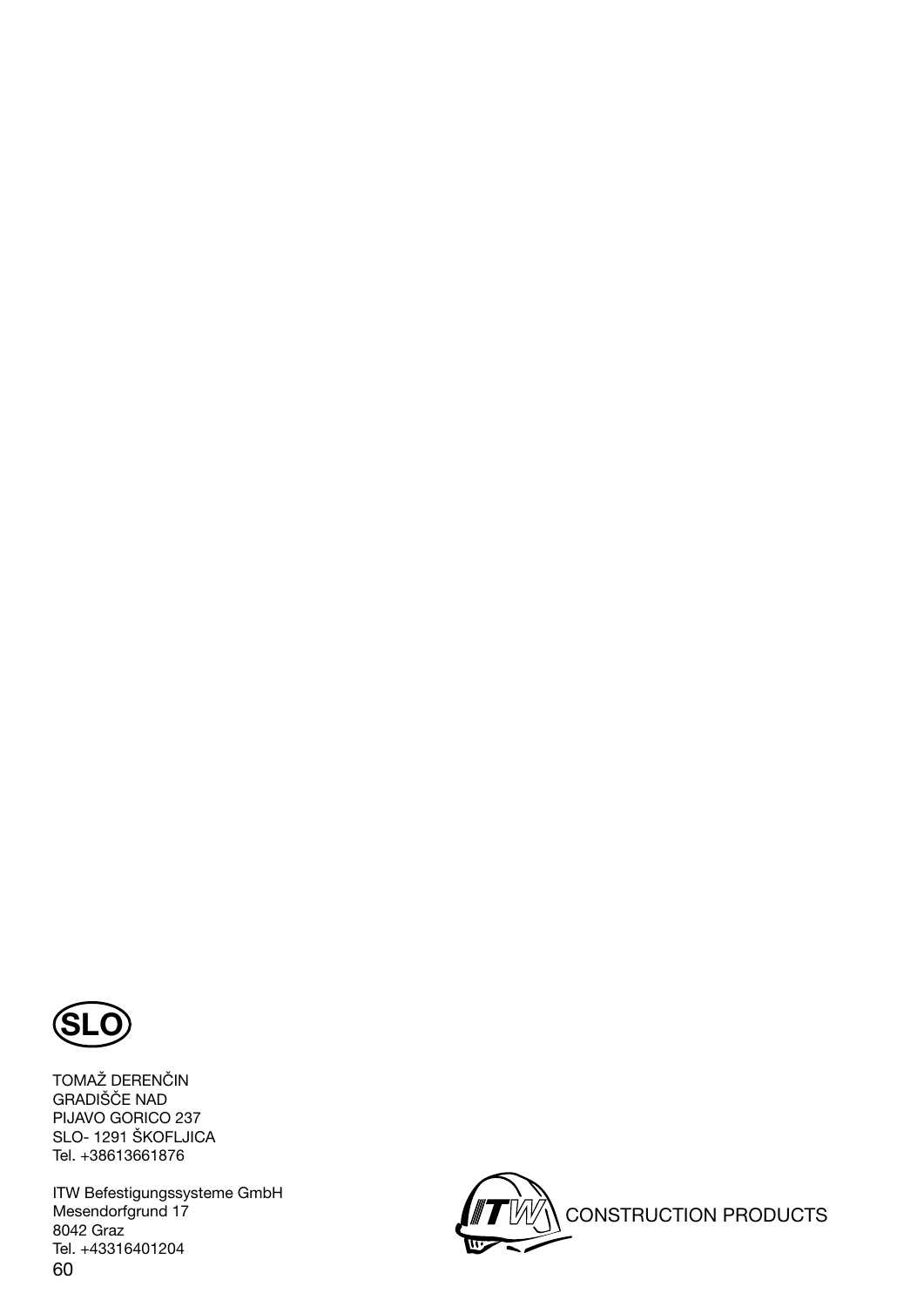**SLO**

TOMAŽ DERENČIN
GRADIŠČE NAD
PIJAVO GORICO 237
SLO- 1291 ŠKOFLJICA
Tel. +38613661876

ITW Befestigungssysteme GmbH
Mesendorfgrund 17
8042 Graz
Tel. +43316401204

ITW CONSTRUCTION PRODUCTS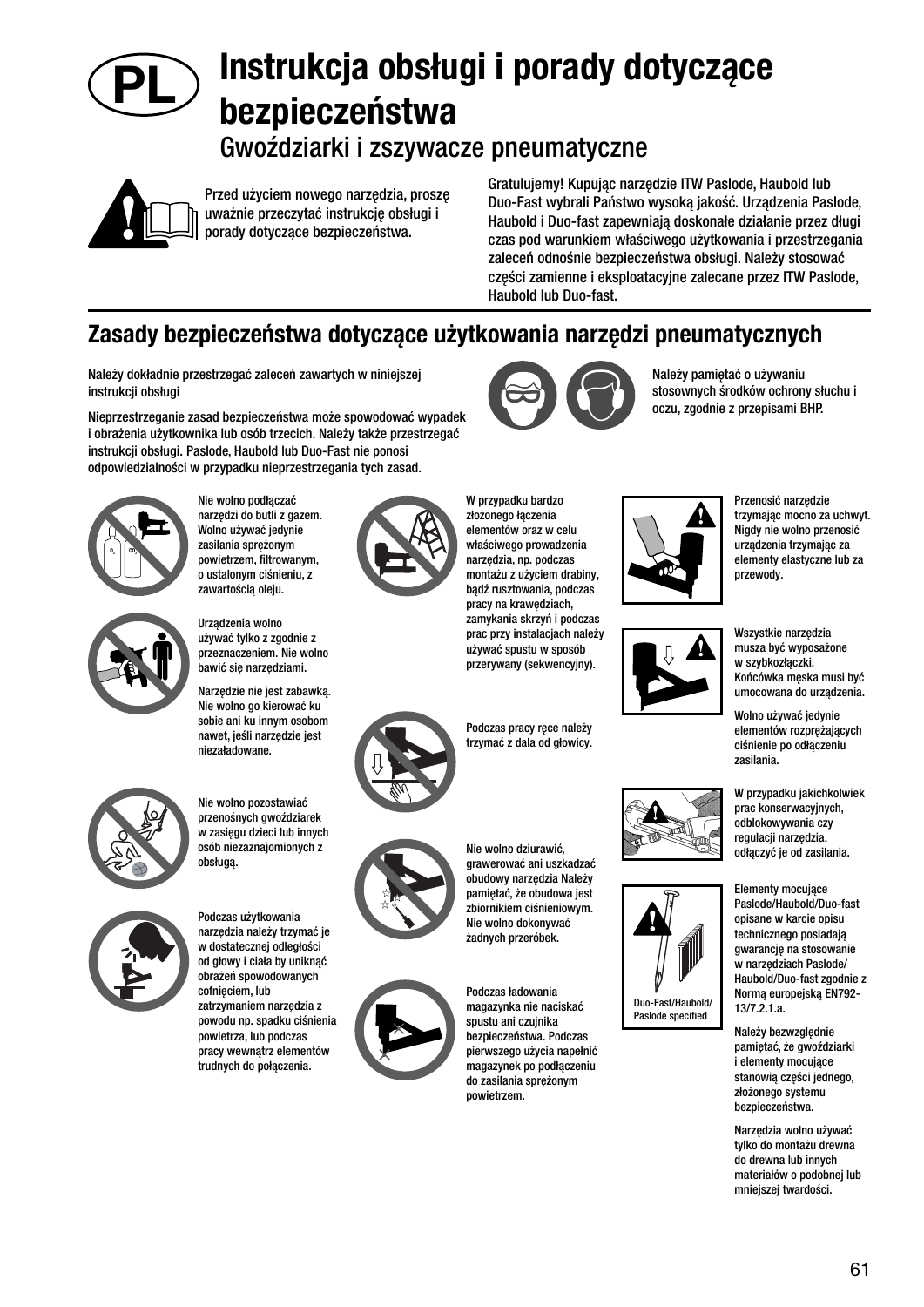# PL

# Instrukcja obsługi i porady dotyczące bezpieczeństwa

## Gwoździarki i zszywacze pneumatyczne

Przed użyciem nowego narzędzia, proszę uważnie przeczytać instrukcję obsługi i porady dotyczące bezpieczeństwa.

Gratulujemy! Kupując narzędzie ITW Paslode, Haubold lub Duo-Fast wybrali Państwo wysoką jakość. Urządzenia Paslode, Haubold i Duo-fast zapewniają doskonałe działanie przez długi czas pod warunkiem właściwego użytkowania i przestrzegania zaleceń odnośnie bezpieczeństwa obsługi. Należy stosować części zamienne i eksploatacyjne zalecane przez ITW Paslode, Haubold lub Duo-fast.

## Zasady bezpieczeństwa dotyczące użytkowania narzędzi pneumatycznych

Należy dokładnie przestrzegać zaleceń zawartych w niniejszej instrukcji obsługi

Nieprzestrzeganie zasad bezpieczeństwa może spowodować wypadek i obrażenia użytkownika lub osób trzecich. Należy także przestrzegać instrukcji obsługi. Paslode, Haubold lub Duo-Fast nie ponosi odpowiedzialności w przypadku nieprzestrzegania tych zasad.

Należy pamiętać o używaniu stosownych środków ochrony słuchu i oczu, zgodnie z przepisami BHP.

Nie wolno podłączać narzędzi do butli z gazem. Wolno używać jedynie zasilania sprężonym powietrzem, filtrowanym, o ustalonym ciśnieniu, z zawartością oleju.

Urządzenia wolno używać tylko z zgodnie z przeznaczeniem. Nie wolno bawić się narzędziami.

Narzędzie nie jest zabawką. Nie wolno go kierować ku sobie ani ku innym osobom nawet, jeśli narzędzie jest niezaładowane.

Nie wolno pozostawiać przenośnych gwoździarek w zasięgu dzieci lub innych osób niezaznajomionych z obsługą.

Podczas użytkowania narzędzia należy trzymać je w dostatecznej odległości od głowy i ciała by uniknąć obrażeń spowodowanych cofnięciem, lub zatrzymaniem narzędzia z powodu np. spadku ciśnienia powietrza, lub podczas pracy wewnątrz elementów trudnych do połączenia.

W przypadku bardzo złożonego łączenia elementów oraz w celu właściwego prowadzenia narzędzia, np. podczas montażu z użyciem drabiny, bądź rusztowania, podczas pracy na krawędziach, zamykania skrzyń i podczas prac przy instalacjach należy używać spustu w sposób przerywany (sekwencyjny).

Podczas pracy ręce należy trzymać z dala od głowicy.

Nie wolno dziurawić, grawerować ani uszkadzać obudowy narzędzia Należy pamiętać, że obudowa jest zbiornikiem ciśnieniowym. Nie wolno dokonywać żadnych przeróbek.

Podczas ładowania magazynka nie naciskać spustu ani czujnika bezpieczeństwa. Podczas pierwszego użycia napełnić magazynek po podłączeniu do zasilania sprężonym powietrzem.

Przenosić narzędzie trzymając mocno za uchwyt. Nigdy nie wolno przenosić urządzenia trzymając za elementy elastyczne lub za przewody.

Wszystkie narzędzia musza być wyposażone w szybkozłączki. Końcówka męska musi być umocowana do urządzenia.

Wolno używać jedynie elementów rozprężających ciśnienie po odłączeniu zasilania.

W przypadku jakichkolwiek prac konserwacyjnych, odblokowywania czy regulacji narzędzia, odłączyć je od zasilania.

Elementy mocujące Paslode/Haubold/Duo-fast opisane w karcie opisu technicznego posiadają gwarancję na stosowanie w narzędziach Paslode/ Haubold/Duo-fast zgodnie z Normą europejską EN792-13/7.2.1.a.

Duo-Fast/Haubold/ Paslode specified

Należy bezwzględnie pamiętać, że gwoździarki i elementy mocujące stanowią części jednego, złożonego systemu bezpieczeństwa.

Narzędzia wolno używać tylko do montażu drewna do drewna lub innych materiałów o podobnej lub mniejszej twardości.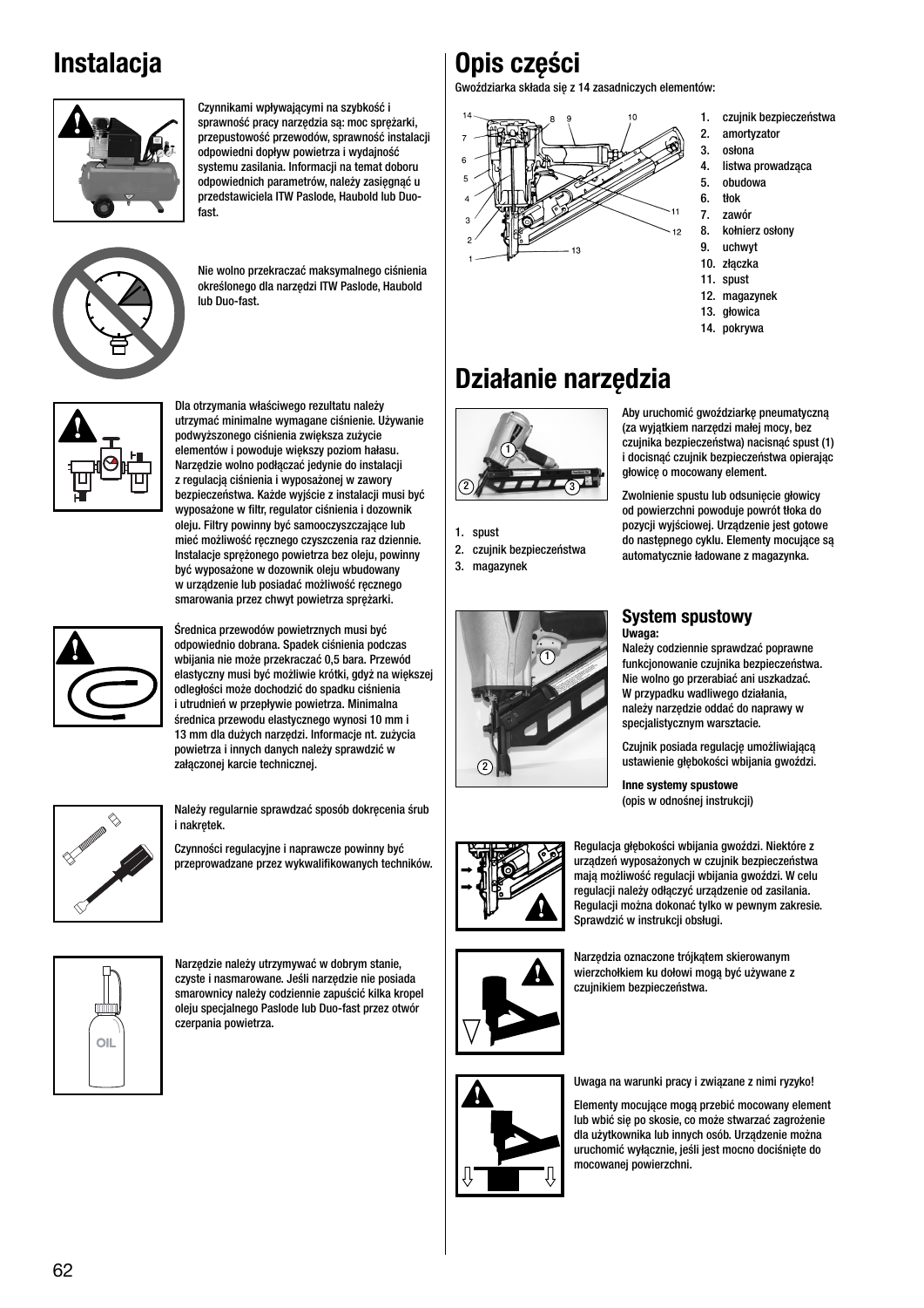# Instalacja

Czynnikami wpływającymi na szybkość i sprawność pracy narzędzia są: moc sprężarki, przepustowość przewodów, sprawność instalacji odpowiedni dopływ powietrza i wydajność systemu zasilania. Informacji na temat doboru odpowiednich parametrów, należy zasięgnąć u przedstawiciela ITW Paslode, Haubold lub Duo-fast.

Nie wolno przekraczać maksymalnego ciśnienia określonego dla narzędzi ITW Paslode, Haubold lub Duo-fast.

Dla otrzymania właściwego rezultatu należy utrzymać minimalne wymagane ciśnienie. Używanie podwyższonego ciśnienia zwiększa zużycie elementów i powoduje większy poziom hałasu. Narzędzie wolno podłączać jedynie do instalacji z regulacją ciśnienia i wyposażonej w zawory bezpieczeństwa. Każde wyjście z instalacji musi być wyposażone w filtr, regulator ciśnienia i dozownik oleju. Filtry powinny być samooczyszczające lub mieć możliwość ręcznego czyszczenia raz dziennie. Instalacje sprężonego powietrza bez oleju, powinny być wyposażone w dozownik oleju wbudowany w urządzenie lub posiadać możliwość ręcznego smarowania przez chwyt powietrza sprężarki.

Średnica przewodów powietrznych musi być odpowiednio dobrana. Spadek ciśnienia podczas wbijania nie może przekraczać 0,5 bara. Przewód elastyczny musi być możliwie krótki, gdyż na większej odległości może dochodzić do spadku ciśnienia i utrudnień w przepływie powietrza. Minimalna średnica przewodu elastycznego wynosi 10 mm i 13 mm dla dużych narzędzi. Informacje nt. zużycia powietrza i innych danych należy sprawdzić w załączonej karcie technicznej.

Należy regularnie sprawdzać sposób dokręcenia śrub i nakrętek.

Czynności regulacyjne i naprawcze powinny być przeprowadzane przez wykwalifikowanych techników.

Narzędzie należy utrzymywać w dobrym stanie, czyste i nasmarowane. Jeśli narzędzie nie posiada smarownicy należy codziennie zapuścić kilka kropel oleju specjalnego Paslode lub Duo-fast przez otwór czerpania powietrza.

# Opis części

Gwoździarka składa się z 14 zasadniczych elementów:

1. czujnik bezpieczeństwa
2. amortyzator
3. osłona
4. listwa prowadząca
5. obudowa
6. tłok
7. zawór
8. kołnierz osłony
9. uchwyt
10. złączka
11. spust
12. magazynek
13. głowica
14. pokrywa

# Działanie narzędzia

1. spust
2. czujnik bezpieczeństwa
3. magazynek

Aby uruchomić gwoździarkę pneumatyczną (za wyjątkiem narzędzi małej mocy, bez czujnika bezpieczeństwa) nacisnąć spust (1) i docisnąć czujnik bezpieczeństwa opierając głowicę o mocowany element.

Zwolnienie spustu lub odsunięcie głowicy od powierzchni powoduje powrót tłoka do pozycji wyjściowej. Urządzenie jest gotowe do następnego cyklu. Elementy mocujące są automatycznie ładowane z magazynka.

## System spustowy

**Uwaga:**

Należy codziennie sprawdzać poprawne funkcjonowanie czujnika bezpieczeństwa. Nie wolno go przerabiać ani uszkadzać. W przypadku wadliwego działania, należy narzędzie oddać do naprawy w specjalistycznym warsztacie.

Czujnik posiada regulację umożliwiającą ustawienie głębokości wbijania gwoździ.

**Inne systemy spustowe**
(opis w odnośnej instrukcji)

Regulacja głębokości wbijania gwoździ. Niektóre z urządzeń wyposażonych w czujnik bezpieczeństwa mają możliwość regulacji wbijania gwoździ. W celu regulacji należy odłączyć urządzenie od zasilania. Regulacji można dokonać tylko w pewnym zakresie. Sprawdzić w instrukcji obsługi.

Narzędzia oznaczone trójkątem skierowanym wierzchołkiem ku dołowi mogą być używane z czujnikiem bezpieczeństwa.

Uwaga na warunki pracy i związane z nimi ryzyko!

Elementy mocujące mogą przebić mocowany element lub wbić się po skosie, co może stwarzać zagrożenie dla użytkownika lub innych osób. Urządzenie można uruchomić wyłącznie, jeśli jest mocno dociśnięte do mocowanej powierzchni.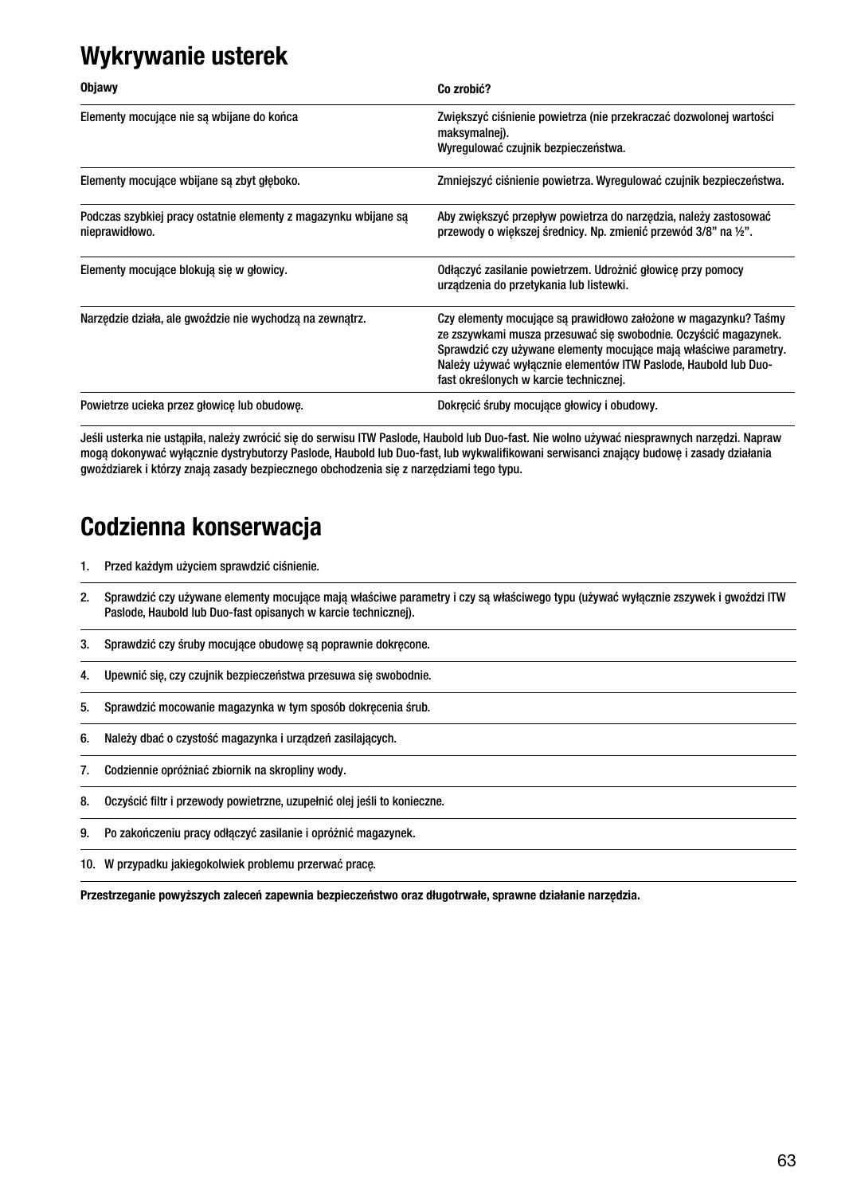# Wykrywanie usterek

| Objawy | Co zrobić? |
|---|---|
| Elementy mocujące nie są wbijane do końca | Zwiększyć ciśnienie powietrza (nie przekraczać dozwolonej wartości maksymalnej). Wyregulować czujnik bezpieczeństwa. |
| Elementy mocujące wbijane są zbyt głęboko. | Zmniejszyć ciśnienie powietrza. Wyregulować czujnik bezpieczeństwa. |
| Podczas szybkiej pracy ostatnie elementy z magazynku wbijane są nieprawidłowo. | Aby zwiększyć przepływ powietrza do narzędzia, należy zastosować przewody o większej średnicy. Np. zmienić przewód 3/8" na ½". |
| Elementy mocujące blokują się w głowicy. | Odłączyć zasilanie powietrzem. Udrożnić głowicę przy pomocy urządzenia do przetykania lub listewki. |
| Narzędzie działa, ale gwoździe nie wychodzą na zewnątrz. | Czy elementy mocujące są prawidłowo założone w magazynku? Taśmy ze zszywkami musza przesuwać się swobodnie. Oczyścić magazynek. Sprawdzić czy używane elementy mocujące mają właściwe parametry. Należy używać wyłącznie elementów ITW Paslode, Haubold lub Duo-fast określonych w karcie technicznej. |
| Powietrze ucieka przez głowicę lub obudowę. | Dokręcić śruby mocujące głowicy i obudowy. |

Jeśli usterka nie ustąpiła, należy zwrócić się do serwisu ITW Paslode, Haubold lub Duo-fast. Nie wolno używać niesprawnych narzędzi. Napraw mogą dokonywać wyłącznie dystrybutorzy Paslode, Haubold lub Duo-fast, lub wykwalifikowani serwisanci znający budowę i zasady działania gwoździarek i którzy znają zasady bezpiecznego obchodzenia się z narzędziami tego typu.

# Codzienna konserwacja

1. Przed każdym użyciem sprawdzić ciśnienie.
2. Sprawdzić czy używane elementy mocujące mają właściwe parametry i czy są właściwego typu (używać wyłącznie zszywek i gwoździ ITW Paslode, Haubold lub Duo-fast opisanych w karcie technicznej).
3. Sprawdzić czy śruby mocujące obudowę są poprawnie dokręcone.
4. Upewnić się, czy czujnik bezpieczeństwa przesuwa się swobodnie.
5. Sprawdzić mocowanie magazynka w tym sposób dokręcenia śrub.
6. Należy dbać o czystość magazynka i urządzeń zasilających.
7. Codziennie opróżniać zbiornik na skropliny wody.
8. Oczyścić filtr i przewody powietrzne, uzupełnić olej jeśli to konieczne.
9. Po zakończeniu pracy odłączyć zasilanie i opróżnić magazynek.
10. W przypadku jakiegokolwiek problemu przerwać pracę.

**Przestrzeganie powyższych zaleceń zapewnia bezpieczeństwo oraz długotrwałe, sprawne działanie narzędzia.**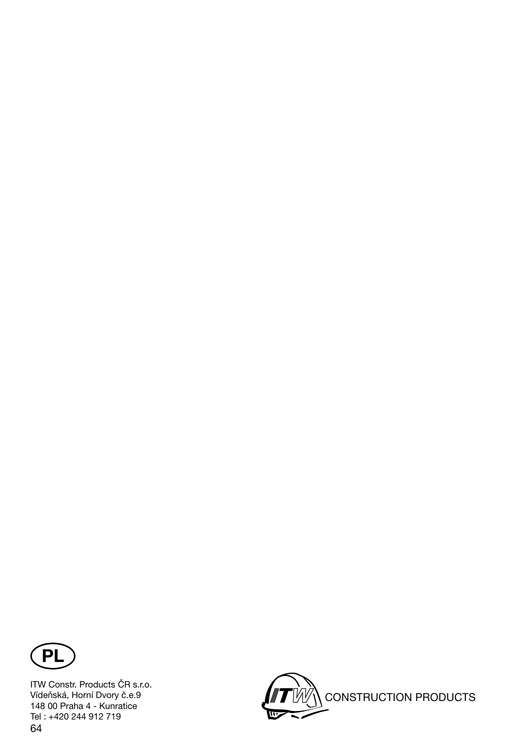**PL**

ITW Constr. Products ČR s.r.o.
Vídeňská, Horní Dvory č.e.9
148 00 Praha 4 - Kunratice
Tel : +420 244 912 719

ITW CONSTRUCTION PRODUCTS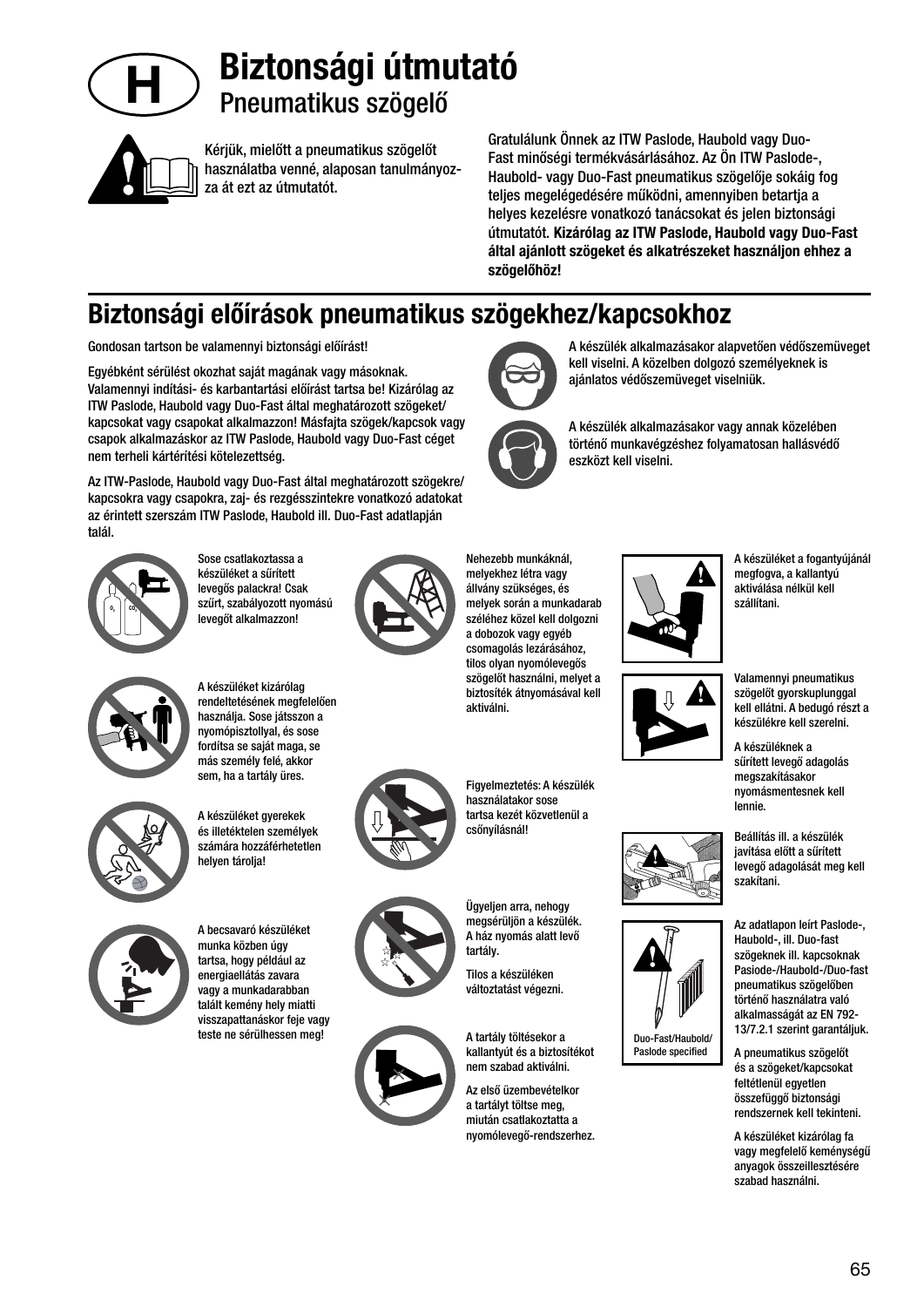# Biztonsági útmutató

## Pneumatikus szögelő

Kérjük, mielőtt a pneumatikus szögelőt használatba venné, alaposan tanulmányozza át ezt az útmutatót.

Gratulálunk Önnek az ITW Paslode, Haubold vagy Duo-Fast minőségi termékvásárlásához. Az Ön ITW Paslode-, Haubold- vagy Duo-Fast pneumatikus szögelője sokáig fog teljes megelégedésére működni, amennyiben betartja a helyes kezelésre vonatkozó tanácsokat és jelen biztonsági útmutatót. **Kizárólag az ITW Paslode, Haubold vagy Duo-Fast által ajánlott szögeket és alkatrészeket használjon ehhez a szögelőhöz!**

## Biztonsági előírások pneumatikus szögekhez/kapcsokhoz

Gondosan tartson be valamennyi biztonsági előírást!

Egyébként sérülést okozhat saját magának vagy másoknak. Valamennyi indítási- és karbantartási előírást tartsa be! Kizárólag az ITW Paslode, Haubold vagy Duo-Fast által meghatározott szögeket/kapcsokat vagy csapokat alkalmazzon! Másfajta szögek/kapcsok vagy csapok alkalmazáskor az ITW Paslode, Haubold vagy Duo-Fast céget nem terheli kártérítési kötelezettség.

Az ITW-Paslode, Haubold vagy Duo-Fast által meghatározott szögekre/kapcsokra vagy csapokra, zaj- és rezgésszintekre vonatkozó adatokat az érintett szerszám ITW Paslode, Haubold ill. Duo-Fast adatlapján talál.

A készülék alkalmazásakor alapvetően védőszemüveget kell viselni. A közelben dolgozó személyeknek is ajánlatos védőszemüveget viselniük.

A készülék alkalmazásakor vagy annak közelében történő munkavégzéshez folyamatosan hallásvédő eszközt kell viselni.

Sose csatlakoztassa a készüléket a sűrített levegős palackra! Csak szűrt, szabályozott nyomású levegőt alkalmazzon!

A készüléket kizárólag rendeltetésének megfelelően használja. Sose játsszon a nyomópisztollyal, és sose fordítsa se saját maga, se más személy felé, akkor sem, ha a tartály üres.

A készüléket gyerekek és illetéktelen személyek számára hozzáférhetetlen helyen tárolja!

A becsavaró készüléket munka közben úgy tartsa, hogy például az energiaellátás zavara vagy a munkadarabban talált kemény hely miatti visszapattanáskor feje vagy teste ne sérülhessen meg!

Nehezebb munkáknál, melyekhez létra vagy állvány szükséges, és melyek során a munkadarab széléhez közel kell dolgozni a dobozok vagy egyéb csomagolás lezárásához, tilos olyan nyomólevegős szögelőt használni, melyet a biztosíték átnyomásával kell aktiválni.

Figyelmeztetés: A készülék használatakor sose tartsa kezét közvetlenül a csőnyílásnál!

Ügyeljen arra, nehogy megsérüljön a készülék. A ház nyomás alatt levő tartály.

Tilos a készüléken változtatást végezni.

A tartály töltésekor a kallantyút és a biztosítékot nem szabad aktiválni.

Az első üzembevételkor a tartályt töltse meg, miután csatlakoztatta a nyomólevegő-rendszerhez.

A készüléket a fogantyújánál megfogva, a kallantyú aktiválása nélkül kell szállítani.

Valamennyi pneumatikus szögelőt gyorskuplunggal kell ellátni. A bedugó részt a készülékre kell szerelni.

A készüléknek a sűrített levegő adagolás megszakításakor nyomásmentesnek kell lennie.

Beállítás ill. a készülék javítása előtt a sűrített levegő adagolását meg kell szakítani.

Duo-Fast/Haubold/ Paslode specified

Az adatlapon leírt Paslode-, Haubold-, ill. Duo-fast szögeknek ill. kapcsoknak Pasiode-/Haubold-/Duo-fast pneumatikus szögelőben történő használatra való alkalmasságát az EN 792-13/7.2.1 szerint garantáljuk.

A pneumatikus szögelőt és a szögeket/kapcsokat feltétlenül egyetlen összefüggő biztonsági rendszernek kell tekinteni.

A készüléket kizárólag fa vagy megfelelő keménységű anyagok összeillesztésére szabad használni.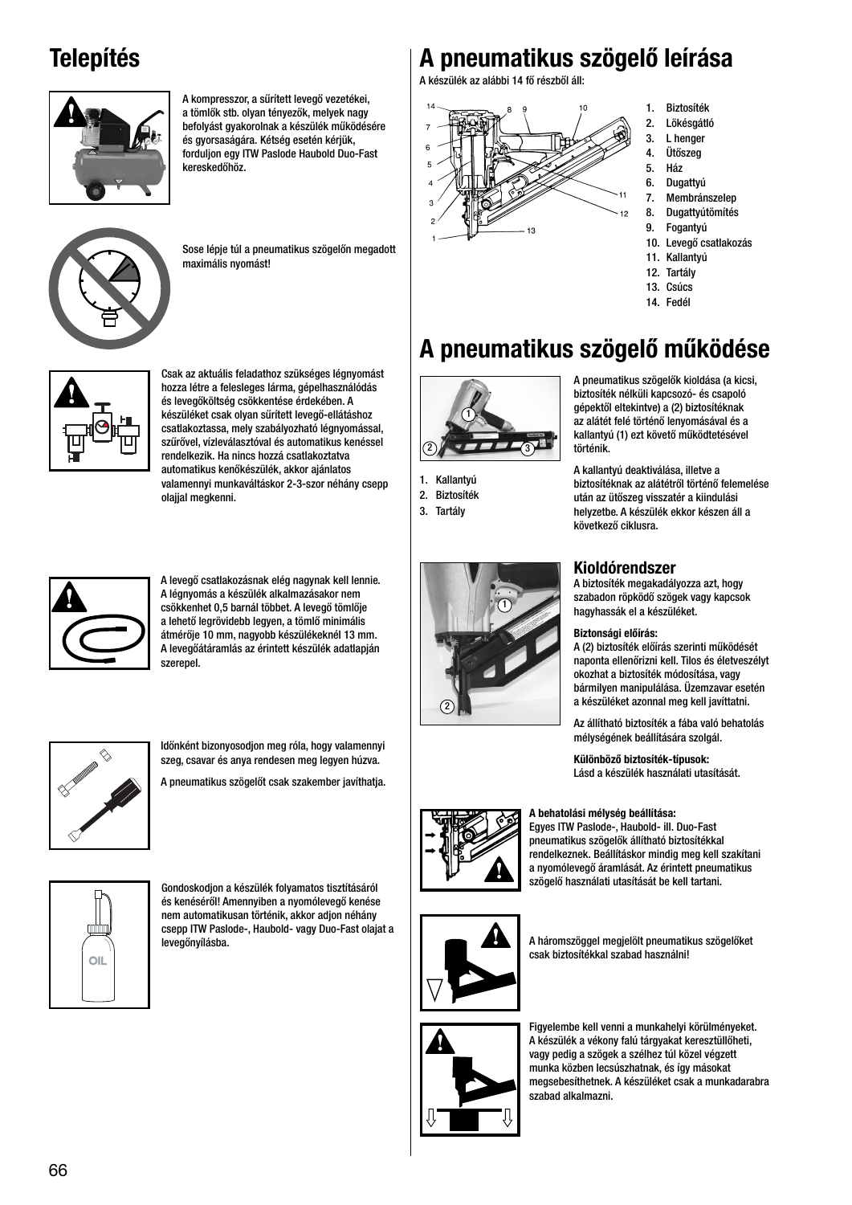# Telepítés

A kompresszor, a sűrített levegő vezetékei, a tömlők stb. olyan tényezők, melyek nagy befolyást gyakorolnak a készülék működésére és gyorsaságára. Kétség esetén kérjük, forduljon egy ITW Paslode Haubold Duo-Fast kereskedőhöz.

Sose lépje túl a pneumatikus szögelőn megadott maximális nyomást!

Csak az aktuális feladathoz szükséges légnyomást hozza létre a felesleges lárma, gépelhasználódás és levegőköltség csökkentése érdekében. A készüléket csak olyan sűrített levegő-ellátáshoz csatlakoztassa, mely szabályozható légnyomással, szűrővel, vízleválasztóval és automatikus kenéssel rendelkezik. Ha nincs hozzá csatlakoztatva automatikus kenőkészülék, akkor ajánlatos valamennyi munkaváltáskor 2-3-szor néhány csepp olajjal megkenni.

A levegő csatlakozásnak elég nagynak kell lennie. A légnyomás a készülék alkalmazásakor nem csökkenhet 0,5 barnál többet. A levegő tömlője a lehető legrövidebb legyen, a tömlő minimális átmérője 10 mm, nagyobb készülékeknél 13 mm. A levegőátáramlás az érintett készülék adatlapján szerepel.

Időnként bizonyosodjon meg róla, hogy valamennyi szeg, csavar és anya rendesen meg legyen húzva.

A pneumatikus szögelőt csak szakember javíthatja.

Gondoskodjon a készülék folyamatos tisztításáról és kenéséről! Amennyiben a nyomólevegő kenése nem automatikusan történik, akkor adjon néhány csepp ITW Paslode-, Haubold- vagy Duo-Fast olajat a levegőnyílásba.

# A pneumatikus szögelő leírása

A készülék az alábbi 14 fő részből áll:

1. Biztosíték
2. Lökésgátló
3. L henger
4. Ütőszeg
5. Ház
6. Dugattyú
7. Membránszelep
8. Dugattyútömítés
9. Fogantyú
10. Levegő csatlakozás
11. Kallantyú
12. Tartály
13. Csúcs
14. Fedél

# A pneumatikus szögelő működése

1. Kallantyú
2. Biztosíték
3. Tartály

A pneumatikus szögelők kioldása (a kicsi, biztosíték nélküli kapcsozó- és csapoló gépektől eltekintve) a (2) biztosítéknak az alátét felé történő lenyomásával és a kallantyú (1) ezt követő működtetésével történik.

A kallantyú deaktiválása, illetve a biztosítéknak az alátétről történő felemelése után az ütőszeg visszatér a kiindulási helyzetbe. A készülék ekkor készen áll a következő ciklusra.

## Kioldórendszer

A biztosíték megakadályozza azt, hogy szabadon röpködő szögek vagy kapcsok hagyhassák el a készüléket.

**Biztonsági előírás:**
A (2) biztosíték előírás szerinti működését naponta ellenőrizni kell. Tilos és életveszélyt okozhat a biztosíték módosítása, vagy bármilyen manipulálása. Üzemzavar esetén a készüléket azonnal meg kell javíttatni.

Az állítható biztosíték a fába való behatolás mélységének beállítására szolgál.

**Különböző biztosíték-típusok:**
Lásd a készülék használati utasítását.

**A behatolási mélység beállítása:**
Egyes ITW Paslode-, Haubold- ill. Duo-Fast pneumatikus szögelők állítható biztosítékkal rendelkeznek. Beállításkor mindig meg kell szakítani a nyomólevegő áramlását. Az érintett pneumatikus szögelő használati utasítását be kell tartani.

A háromszöggel megjelölt pneumatikus szögelőket csak biztosítékkal szabad használni!

Figyelembe kell venni a munkahelyi körülményeket. A készülék a vékony falú tárgyakat keresztüllőheti, vagy pedig a szögek a szélhez túl közel végzett munka közben lecsúszhatnak, és így másokat megsebesíthetnek. A készüléket csak a munkadarabra szabad alkalmazni.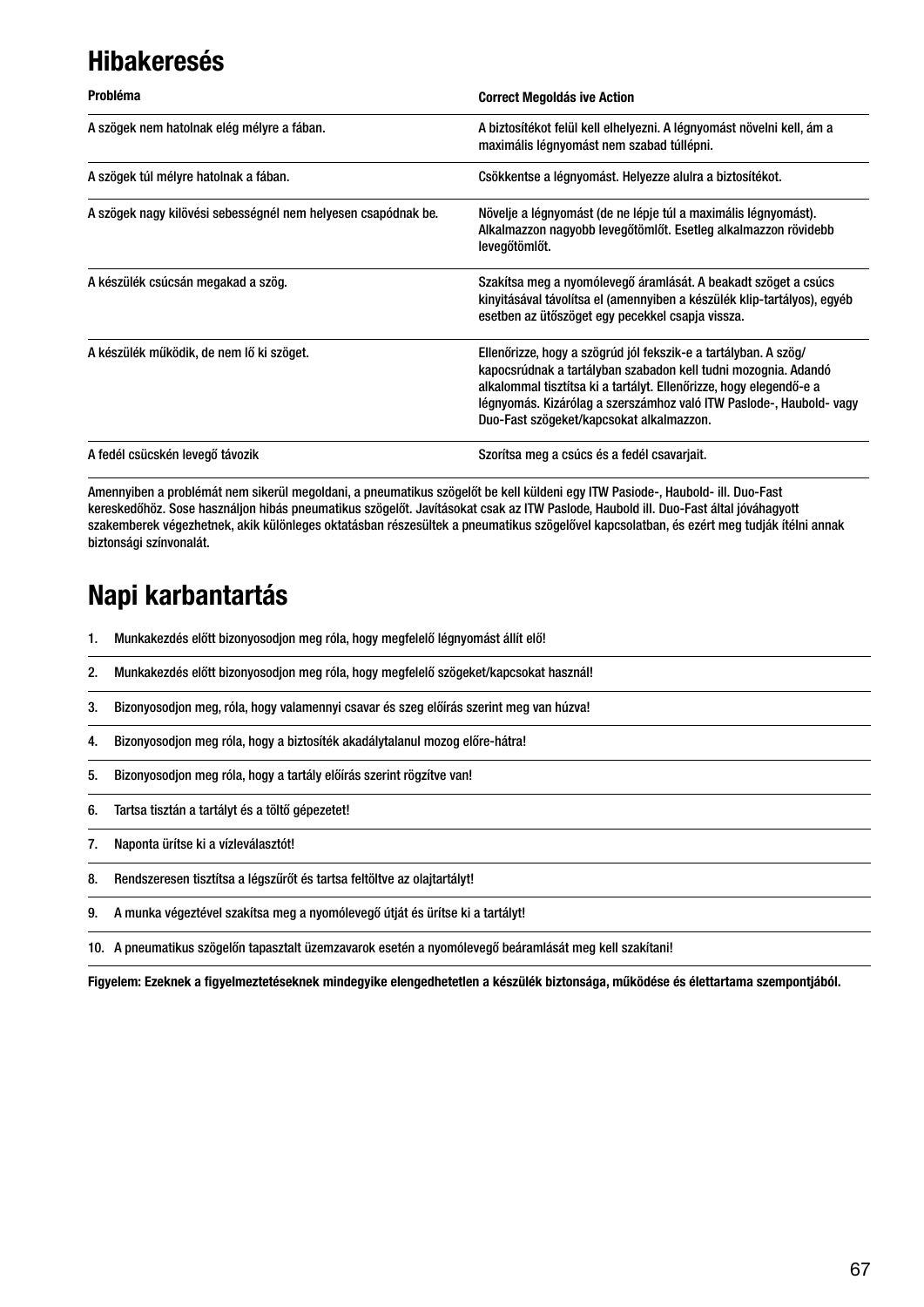# Hibakeresés

| Probléma | Correct Megoldás ive Action |
|---|---|
| A szögek nem hatolnak elég mélyre a fában. | A biztosítékot felül kell elhelyezni. A légnyomást növelni kell, ám a maximális légnyomást nem szabad túllépni. |
| A szögek túl mélyre hatolnak a fában. | Csökkentse a légnyomást. Helyezze alulra a biztosítékot. |
| A szögek nagy kilövési sebességnél nem helyesen csapódnak be. | Növelje a légnyomást (de ne lépje túl a maximális légnyomást). Alkalmazzon nagyobb levegőtömlőt. Esetleg alkalmazzon rövidebb levegőtömlőt. |
| A készülék csúcsán megakad a szög. | Szakítsa meg a nyomólevegő áramlását. A beakadt szöget a csúcs kinyitásával távolítsa el (amennyiben a készülék klip-tartályos), egyéb esetben az ütőszöget egy pecekkel csapja vissza. |
| A készülék működik, de nem lő ki szöget. | Ellenőrizze, hogy a szögrúd jól fekszik-e a tartályban. A szög/ kapocsrúdnak a tartályban szabadon kell tudni mozognia. Adandó alkalommal tisztítsa ki a tartályt. Ellenőrizze, hogy elegendő-e a légnyomás. Kizárólag a szerszámhoz való ITW Paslode-, Haubold- vagy Duo-Fast szögeket/kapcsokat alkalmazzon. |
| A fedél csücskén levegő távozik | Szorítsa meg a csúcs és a fedél csavarjait. |

Amennyiben a problémát nem sikerül megoldani, a pneumatikus szögelőt be kell küldeni egy ITW Pasiode-, Haubold- ill. Duo-Fast kereskedőhöz. Sose használjon hibás pneumatikus szögelőt. Javításokat csak az ITW Paslode, Haubold ill. Duo-Fast által jóváhagyott szakemberek végezhetnek, akik különleges oktatásban részesültek a pneumatikus szögelővel kapcsolatban, és ezért meg tudják ítélni annak biztonsági színvonalát.

# Napi karbantartás

1. Munkakezdés előtt bizonyosodjon meg róla, hogy megfelelő légnyomást állít elő!
2. Munkakezdés előtt bizonyosodjon meg róla, hogy megfelelő szögeket/kapcsokat használ!
3. Bizonyosodjon meg, róla, hogy valamennyi csavar és szeg előírás szerint meg van húzva!
4. Bizonyosodjon meg róla, hogy a biztosíték akadálytalanul mozog előre-hátra!
5. Bizonyosodjon meg róla, hogy a tartály előírás szerint rögzítve van!
6. Tartsa tisztán a tartályt és a töltő gépezetet!
7. Naponta ürítse ki a vízleválasztót!
8. Rendszeresen tisztítsa a légszűrőt és tartsa feltöltve az olajtartályt!
9. A munka végeztével szakítsa meg a nyomólevegő útját és ürítse ki a tartályt!
10. A pneumatikus szögelőn tapasztalt üzemzavarok esetén a nyomólevegő beáramlását meg kell szakítani!

**Figyelem: Ezeknek a figyelmeztetéseknek mindegyike elengedhetetlen a készülék biztonsága, működése és élettartama szempontjából.**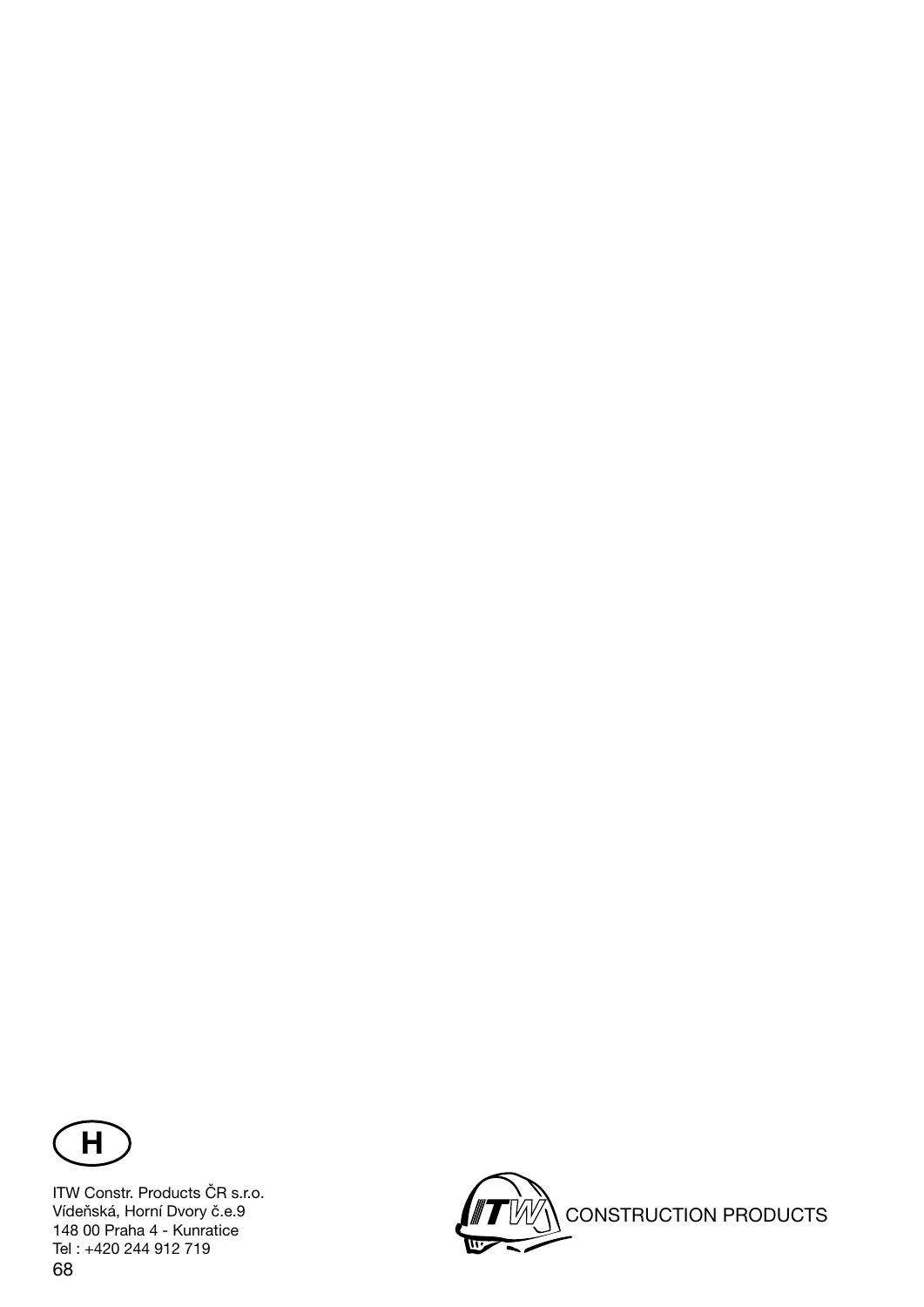**H**

ITW Constr. Products ČR s.r.o.
Vídeňská, Horní Dvory č.e.9
148 00 Praha 4 - Kunratice
Tel : +420 244 912 719

ITW CONSTRUCTION PRODUCTS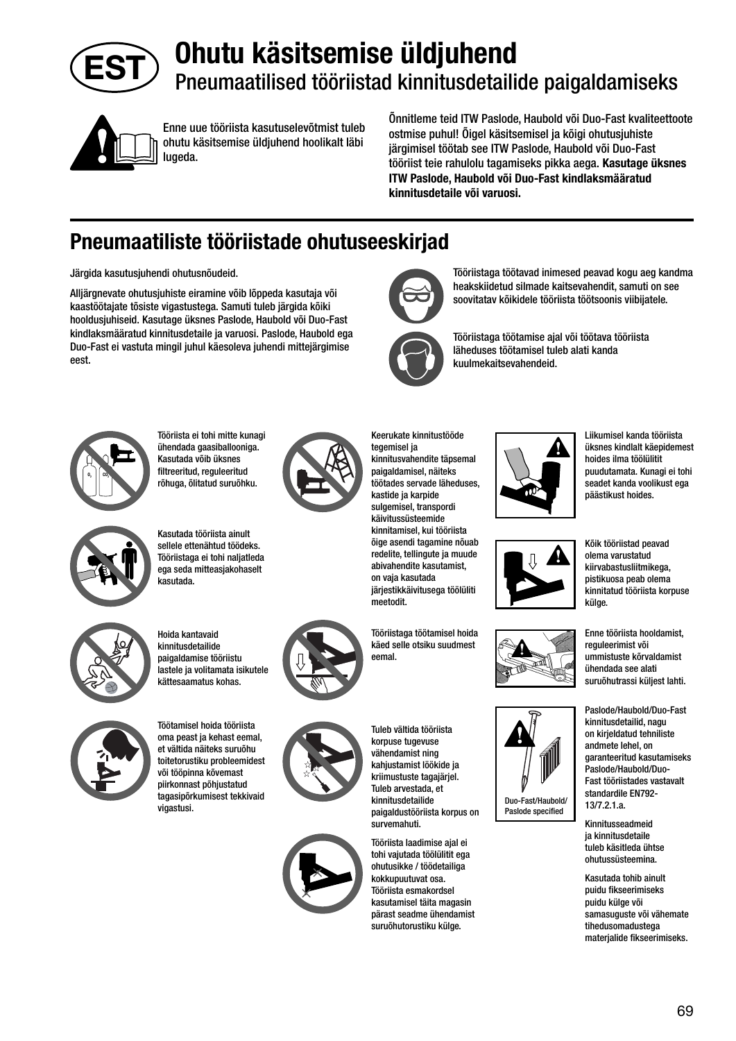# EST Ohutu käsitsemise üldjuhend

## Pneumaatilised tööriistad kinnitusdetailide paigaldamiseks

Enne uue tööriista kasutuselevõtmist tuleb ohutu käsitsemise üldjuhend hoolikalt läbi lugeda.

Õnnitleme teid ITW Paslode, Haubold või Duo-Fast kvaliteettoote ostmise puhul! Õigel käsitsemisel ja kõigi ohutusjuhiste järgimisel töötab see ITW Paslode, Haubold või Duo-Fast tööriist teie rahulolu tagamiseks pikka aega. **Kasutage üksnes ITW Paslode, Haubold või Duo-Fast kindlaksmääratud kinnitusdetaile või varuosi.**

## Pneumaatiliste tööriistade ohutuseeskirjad

Järgida kasutusjuhendi ohutusnõudeid.

Alljärgnevate ohutusjuhiste eiramine võib lõppeda kasutaja või kaastöötajate tõsiste vigastustega. Samuti tuleb järgida kõiki hooldusjuhiseid. Kasutage üksnes Paslode, Haubold või Duo-Fast kindlaksmääratud kinnitusdetaile ja varuosi. Paslode, Haubold ega Duo-Fast ei vastuta mingil juhul käesoleva juhendi mittejärgimise eest.

Tööriistaga töötavad inimesed peavad kogu aeg kandma heakskiidetud silmade kaitsevahendit, samuti on see soovitatav kõikidele tööriista töötsoonis viibijatele.

Tööriistaga töötamise ajal või töötava tööriista läheduses töötamisel tuleb alati kanda kuulmekaitsevahendeid.

Tööriista ei tohi mitte kunagi ühendada gaasiballooniga. Kasutada võib üksnes filtreeritud, reguleeritud rõhuga, õlitatud suruõhku.

Kasutada tööriista ainult sellele ettenähtud töödeks. Tööriistaga ei tohi naljatleda ega seda mitteasjakohaselt kasutada.

Hoida kantavaid kinnitusdetailide paigaldamise tööriistu lastele ja volitamata isikutele kättesaamatus kohas.

Töötamisel hoida tööriista oma peast ja kehast eemal, et vältida näiteks suruõhu toitetorustiku probleemidest või tööpinna kõvemast piirkonnast tagasipõrkumisest tekkivaid vigastusi.

Keerukate kinnitustööde tegemisel ja kinnitusvahendite täpsemal paigaldamisel, näiteks töötades servade läheduses, kastide ja karpide sulgemisel, transpordi käivitussüsteemide kinnitamisel, kui tööriista õige asendi tagamine nõuab redelite, tellingute ja muude abivahendite kasutamist, on vaja kasutada järjestikkäivitusega töölüliti meetodit.

Tööriistaga töötamisel hoida käed selle otsiku suudmest eemal.

Tuleb vältida tööriista korpuse tugevuse vähendamist ning kahjustamist löökide ja kriimustuste tagajärjel. Tuleb arvestada, et kinnitusdetailide paigaldustööriista korpus on survemahuti.

Tööriista laadimise ajal ei tohi vajutada töölülitit ega ohutusikke / töödetailiga kokkupuutuvat osa. Tööriista esmakordsel kasutamisel täita magasin pärast seadme ühendamist suruõhutorustiku külge.

Liikumisel kanda tööriista üksnes kindlalt käepidemest hoides ilma töölülitit puudutamata. Kunagi ei tohi seadet kanda voolikust ega päästikust hoides.

Kõik tööriistad peavad olema varustatud kiirvabastusliitmikega, pistikuosa peab olema kinnitatud tööriista korpuse külge.

Enne tööriista hooldamist, reguleerimist või ummistuste kõrvaldamist ühendada see alati suruõhutrassi küljest lahti.

Duo-Fast/Haubold/Paslode specified

Paslode/Haubold/Duo-Fast kinnitusdetailid, nagu on kirjeldatud tehniliste andmete lehel, on garanteeritud kasutamiseks Paslode/Haubold/Duo-Fast tööriistades vastavalt standardile EN792-13/7.2.1.a.

Kinnitusseadmeid ja kinnitusdetaile tuleb käsitleda ühtse ohutussüsteemina.

Kasutada tohib ainult puidu fikseerimiseks puidu külge või samasuguste või vähemate tihedusomadustega materjalide fikseerimiseks.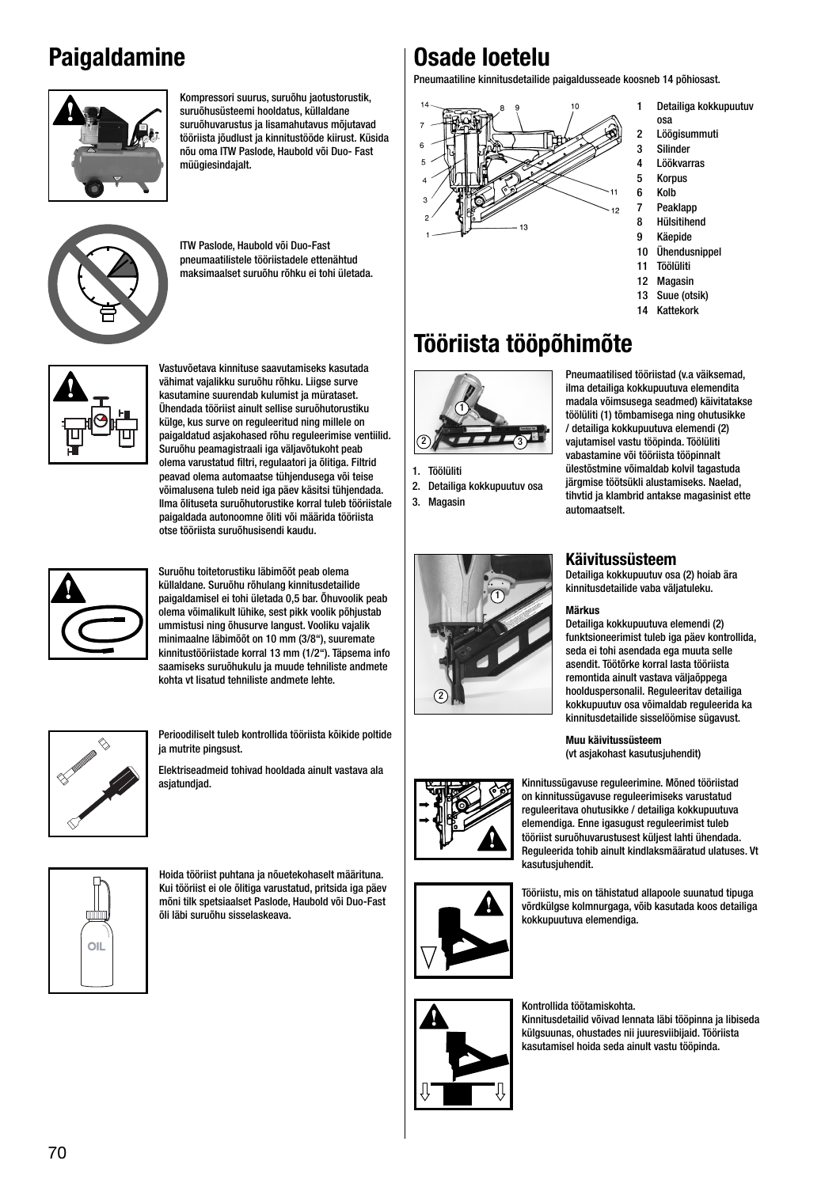# Paigaldamine

Kompressori suurus, suruõhu jaotustorustik, suruõhusüsteemi hooldatus, küllaldane suruõhuvarustus ja lisamahutavus mõjutavad tööriista jõudlust ja kinnitustööde kiirust. Küsida nõu oma ITW Paslode, Haubold või Duo- Fast müügiesindajalt.

ITW Paslode, Haubold või Duo-Fast pneumaatilistele tööriistadele ettenähtud maksimaalset suruõhu rõhku ei tohi ületada.

Vastuvõetava kinnituse saavutamiseks kasutada vähimat vajalikku suruõhu rõhku. Liigse surve kasutamine suurendab kulumist ja mürataset. Ühendada tööriist ainult sellise suruõhutorustiku külge, kus surve on reguleeritud ning millele on paigaldatud asjakohased rõhu reguleerimise ventiilid. Suruõhu peamagistraali iga väljavõtukoht peab olema varustatud filtri, regulaatori ja õlitiga. Filtrid peavad olema automaatse tühjendusega või teise võimalusena tuleb neid iga päev käsitsi tühjendada. Ilma õlituseta suruõhutorustike korral tuleb tööriistale paigaldada autonoomne õliti või määrida tööriista otse tööriista suruõhusisendi kaudu.

Suruõhu toitetorustiku läbimõõt peab olema küllaldane. Suruõhu rõhulang kinnitusdetailide paigaldamisel ei tohi ületada 0,5 bar. Õhuvoolik peab olema võimalikult lühike, sest pikk voolik põhjustab ummistusi ning õhusurve langust. Vooliku vajalik minimaalne läbimõõt on 10 mm (3/8"), suuremate kinnitustööriistade korral 13 mm (1/2"). Täpsema info saamiseks suruõhukulu ja muude tehniliste andmete kohta vt lisatud tehniliste andmete lehte.

Perioodiliselt tuleb kontrollida tööriista kõikide poltide ja mutrite pingsust.

Elektriseadmeid tohivad hooldada ainult vastava ala asjatundjad.

Hoida tööriist puhtana ja nõuetekohaselt määrituna. Kui tööriist ei ole õlitiga varustatud, pritsida iga päev mõni tilk spetsiaalset Paslode, Haubold või Duo-Fast õli läbi suruõhu sisselaskeava.

# Osade loetelu

Pneumaatiline kinnitusdetailide paigaldusseade koosneb 14 põhiosast.

1. Detailiga kokkupuutuv osa
2. Löögisummuti
3. Silinder
4. Löökvarras
5. Korpus
6. Kolb
7. Peaklapp
8. Hülsitihend
9. Käepide
10. Ühendusnippel
11. Töölüliti
12. Magasin
13. Suue (otsik)
14. Kattekork

# Tööriista tööpõhimõte

1. Töölüliti
2. Detailiga kokkupuutuv osa
3. Magasin

Pneumaatilised tööriistad (v.a väiksemad, ilma detailiga kokkupuutuva elemendita madala võimsusega seadmed) käivitatakse töölüliti (1) tõmbamisega ning ohutusikke / detailiga kokkupuutuva elemendi (2) vajutamisel vastu tööpinda. Töölüliti vabastamine või tööriista tööpinnalt ülestõstmine võimaldab kolvil tagastuda järgmise töötsükli alustamiseks. Naelad, tihvtid ja klambrid antakse magasinist ette automaatselt.

## Käivitussüsteem

Detailiga kokkupuutuv osa (2) hoiab ära kinnitusdetailide vaba väljatuleku.

**Märkus**

Detailiga kokkupuutuva elemendi (2) funktsioneerimist tuleb iga päev kontrollida, seda ei tohi asendada ega muuta selle asendit. Töötõrke korral lasta tööriista remontida ainult vastava väljaõppega hoolduspersonalil. Reguleeritav detailiga kokkupuutuv osa võimaldab reguleerida ka kinnitusdetailide sisselöömise sügavust.

**Muu käivitussüsteem**
(vt asjakohast kasutusjuhendit)

Kinnitussügavuse reguleerimine. Mõned tööriistad on kinnitussügavuse reguleerimiseks varustatud reguleeritava ohutusikke / detailiga kokkupuutuva elemendiga. Enne igasugust reguleerimist tuleb tööriist suruõhuvarustusest küljest lahti ühendada. Reguleerida tohib ainult kindlaksmääratud ulatuses. Vt kasutusjuhendit.

Tööriistu, mis on tähistatud allapoole suunatud tipuga võrdkülgse kolmnurgaga, võib kasutada koos detailiga kokkupuutuva elemendiga.

Kontrollida töötamiskohta.
Kinnitusdetailid võivad lennata läbi tööpinna ja libiseda külgsuunas, ohustades nii juuresviibijaid. Tööriista kasutamisel hoida seda ainult vastu tööpinda.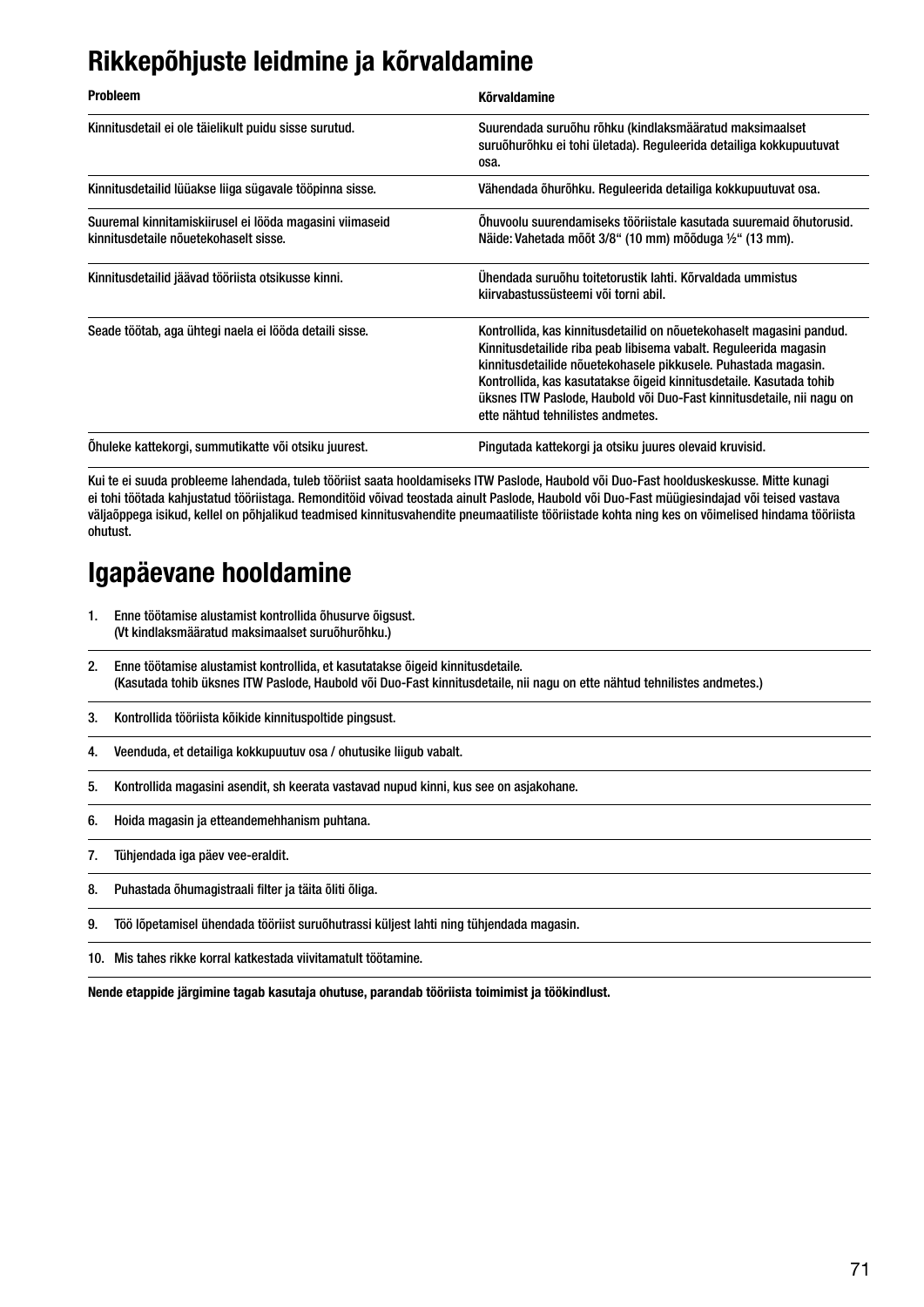# Rikkepõhjuste leidmine ja kõrvaldamine

| Probleem | Kõrvaldamine |
|---|---|
| Kinnitusdetail ei ole täielikult puidu sisse surutud. | Suurendada suruõhu rõhku (kindlaksmääratud maksimaalset suruõhurõhku ei tohi ületada). Reguleerida detailiga kokkupuutuvat osa. |
| Kinnitusdetailid lüüakse liiga sügavale tööpinna sisse. | Vähendada õhurõhku. Reguleerida detailiga kokkupuutuvat osa. |
| Suuremal kinnitamiskiirusel ei lööda magasini viimaseid kinnitusdetaile nõuetekohaselt sisse. | Õhuvoolu suurendamiseks tööriistale kasutada suuremaid õhutorusid. Näide: Vahetada mõõt 3/8“ (10 mm) mõõduga ½“ (13 mm). |
| Kinnitusdetailid jäävad tööriista otsikusse kinni. | Ühendada suruõhu toitetorustik lahti. Kõrvaldada ummistus kiirvabastussüsteemi või torni abil. |
| Seade töötab, aga ühtegi naela ei lööda detaili sisse. | Kontrollida, kas kinnitusdetailid on nõuetekohaselt magasini pandud. Kinnitusdetailide riba peab libisema vabalt. Reguleerida magasin kinnitusdetailide nõuetekohasele pikkusele. Puhastada magasin. Kontrollida, kas kasutatakse õigeid kinnitusdetaile. Kasutada tohib üksnes ITW Paslode, Haubold või Duo-Fast kinnitusdetaile, nii nagu on ette nähtud tehnilistes andmetes. |
| Õhuleke kattekorgi, summutikatte või otsiku juurest. | Pingutada kattekorgi ja otsiku juures olevaid kruvisid. |

Kui te ei suuda probleeme lahendada, tuleb tööriist saata hooldamiseks ITW Paslode, Haubold või Duo-Fast hoolduskeskusse. Mitte kunagi ei tohi töötada kahjustatud tööriistaga. Remonditöid võivad teostada ainult Paslode, Haubold või Duo-Fast müügiesindajad või teised vastava väljaõppega isikud, kellel on põhjalikud teadmised kinnitusvahendite pneumaatiliste tööriistade kohta ning kes on võimelised hindama tööriista ohutust.

# Igapäevane hooldamine

1. Enne töötamise alustamist kontrollida õhusurve õigsust.
   (Vt kindlaksmääratud maksimaalset suruõhurõhku.)
2. Enne töötamise alustamist kontrollida, et kasutatakse õigeid kinnitusdetaile.
   (Kasutada tohib üksnes ITW Paslode, Haubold või Duo-Fast kinnitusdetaile, nii nagu on ette nähtud tehnilistes andmetes.)
3. Kontrollida tööriista kõikide kinnituspoltide pingsust.
4. Veenduda, et detailiga kokkupuutuv osa / ohutusike liigub vabalt.
5. Kontrollida magasini asendit, sh keerata vastavad nupud kinni, kus see on asjakohane.
6. Hoida magasin ja etteandemehhanism puhtana.
7. Tühjendada iga päev vee-eraldit.
8. Puhastada õhumagistraali filter ja täita õliti õliga.
9. Töö lõpetamisel ühendada tööriist suruõhutrassi küljest lahti ning tühjendada magasin.
10. Mis tahes rikke korral katkestada viivitamatult töötamine.

**Nende etappide järgimine tagab kasutaja ohutuse, parandab tööriista toimimist ja töökindlust.**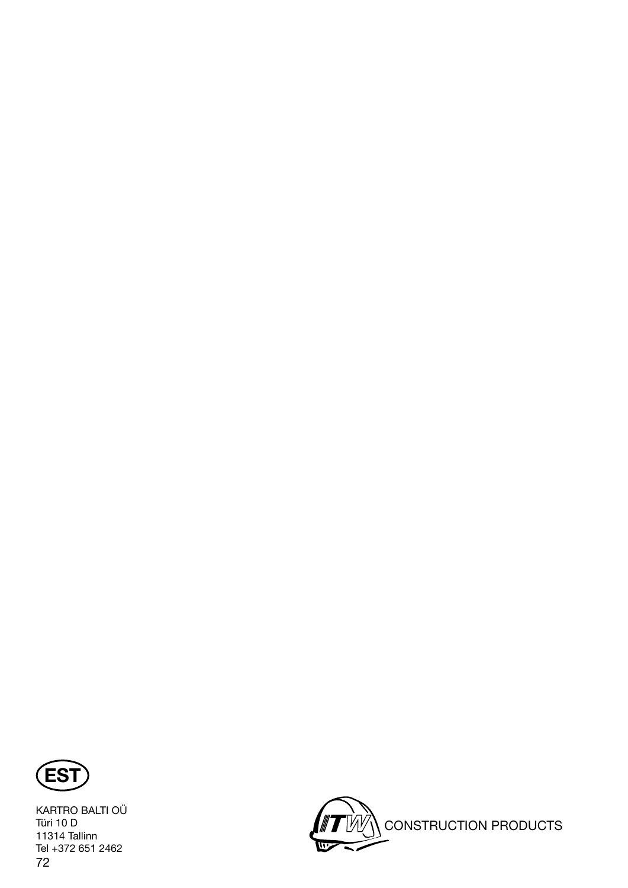**EST**

KARTRO BALTI OÜ
Türi 10 D
11314 Tallinn
Tel +372 651 2462

ITW CONSTRUCTION PRODUCTS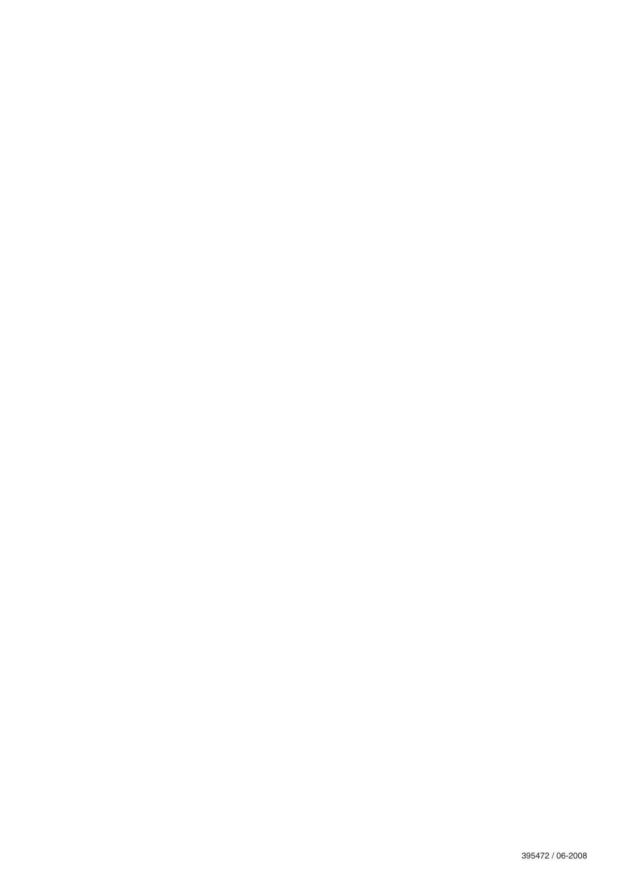395472 / 06-2008